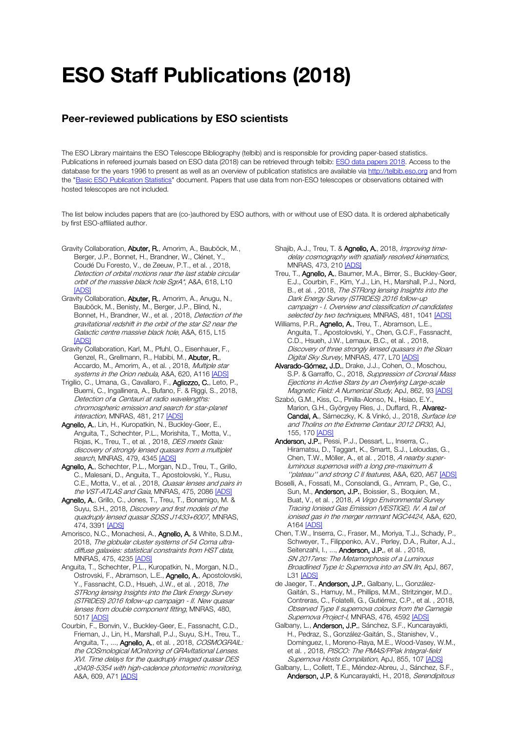# ESO Staff Publications (2018)

## Peer-reviewed publications by ESO scientists

The ESO Library maintains the ESO Telescope Bibliography (telbib) and is responsible for providing paper-based statistics. Publications in refereed journals based on ESO data (2018) can be retrieved through telbib: ESO data papers 2018. Access to the database for the years 1996 to present as well as an overview of publication statistics are available via http://telbib.eso.org and from the "Basic ESO Publication Statistics" document. Papers that use data from non-ESO telescopes or observations obtained with hosted telescopes are not included.

The list below includes papers that are (co-)authored by ESO authors, with or without use of ESO data. It is ordered alphabetically by first ESO-affiliated author.

Gravity Collaboration, **Abuter, R.**, Amorim, A., Bauböck, M., Berger, J.P., Bonnet, H., Brandner, W., Clénet, Y., Coudé Du Foresto, V., de Zeeuw, P.T., et al. , 2018, *Detection of orbital motions near the last stable circular orbit of the massive black hole SgrA\**, A&A, 618, L10 [ADS]

Gravity Collaboration, **Abuter, R.**, Amorim, A., Anugu, N., Bauböck, M., Benisty, M., Berger, J.P., Blind, N., Bonnet, H., Brandner, W., et al. , 2018, *Detection of the gravitational redshift in the orbit of the star S2 near the Galactic centre massive black hole*, A&A, 615, L15 [ADS]

Gravity Collaboration, Karl, M., Pfuhl, O., Eisenhauer, F., Genzel, R., Grellmann, R., Habibi, M., **Abuter, R.**, Accardo, M., Amorim, A., et al. , 2018, *Multiple star systems in the Orion nebula*, A&A, 620, A116 [ADS]

Trigilio, C., Umana, G., Cavallaro, F., **Agliozzo, C.**, Leto, P., Buemi, C., Ingallinera, A., Bufano, F. & Riggi, S., 2018, *Detection of α Centauri at radio wavelengths: chromospheric emission and search for star-planet interaction*, MNRAS, 481, 217 [ADS]

**Agnello, A.**, Lin, H., Kuropatkin, N., Buckley-Geer, E., Anguita, T., Schechter, P.L., Morishita, T., Motta, V., Rojas, K., Treu, T., et al. , 2018, *DES meets Gaia: discovery of strongly lensed quasars from a multiplet search*, MNRAS, 479, 4345 [ADS]

**Agnello, A.**, Schechter, P.L., Morgan, N.D., Treu, T., Grillo, C., Malesani, D., Anguita, T., Apostolovski, Y., Rusu, C.E., Motta, V., et al. , 2018, *Quasar lenses and pairs in the VST-ATLAS and Gaia*, MNRAS, 475, 2086 [ADS]

**Agnello, A.**, Grillo, C., Jones, T., Treu, T., Bonamigo, M. & Suyu, S.H., 2018, *Discovery and first models of the quadruply lensed quasar SDSS J1433+6007*, MNRAS, 474, 3391 [ADS]

Amorisco, N.C., Monachesi, A., **Agnello, A.** & White, S.D.M., 2018, *The globular cluster systems of 54 Coma ultra-diffuse galaxies: statistical constraints from HST data*, MNRAS, 475, 4235 [ADS]

Anguita, T., Schechter, P.L., Kuropatkin, N., Morgan, N.D., Ostrovski, F., Abramson, L.E., **Agnello, A.**, Apostolovski, Y., Fassnacht, C.D., Hsueh, J.W., et al. , 2018, *The STRong lensing Insights into the Dark Energy Survey (STRIDES) 2016 follow-up campaign - II. New quasar lenses from double component fitting*, MNRAS, 480, 5017 [ADS]

Courbin, F., Bonvin, V., Buckley-Geer, E., Fassnacht, C.D., Frieman, J., Lin, H., Marshall, P.J., Suyu, S.H., Treu, T., Anguita, T., ..., **Agnello, A.**, et al. , 2018, *COSMOGRAIL: the COSmological MOnitoring of GRAvItational Lenses. XVI. Time delays for the quadruply imaged quasar DES J0408-5354 with high-cadence photometric monitoring*, A&A, 609, A71 [ADS]

Shajib, A.J., Treu, T. & **Agnello, A.**, 2018, *Improving time-delay cosmography with spatially resolved kinematics*, MNRAS, 473, 210 [ADS]

Treu, T., **Agnello, A.**, Baumer, M.A., Birrer, S., Buckley-Geer, E.J., Courbin, F., Kim, Y.J., Lin, H., Marshall, P.J., Nord, B., et al. , 2018, *The STRong lensing Insights into the Dark Energy Survey (STRIDES) 2016 follow-up campaign - I. Overview and classification of candidates selected by two techniques*, MNRAS, 481, 1041 [ADS]

Williams, P.R., **Agnello, A.**, Treu, T., Abramson, L.E., Anguita, T., Apostolovski, Y., Chen, G.C.F., Fassnacht, C.D., Hsueh, J.W., Lemaux, B.C., et al. , 2018, *Discovery of three strongly lensed quasars in the Sloan Digital Sky Survey*, MNRAS, 477, L70 [ADS]

**Alvarado-Gómez, J.D.**, Drake, J.J., Cohen, O., Moschou, S.P. & Garraffo, C., 2018, *Suppression of Coronal Mass Ejections in Active Stars by an Overlying Large-scale Magnetic Field: A Numerical Study*, ApJ, 862, 93 [ADS]

Szabó, G.M., Kiss, C., Pinilla-Alonso, N., Hsiao, E.Y., Marion, G.H., Györgyey Ries, J., Duffard, R., **Alvarez-Candal, A.**, Sárneczky, K. & Vinkó, J., 2018, *Surface Ice and Tholins on the Extreme Centaur 2012 DR30*, AJ, 155, 170 [ADS]

**Anderson, J.P.**, Pessi, P.J., Dessart, L., Inserra, C., Hiramatsu, D., Taggart, K., Smartt, S.J., Leloudas, G., Chen, T.W., Möller, A., et al. , 2018, *A nearby super-luminous supernova with a long pre-maximum & "plateau" and strong C II features*, A&A, 620, A67 [ADS]

Boselli, A., Fossati, M., Consolandi, G., Amram, P., Ge, C., Sun, M., **Anderson, J.P.**, Boissier, S., Boquien, M., Buat, V., et al. , 2018, *A Virgo Environmental Survey Tracing Ionised Gas Emission (VESTIGE). IV. A tail of ionised gas in the merger remnant NGC4424*, A&A, 620, A164 [ADS]

Chen, T.W., Inserra, C., Fraser, M., Moriya, T.J., Schady, P., Schweyer, T., Filippenko, A.V., Perley, D.A., Ruiter, A.J., Seitenzahl, I., ..., **Anderson, J.P.**, et al. , 2018, *SN 2017ens: The Metamorphosis of a Luminous Broadlined Type Ic Supernova into an SN IIn*, ApJ, 867, L31 [ADS]

de Jaeger, T., **Anderson, J.P.**, Galbany, L., González-Gaitán, S., Hamuy, M., Phillips, M.M., Stritzinger, M.D., Contreras, C., Folatelli, G., Gutiérrez, C.P., et al. , 2018, *Observed Type II supernova colours from the Carnegie Supernova Project-I*, MNRAS, 476, 4592 [ADS]

Galbany, L., **Anderson, J.P.**, Sánchez, S.F., Kuncarayakti, H., Pedraz, S., González-Gaitán, S., Stanishev, V., Domínguez, I., Moreno-Raya, M.E., Wood-Vasey, W.M., et al. , 2018, *PISCO: The PMAS/PPak Integral-field Supernova Hosts Compilation*, ApJ, 855, 107 [ADS]

Galbany, L., Collett, T.E., Méndez-Abreu, J., Sánchez, S.F., **Anderson, J.P.** & Kuncarayakti, H., 2018, *Serendipitous*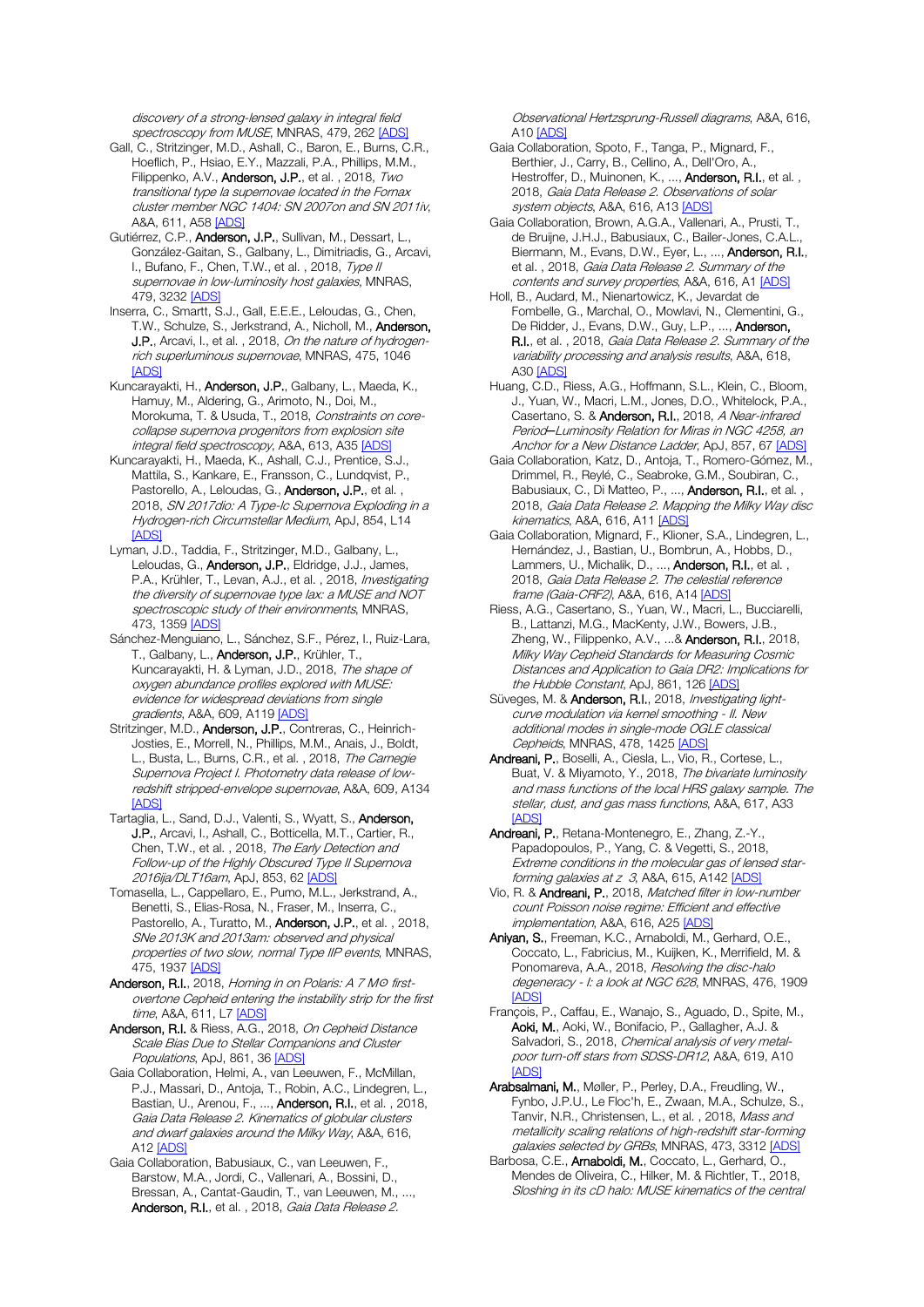*discovery of a strong-lensed galaxy in integral field spectroscopy from MUSE*, MNRAS, 479, 262 [ADS]

Gall, C., Stritzinger, M.D., Ashall, C., Baron, E., Burns, C.R., Hoeflich, P., Hsiao, E.Y., Mazzali, P.A., Phillips, M.M., Filippenko, A.V., **Anderson, J.P.**, et al. , 2018, *Two transitional type Ia supernovae located in the Fornax cluster member NGC 1404: SN 2007on and SN 2011iv*, A&A, 611, A58 [ADS]

Gutiérrez, C.P., **Anderson, J.P.**, Sullivan, M., Dessart, L., González-Gaitan, S., Galbany, L., Dimitriadis, G., Arcavi, I., Bufano, F., Chen, T.W., et al. , 2018, *Type II supernovae in low-luminosity host galaxies*, MNRAS, 479, 3232 [ADS]

Inserra, C., Smartt, S.J., Gall, E.E.E., Leloudas, G., Chen, T.W., Schulze, S., Jerkstrand, A., Nicholl, M., **Anderson, J.P.**, Arcavi, I., et al. , 2018, *On the nature of hydrogen-rich superluminous supernovae*, MNRAS, 475, 1046 [ADS]

Kuncarayakti, H., **Anderson, J.P.**, Galbany, L., Maeda, K., Hamuy, M., Aldering, G., Arimoto, N., Doi, M., Morokuma, T. & Usuda, T., 2018, *Constraints on core-collapse supernova progenitors from explosion site integral field spectroscopy*, A&A, 613, A35 [ADS]

Kuncarayakti, H., Maeda, K., Ashall, C.J., Prentice, S.J., Mattila, S., Kankare, E., Fransson, C., Lundqvist, P., Pastorello, A., Leloudas, G., **Anderson, J.P.**, et al. , 2018, *SN 2017dio: A Type-Ic Supernova Exploding in a Hydrogen-rich Circumstellar Medium*, ApJ, 854, L14 [ADS]

Lyman, J.D., Taddia, F., Stritzinger, M.D., Galbany, L., Leloudas, G., **Anderson, J.P.**, Eldridge, J.J., James, P.A., Krühler, T., Levan, A.J., et al. , 2018, *Investigating the diversity of supernovae type Iax: a MUSE and NOT spectroscopic study of their environments*, MNRAS, 473, 1359 [ADS]

Sánchez-Menguiano, L., Sánchez, S.F., Pérez, I., Ruiz-Lara, T., Galbany, L., **Anderson, J.P.**, Krühler, T., Kuncarayakti, H. & Lyman, J.D., 2018, *The shape of oxygen abundance profiles explored with MUSE: evidence for widespread deviations from single gradients*, A&A, 609, A119 [ADS]

Stritzinger, M.D., **Anderson, J.P.**, Contreras, C., Heinrich-Josties, E., Morrell, N., Phillips, M.M., Anais, J., Boldt, L., Busta, L., Burns, C.R., et al. , 2018, *The Carnegie Supernova Project I. Photometry data release of low-redshift stripped-envelope supernovae*, A&A, 609, A134 [ADS]

Tartaglia, L., Sand, D.J., Valenti, S., Wyatt, S., **Anderson, J.P.**, Arcavi, I., Ashall, C., Botticella, M.T., Cartier, R., Chen, T.W., et al. , 2018, *The Early Detection and Follow-up of the Highly Obscured Type II Supernova 2016ija/DLT16am*, ApJ, 853, 62 [ADS]

Tomasella, L., Cappellaro, E., Pumo, M.L., Jerkstrand, A., Benetti, S., Elias-Rosa, N., Fraser, M., Inserra, C., Pastorello, A., Turatto, M., **Anderson, J.P.**, et al. , 2018, *SNe 2013K and 2013am: observed and physical properties of two slow, normal Type IIP events*, MNRAS, 475, 1937 [ADS]

**Anderson, R.I.**, 2018, *Homing in on Polaris: A 7 M⊙ first-overtone Cepheid entering the instability strip for the first time*, A&A, 611, L7 [ADS]

**Anderson, R.I.** & Riess, A.G., 2018, *On Cepheid Distance Scale Bias Due to Stellar Companions and Cluster Populations*, ApJ, 861, 36 [ADS]

Gaia Collaboration, Helmi, A., van Leeuwen, F., McMillan, P.J., Massari, D., Antoja, T., Robin, A.C., Lindegren, L., Bastian, U., Arenou, F., ..., **Anderson, R.I.**, et al. , 2018, *Gaia Data Release 2. Kinematics of globular clusters and dwarf galaxies around the Milky Way*, A&A, 616, A12 [ADS]

Gaia Collaboration, Babusiaux, C., van Leeuwen, F., Barstow, M.A., Jordi, C., Vallenari, A., Bossini, D., Bressan, A., Cantat-Gaudin, T., van Leeuwen, M., ..., **Anderson, R.I.**, et al. , 2018, *Gaia Data Release 2. Observational Hertzsprung-Russell diagrams*, A&A, 616, A10 [ADS]

Gaia Collaboration, Spoto, F., Tanga, P., Mignard, F., Berthier, J., Carry, B., Cellino, A., Dell'Oro, A., Hestroffer, D., Muinonen, K., ..., **Anderson, R.I.**, et al. , 2018, *Gaia Data Release 2. Observations of solar system objects*, A&A, 616, A13 [ADS]

Gaia Collaboration, Brown, A.G.A., Vallenari, A., Prusti, T., de Bruijne, J.H.J., Babusiaux, C., Bailer-Jones, C.A.L., Biermann, M., Evans, D.W., Eyer, L., ..., **Anderson, R.I.**, et al. , 2018, *Gaia Data Release 2. Summary of the contents and survey properties*, A&A, 616, A1 [ADS]

Holl, B., Audard, M., Nienartowicz, K., Jevardat de Fombelle, G., Marchal, O., Mowlavi, N., Clementini, G., De Ridder, J., Evans, D.W., Guy, L.P., ..., **Anderson, R.I.**, et al. , 2018, *Gaia Data Release 2. Summary of the variability processing and analysis results*, A&A, 618, A30 [ADS]

Huang, C.D., Riess, A.G., Hoffmann, S.L., Klein, C., Bloom, J., Yuan, W., Macri, L.M., Jones, D.O., Whitelock, P.A., Casertano, S. & **Anderson, R.I.**, 2018, *A Near-infrared Period–Luminosity Relation for Miras in NGC 4258, an Anchor for a New Distance Ladder*, ApJ, 857, 67 [ADS]

Gaia Collaboration, Katz, D., Antoja, T., Romero-Gómez, M., Drimmel, R., Reylé, C., Seabroke, G.M., Soubiran, C., Babusiaux, C., Di Matteo, P., ..., **Anderson, R.I.**, et al. , 2018, *Gaia Data Release 2. Mapping the Milky Way disc kinematics*, A&A, 616, A11 [ADS]

Gaia Collaboration, Mignard, F., Klioner, S.A., Lindegren, L., Hernández, J., Bastian, U., Bombrun, A., Hobbs, D., Lammers, U., Michalik, D., ..., **Anderson, R.I.**, et al. , 2018, *Gaia Data Release 2. The celestial reference frame (Gaia-CRF2)*, A&A, 616, A14 [ADS]

Riess, A.G., Casertano, S., Yuan, W., Macri, L., Bucciarelli, B., Lattanzi, M.G., MacKenty, J.W., Bowers, J.B., Zheng, W., Filippenko, A.V., ...& **Anderson, R.I.**, 2018, *Milky Way Cepheid Standards for Measuring Cosmic Distances and Application to Gaia DR2: Implications for the Hubble Constant*, ApJ, 861, 126 [ADS]

Süveges, M. & **Anderson, R.I.**, 2018, *Investigating light-curve modulation via kernel smoothing - II. New additional modes in single-mode OGLE classical Cepheids*, MNRAS, 478, 1425 [ADS]

**Andreani, P.**, Boselli, A., Ciesla, L., Vio, R., Cortese, L., Buat, V. & Miyamoto, Y., 2018, *The bivariate luminosity and mass functions of the local HRS galaxy sample. The stellar, dust, and gas mass functions*, A&A, 617, A33 [ADS]

**Andreani, P.**, Retana-Montenegro, E., Zhang, Z.-Y., Papadopoulos, P., Yang, C. & Vegetti, S., 2018, *Extreme conditions in the molecular gas of lensed star-forming galaxies at z 3*, A&A, 615, A142 [ADS]

Vio, R. & **Andreani, P.**, 2018, *Matched filter in low-number count Poisson noise regime: Efficient and effective implementation*, A&A, 616, A25 [ADS]

**Aniyan, S.**, Freeman, K.C., Arnaboldi, M., Gerhard, O.E., Coccato, L., Fabricius, M., Kuijken, K., Merrifield, M. & Ponomareva, A.A., 2018, *Resolving the disc-halo degeneracy - I: a look at NGC 628*, MNRAS, 476, 1909 [ADS]

François, P., Caffau, E., Wanajo, S., Aguado, D., Spite, M., **Aoki, M.**, Aoki, W., Bonifacio, P., Gallagher, A.J. & Salvadori, S., 2018, *Chemical analysis of very metal-poor turn-off stars from SDSS-DR12*, A&A, 619, A10 [ADS]

**Arabsalmani, M.**, Møller, P., Perley, D.A., Freudling, W., Fynbo, J.P.U., Le Floc'h, E., Zwaan, M.A., Schulze, S., Tanvir, N.R., Christensen, L., et al. , 2018, *Mass and metallicity scaling relations of high-redshift star-forming galaxies selected by GRBs*, MNRAS, 473, 3312 [ADS]

Barbosa, C.E., **Arnaboldi, M.**, Coccato, L., Gerhard, O., Mendes de Oliveira, C., Hilker, M. & Richtler, T., 2018, *Sloshing in its cD halo: MUSE kinematics of the central*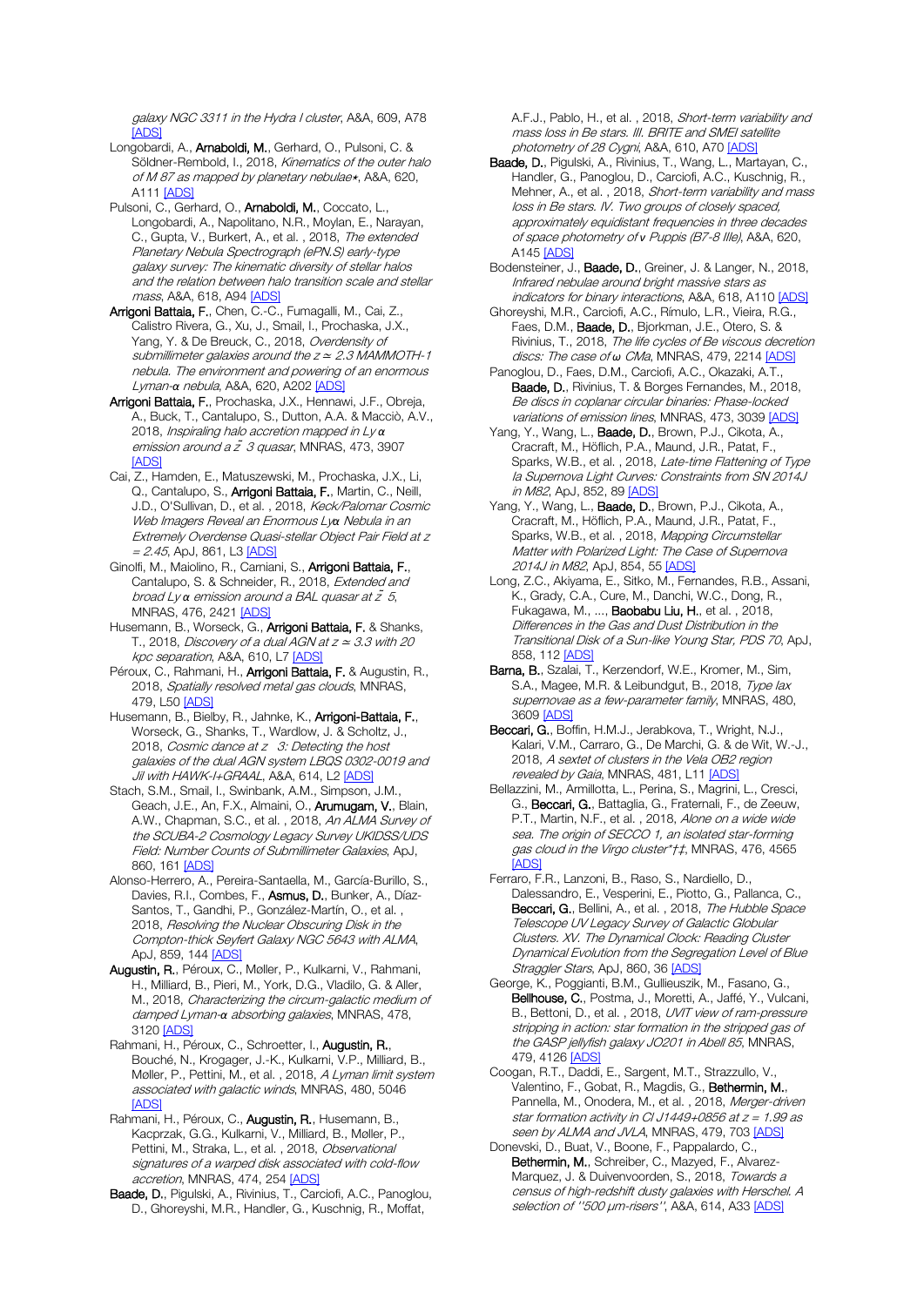*galaxy NGC 3311 in the Hydra I cluster*, A&A, 609, A78 [ADS]

Longobardi, A., **Arnaboldi, M.**, Gerhard, O., Pulsoni, C. & Söldner-Rembold, I., 2018, *Kinematics of the outer halo of M 87 as mapped by planetary nebulae⋆*, A&A, 620, A111 [ADS]

Pulsoni, C., Gerhard, O., **Arnaboldi, M.**, Coccato, L., Longobardi, A., Napolitano, N.R., Moylan, E., Narayan, C., Gupta, V., Burkert, A., et al. , 2018, *The extended Planetary Nebula Spectrograph (ePN.S) early-type galaxy survey: The kinematic diversity of stellar halos and the relation between halo transition scale and stellar mass*, A&A, 618, A94 [ADS]

**Arrigoni Battaia, F.**, Chen, C.-C., Fumagalli, M., Cai, Z., Calistro Rivera, G., Xu, J., Smail, I., Prochaska, J.X., Yang, Y. & De Breuck, C., 2018, *Overdensity of submillimeter galaxies around the z ≃ 2.3 MAMMOTH-1 nebula. The environment and powering of an enormous Lyman-α nebula*, A&A, 620, A202 [ADS]

**Arrigoni Battaia, F.**, Prochaska, J.X., Hennawi, J.F., Obreja, A., Buck, T., Cantalupo, S., Dutton, A.A. & Macciò, A.V., 2018, *Inspiraling halo accretion mapped in Ly α emission around a z̃ 3 quasar*, MNRAS, 473, 3907 [ADS]

Cai, Z., Hamden, E., Matuszewski, M., Prochaska, J.X., Li, Q., Cantalupo, S., **Arrigoni Battaia, F.**, Martin, C., Neill, J.D., O'Sullivan, D., et al. , 2018, *Keck/Palomar Cosmic Web Imagers Reveal an Enormous Lyα Nebula in an Extremely Overdense Quasi-stellar Object Pair Field at z = 2.45*, ApJ, 861, L3 [ADS]

Ginolfi, M., Maiolino, R., Carniani, S., **Arrigoni Battaia, F.**, Cantalupo, S. & Schneider, R., 2018, *Extended and broad Ly α emission around a BAL quasar at z̃ 5*, MNRAS, 476, 2421 [ADS]

Husemann, B., Worseck, G., **Arrigoni Battaia, F.** & Shanks, T., 2018, *Discovery of a dual AGN at z ≃ 3.3 with 20 kpc separation*, A&A, 610, L7 [ADS]

Péroux, C., Rahmani, H., **Arrigoni Battaia, F.** & Augustin, R., 2018, *Spatially resolved metal gas clouds*, MNRAS, 479, L50 [ADS]

Husemann, B., Bielby, R., Jahnke, K., **Arrigoni-Battaia, F.**, Worseck, G., Shanks, T., Wardlow, J. & Scholtz, J., 2018, *Cosmic dance at z   3: Detecting the host galaxies of the dual AGN system LBQS 0302-0019 and Jil with HAWK-I+GRAAL*, A&A, 614, L2 [ADS]

Stach, S.M., Smail, I., Swinbank, A.M., Simpson, J.M., Geach, J.E., An, F.X., Almaini, O., **Arumugam, V.**, Blain, A.W., Chapman, S.C., et al. , 2018, *An ALMA Survey of the SCUBA-2 Cosmology Legacy Survey UKIDSS/UDS Field: Number Counts of Submillimeter Galaxies*, ApJ, 860, 161 [ADS]

Alonso-Herrero, A., Pereira-Santaella, M., García-Burillo, S., Davies, R.I., Combes, F., **Asmus, D.**, Bunker, A., Díaz-Santos, T., Gandhi, P., González-Martín, O., et al. , 2018, *Resolving the Nuclear Obscuring Disk in the Compton-thick Seyfert Galaxy NGC 5643 with ALMA*, ApJ, 859, 144 [ADS]

**Augustin, R.**, Péroux, C., Møller, P., Kulkarni, V., Rahmani, H., Milliard, B., Pieri, M., York, D.G., Vladilo, G. & Aller, M., 2018, *Characterizing the circum-galactic medium of damped Lyman-α absorbing galaxies*, MNRAS, 478, 3120 [ADS]

Rahmani, H., Péroux, C., Schroetter, I., **Augustin, R.**, Bouché, N., Krogager, J.-K., Kulkarni, V.P., Milliard, B., Møller, P., Pettini, M., et al. , 2018, *A Lyman limit system associated with galactic winds*, MNRAS, 480, 5046 [ADS]

Rahmani, H., Péroux, C., **Augustin, R.**, Husemann, B., Kacprzak, G.G., Kulkarni, V., Milliard, B., Møller, P., Pettini, M., Straka, L., et al. , 2018, *Observational signatures of a warped disk associated with cold-flow accretion*, MNRAS, 474, 254 [ADS]

**Baade, D.**, Pigulski, A., Rivinius, T., Carciofi, A.C., Panoglou, D., Ghoreyshi, M.R., Handler, G., Kuschnig, R., Moffat, A.F.J., Pablo, H., et al. , 2018, *Short-term variability and mass loss in Be stars. III. BRITE and SMEI satellite photometry of 28 Cygni*, A&A, 610, A70 [ADS]

**Baade, D.**, Pigulski, A., Rivinius, T., Wang, L., Martayan, C., Handler, G., Panoglou, D., Carciofi, A.C., Kuschnig, R., Mehner, A., et al. , 2018, *Short-term variability and mass loss in Be stars. IV. Two groups of closely spaced, approximately equidistant frequencies in three decades of space photometry of ν Puppis (B7-8 IIIe)*, A&A, 620, A145 [ADS]

Bodensteiner, J., **Baade, D.**, Greiner, J. & Langer, N., 2018, *Infrared nebulae around bright massive stars as indicators for binary interactions*, A&A, 618, A110 [ADS]

Ghoreyshi, M.R., Carciofi, A.C., Rímulo, L.R., Vieira, R.G., Faes, D.M., **Baade, D.**, Bjorkman, J.E., Otero, S. & Rivinius, T., 2018, *The life cycles of Be viscous decretion discs: The case of ω CMa*, MNRAS, 479, 2214 [ADS]

Panoglou, D., Faes, D.M., Carciofi, A.C., Okazaki, A.T., **Baade, D.**, Rivinius, T. & Borges Fernandes, M., 2018, *Be discs in coplanar circular binaries: Phase-locked variations of emission lines*, MNRAS, 473, 3039 [ADS]

Yang, Y., Wang, L., **Baade, D.**, Brown, P.J., Cikota, A., Cracraft, M., Höflich, P.A., Maund, J.R., Patat, F., Sparks, W.B., et al. , 2018, *Late-time Flattening of Type Ia Supernova Light Curves: Constraints from SN 2014J in M82*, ApJ, 852, 89 [ADS]

Yang, Y., Wang, L., **Baade, D.**, Brown, P.J., Cikota, A., Cracraft, M., Höflich, P.A., Maund, J.R., Patat, F., Sparks, W.B., et al. , 2018, *Mapping Circumstellar Matter with Polarized Light: The Case of Supernova 2014J in M82*, ApJ, 854, 55 [ADS]

Long, Z.C., Akiyama, E., Sitko, M., Fernandes, R.B., Assani, K., Grady, C.A., Cure, M., Danchi, W.C., Dong, R., Fukagawa, M., ..., **Baobabu Liu, H.**, et al. , 2018, *Differences in the Gas and Dust Distribution in the Transitional Disk of a Sun-like Young Star, PDS 70*, ApJ, 858, 112 [ADS]

**Barna, B.**, Szalai, T., Kerzendorf, W.E., Kromer, M., Sim, S.A., Magee, M.R. & Leibundgut, B., 2018, *Type Iax supernovae as a few-parameter family*, MNRAS, 480, 3609 [ADS]

**Beccari, G.**, Boffin, H.M.J., Jerabkova, T., Wright, N.J., Kalari, V.M., Carraro, G., De Marchi, G. & de Wit, W.-J., 2018, *A sextet of clusters in the Vela OB2 region revealed by Gaia*, MNRAS, 481, L11 [ADS]

Bellazzini, M., Armillotta, L., Perina, S., Magrini, L., Cresci, G., **Beccari, G.**, Battaglia, G., Fraternali, F., de Zeeuw, P.T., Martin, N.F., et al. , 2018, *Alone on a wide wide sea. The origin of SECCO 1, an isolated star-forming gas cloud in the Virgo cluster*†‡*, MNRAS, 476, 4565 [ADS]

Ferraro, F.R., Lanzoni, B., Raso, S., Nardiello, D., Dalessandro, E., Vesperini, E., Piotto, G., Pallanca, C., **Beccari, G.**, Bellini, A., et al. , 2018, *The Hubble Space Telescope UV Legacy Survey of Galactic Globular Clusters. XV. The Dynamical Clock: Reading Cluster Dynamical Evolution from the Segregation Level of Blue Straggler Stars*, ApJ, 860, 36 [ADS]

George, K., Poggianti, B.M., Gullieuszik, M., Fasano, G., **Bellhouse, C.**, Postma, J., Moretti, A., Jaffé, Y., Vulcani, B., Bettoni, D., et al. , 2018, *UVIT view of ram-pressure stripping in action: star formation in the stripped gas of the GASP jellyfish galaxy JO201 in Abell 85*, MNRAS, 479, 4126 [ADS]

Coogan, R.T., Daddi, E., Sargent, M.T., Strazzullo, V., Valentino, F., Gobat, R., Magdis, G., **Bethermin, M.**, Pannella, M., Onodera, M., et al. , 2018, *Merger-driven star formation activity in Cl J1449+0856 at z = 1.99 as seen by ALMA and JVLA*, MNRAS, 479, 703 [ADS]

Donevski, D., Buat, V., Boone, F., Pappalardo, C., **Bethermin, M.**, Schreiber, C., Mazyed, F., Alvarez-Marquez, J. & Duivenvoorden, S., 2018, *Towards a census of high-redshift dusty galaxies with Herschel. A selection of "500 μm-risers"*, A&A, 614, A33 [ADS]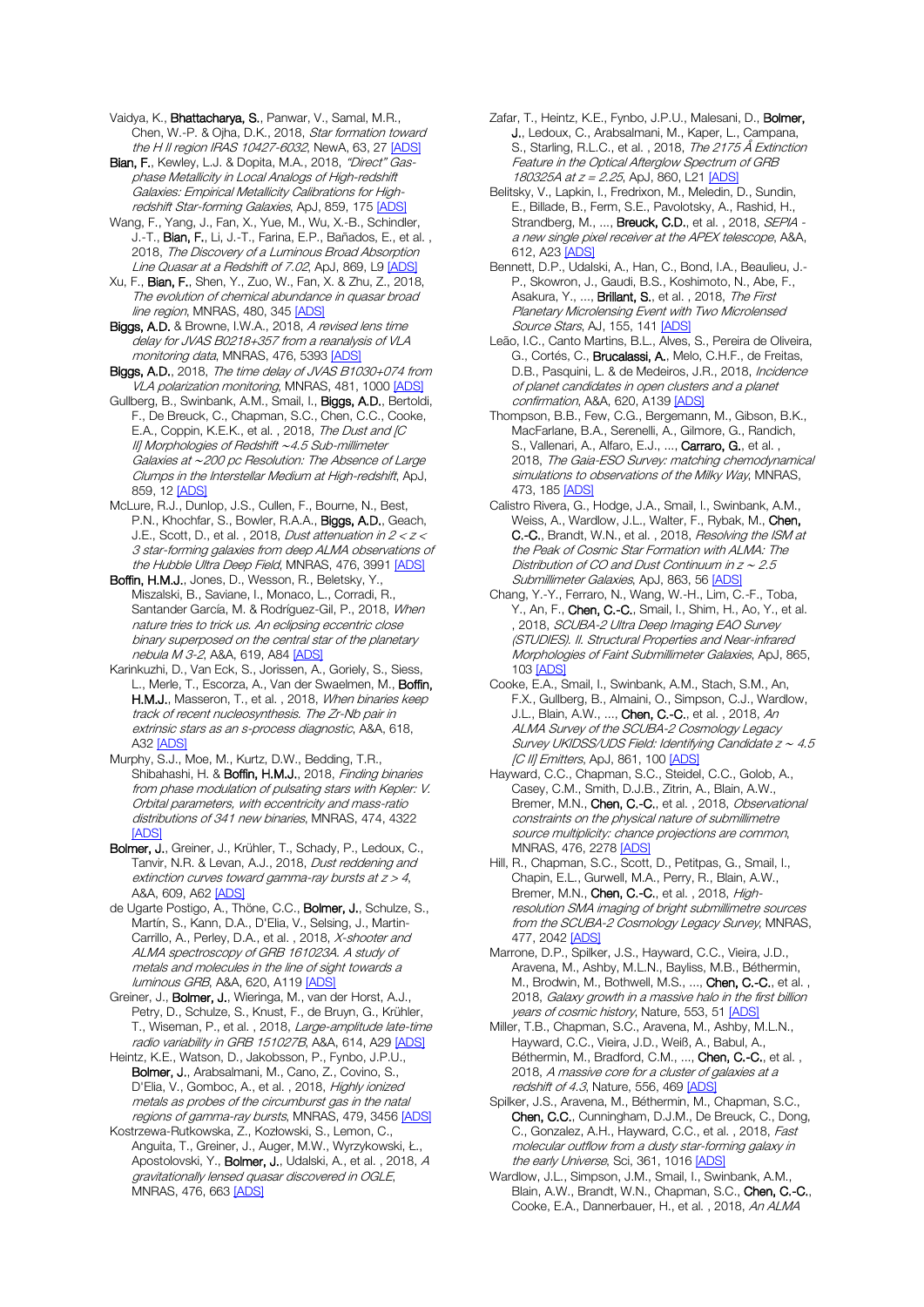Vaidya, K., **Bhattacharya, S.**, Panwar, V., Samal, M.R., Chen, W.-P. & Ojha, D.K., 2018, *Star formation toward the H II region IRAS 10427-6032*, NewA, 63, 27 [ADS]

**Bian, F.**, Kewley, L.J. & Dopita, M.A., 2018, *"Direct" Gas-phase Metallicity in Local Analogs of High-redshift Galaxies: Empirical Metallicity Calibrations for High-redshift Star-forming Galaxies*, ApJ, 859, 175 [ADS]

Wang, F., Yang, J., Fan, X., Yue, M., Wu, X.-B., Schindler, J.-T., **Bian, F.**, Li, J.-T., Farina, E.P., Bañados, E., et al. , 2018, *The Discovery of a Luminous Broad Absorption Line Quasar at a Redshift of 7.02*, ApJ, 869, L9 [ADS]

Xu, F., **Bian, F.**, Shen, Y., Zuo, W., Fan, X. & Zhu, Z., 2018, *The evolution of chemical abundance in quasar broad line region*, MNRAS, 480, 345 [ADS]

**Biggs, A.D.** & Browne, I.W.A., 2018, *A revised lens time delay for JVAS B0218+357 from a reanalysis of VLA monitoring data*, MNRAS, 476, 5393 [ADS]

**Biggs, A.D.**, 2018, *The time delay of JVAS B1030+074 from VLA polarization monitoring*, MNRAS, 481, 1000 [ADS]

Gullberg, B., Swinbank, A.M., Smail, I., **Biggs, A.D.**, Bertoldi, F., De Breuck, C., Chapman, S.C., Chen, C.C., Cooke, E.A., Coppin, K.E.K., et al. , 2018, *The Dust and [C II] Morphologies of Redshift ~4.5 Sub-millimeter Galaxies at ~200 pc Resolution: The Absence of Large Clumps in the Interstellar Medium at High-redshift*, ApJ, 859, 12 [ADS]

McLure, R.J., Dunlop, J.S., Cullen, F., Bourne, N., Best, P.N., Khochfar, S., Bowler, R.A.A., **Biggs, A.D.**, Geach, J.E., Scott, D., et al. , 2018, *Dust attenuation in 2 < z < 3 star-forming galaxies from deep ALMA observations of the Hubble Ultra Deep Field*, MNRAS, 476, 3991 [ADS]

**Boffin, H.M.J.**, Jones, D., Wesson, R., Beletsky, Y., Miszalski, B., Saviane, I., Monaco, L., Corradi, R., Santander García, M. & Rodríguez-Gil, P., 2018, *When nature tries to trick us. An eclipsing eccentric close binary superposed on the central star of the planetary nebula M 3-2*, A&A, 619, A84 [ADS]

Karinkuzhi, D., Van Eck, S., Jorissen, A., Goriely, S., Siess, L., Merle, T., Escorza, A., Van der Swaelmen, M., **Boffin, H.M.J.**, Masseron, T., et al. , 2018, *When binaries keep track of recent nucleosynthesis. The Zr-Nb pair in extrinsic stars as an s-process diagnostic*, A&A, 618, A32 [ADS]

Murphy, S.J., Moe, M., Kurtz, D.W., Bedding, T.R., Shibahashi, H. & **Boffin, H.M.J.**, 2018, *Finding binaries from phase modulation of pulsating stars with Kepler: V. Orbital parameters, with eccentricity and mass-ratio distributions of 341 new binaries*, MNRAS, 474, 4322 [ADS]

**Bolmer, J.**, Greiner, J., Krühler, T., Schady, P., Ledoux, C., Tanvir, N.R. & Levan, A.J., 2018, *Dust reddening and extinction curves toward gamma-ray bursts at z > 4*, A&A, 609, A62 [ADS]

de Ugarte Postigo, A., Thöne, C.C., **Bolmer, J.**, Schulze, S., Martín, S., Kann, D.A., D'Elia, V., Selsing, J., Martin-Carrillo, A., Perley, D.A., et al. , 2018, *X-shooter and ALMA spectroscopy of GRB 161023A. A study of metals and molecules in the line of sight towards a luminous GRB*, A&A, 620, A119 [ADS]

Greiner, J., **Bolmer, J.**, Wieringa, M., van der Horst, A.J., Petry, D., Schulze, S., Knust, F., de Bruyn, G., Krühler, T., Wiseman, P., et al. , 2018, *Large-amplitude late-time radio variability in GRB 151027B*, A&A, 614, A29 [ADS]

Heintz, K.E., Watson, D., Jakobsson, P., Fynbo, J.P.U., **Bolmer, J.**, Arabsalmani, M., Cano, Z., Covino, S., D'Elia, V., Gomboc, A., et al. , 2018, *Highly ionized metals as probes of the circumburst gas in the natal regions of gamma-ray bursts*, MNRAS, 479, 3456 [ADS]

Kostrzewa-Rutkowska, Z., Kozłowski, S., Lemon, C., Anguita, T., Greiner, J., Auger, M.W., Wyrzykowski, Ł., Apostolovski, Y., **Bolmer, J.**, Udalski, A., et al. , 2018, *A gravitationally lensed quasar discovered in OGLE*, MNRAS, 476, 663 [ADS]

Zafar, T., Heintz, K.E., Fynbo, J.P.U., Malesani, D., **Bolmer, J.**, Ledoux, C., Arabsalmani, M., Kaper, L., Campana, S., Starling, R.L.C., et al. , 2018, *The 2175 Å Extinction Feature in the Optical Afterglow Spectrum of GRB 180325A at z = 2.25*, ApJ, 860, L21 [ADS]

Belitsky, V., Lapkin, I., Fredrixon, M., Meledin, D., Sundin, E., Billade, B., Ferm, S.E., Pavolotsky, A., Rashid, H., Strandberg, M., ..., **Breuck, C.D.**, et al. , 2018, *SEPIA - a new single pixel receiver at the APEX telescope*, A&A, 612, A23 [ADS]

Bennett, D.P., Udalski, A., Han, C., Bond, I.A., Beaulieu, J.-P., Skowron, J., Gaudi, B.S., Koshimoto, N., Abe, F., Asakura, Y., ..., **Brillant, S.**, et al. , 2018, *The First Planetary Microlensing Event with Two Microlensed Source Stars*, AJ, 155, 141 [ADS]

Leão, I.C., Canto Martins, B.L., Alves, S., Pereira de Oliveira, G., Cortés, C., **Brucalassi, A.**, Melo, C.H.F., de Freitas, D.B., Pasquini, L. & de Medeiros, J.R., 2018, *Incidence of planet candidates in open clusters and a planet confirmation*, A&A, 620, A139 [ADS]

Thompson, B.B., Few, C.G., Bergemann, M., Gibson, B.K., MacFarlane, B.A., Serenelli, A., Gilmore, G., Randich, S., Vallenari, A., Alfaro, E.J., ..., **Carraro, G.**, et al. , 2018, *The Gaia-ESO Survey: matching chemodynamical simulations to observations of the Milky Way*, MNRAS, 473, 185 [ADS]

Calistro Rivera, G., Hodge, J.A., Smail, I., Swinbank, A.M., Weiss, A., Wardlow, J.L., Walter, F., Rybak, M., **Chen, C.-C.**, Brandt, W.N., et al. , 2018, *Resolving the ISM at the Peak of Cosmic Star Formation with ALMA: The Distribution of CO and Dust Continuum in z ~ 2.5 Submillimeter Galaxies*, ApJ, 863, 56 [ADS]

Chang, Y.-Y., Ferraro, N., Wang, W.-H., Lim, C.-F., Toba, Y., An, F., **Chen, C.-C.**, Smail, I., Shim, H., Ao, Y., et al. , 2018, *SCUBA-2 Ultra Deep Imaging EAO Survey (STUDIES). II. Structural Properties and Near-infrared Morphologies of Faint Submillimeter Galaxies*, ApJ, 865, 103 [ADS]

Cooke, E.A., Smail, I., Swinbank, A.M., Stach, S.M., An, F.X., Gullberg, B., Almaini, O., Simpson, C.J., Wardlow, J.L., Blain, A.W., ..., **Chen, C.-C.**, et al. , 2018, *An ALMA Survey of the SCUBA-2 Cosmology Legacy Survey UKIDSS/UDS Field: Identifying Candidate z ~ 4.5 [C II] Emitters*, ApJ, 861, 100 [ADS]

Hayward, C.C., Chapman, S.C., Steidel, C.C., Golob, A., Casey, C.M., Smith, D.J.B., Zitrin, A., Blain, A.W., Bremer, M.N., **Chen, C.-C.**, et al. , 2018, *Observational constraints on the physical nature of submillimetre source multiplicity: chance projections are common*, MNRAS, 476, 2278 [ADS]

Hill, R., Chapman, S.C., Scott, D., Petitpas, G., Smail, I., Chapin, E.L., Gurwell, M.A., Perry, R., Blain, A.W., Bremer, M.N., **Chen, C.-C.**, et al. , 2018, *High-resolution SMA imaging of bright submillimetre sources from the SCUBA-2 Cosmology Legacy Survey*, MNRAS, 477, 2042 [ADS]

Marrone, D.P., Spilker, J.S., Hayward, C.C., Vieira, J.D., Aravena, M., Ashby, M.L.N., Bayliss, M.B., Béthermin, M., Brodwin, M., Bothwell, M.S., ..., **Chen, C.-C.**, et al. , 2018, *Galaxy growth in a massive halo in the first billion years of cosmic history*, Nature, 553, 51 [ADS]

Miller, T.B., Chapman, S.C., Aravena, M., Ashby, M.L.N., Hayward, C.C., Vieira, J.D., Weiß, A., Babul, A., Béthermin, M., Bradford, C.M., ..., **Chen, C.-C.**, et al. , 2018, *A massive core for a cluster of galaxies at a redshift of 4.3*, Nature, 556, 469 [ADS]

Spilker, J.S., Aravena, M., Béthermin, M., Chapman, S.C., **Chen, C.-C.**, Cunningham, D.J.M., De Breuck, C., Dong, C., Gonzalez, A.H., Hayward, C.C., et al. , 2018, *Fast molecular outflow from a dusty star-forming galaxy in the early Universe*, Sci, 361, 1016 [ADS]

Wardlow, J.L., Simpson, J.M., Smail, I., Swinbank, A.M., Blain, A.W., Brandt, W.N., Chapman, S.C., **Chen, C.-C.**, Cooke, E.A., Dannerbauer, H., et al. , 2018, *An ALMA*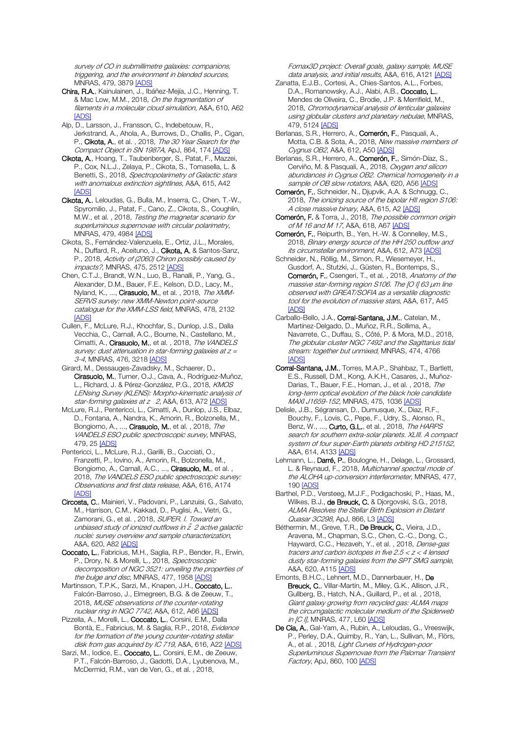*survey of CO in submillimetre galaxies: companions, triggering, and the environment in blended sources*, MNRAS, 479, 3879 [ADS]

**Chira, R.A.**, Kainulainen, J., Ibáñez-Mejía, J.C., Henning, T. & Mac Low, M.M., 2018, *On the fragmentation of filaments in a molecular cloud simulation*, A&A, 610, A62 [ADS]

Alp, D., Larsson, J., Fransson, C., Indebetouw, R., Jerkstrand, A., Ahola, A., Burrows, D., Challis, P., Cigan, P., **Cikota, A.**, et al. , 2018, *The 30 Year Search for the Compact Object in SN 1987A*, ApJ, 864, 174 [ADS]

**Cikota, A.**, Hoang, T., Taubenberger, S., Patat, F., Mazzei, P., Cox, N.L.J., Zelaya, P., Cikota, S., Tomasella, L. & Benetti, S., 2018, *Spectropolarimetry of Galactic stars with anomalous extinction sightlines*, A&A, 615, A42 [ADS]

**Cikota, A.**, Leloudas, G., Bulla, M., Inserra, C., Chen, T.-W., Spyromilio, J., Patat, F., Cano, Z., Cikota, S., Coughlin, M.W., et al. , 2018, *Testing the magnetar scenario for superluminous supernovae with circular polarimetry*, MNRAS, 479, 4984 [ADS]

Cikota, S., Fernández-Valenzuela, E., Ortiz, J.L., Morales, N., Duffard, R., Aceituno, J., **Cikota, A.** & Santos-Sanz, P., 2018, *Activity of (2060) Chiron possibly caused by impacts?*, MNRAS, 475, 2512 [ADS]

Chen, C.T.J., Brandt, W.N., Luo, B., Ranalli, P., Yang, G., Alexander, D.M., Bauer, F.E., Kelson, D.D., Lacy, M., Nyland, K., ..., **Cirasuolo, M.**, et al. , 2018, *The XMM-SERVS survey: new XMM-Newton point-source catalogue for the XMM-LSS field*, MNRAS, 478, 2132 [ADS]

Cullen, F., McLure, R.J., Khochfar, S., Dunlop, J.S., Dalla Vecchia, C., Carnall, A.C., Bourne, N., Castellano, M., Cimatti, A., **Cirasuolo, M.**, et al. , 2018, *The VANDELS survey: dust attenuation in star-forming galaxies at z = 3-4*, MNRAS, 476, 3218 [ADS]

Girard, M., Dessauges-Zavadsky, M., Schaerer, D., **Cirasuolo, M.**, Turner, O.J., Cava, A., Rodríguez-Muñoz, L., Richard, J. & Pérez-González, P.G., 2018, *KMOS LENsing Survey (KLENS): Morpho-kinematic analysis of star-forming galaxies at z  2*, A&A, 613, A72 [ADS]

McLure, R.J., Pentericci, L., Cimatti, A., Dunlop, J.S., Elbaz, D., Fontana, A., Nandra, K., Amorin, R., Bolzonella, M., Bongiorno, A., ..., **Cirasuolo, M.**, et al. , 2018, *The VANDELS ESO public spectroscopic survey*, MNRAS, 479, 25 [ADS]

Pentericci, L., McLure, R.J., Garilli, B., Cucciati, O., Franzetti, P., Iovino, A., Amorin, R., Bolzonella, M., Bongiorno, A., Carnall, A.C., ..., **Cirasuolo, M.**, et al. , 2018, *The VANDELS ESO public spectroscopic survey: Observations and first data release*, A&A, 616, A174 [ADS]

**Circosta, C.**, Mainieri, V., Padovani, P., Lanzuisi, G., Salvato, M., Harrison, C.M., Kakkad, D., Puglisi, A., Vietri, G., Zamorani, G., et al. , 2018, *SUPER. I. Toward an unbiased study of ionized outflows in z̃ 2 active galactic nuclei: survey overview and sample characterization*, A&A, 620, A82 [ADS]

**Coccato, L.**, Fabricius, M.H., Saglia, R.P., Bender, R., Erwin, P., Drory, N. & Morelli, L., 2018, *Spectroscopic decomposition of NGC 3521: unveiling the properties of the bulge and disc*, MNRAS, 477, 1958 [ADS]

Martinsson, T.P.K., Sarzi, M., Knapen, J.H., **Coccato, L.**, Falcón-Barroso, J., Elmegreen, B.G. & de Zeeuw, T., 2018, *MUSE observations of the counter-rotating nuclear ring in NGC 7742*, A&A, 612, A66 [ADS]

Pizzella, A., Morelli, L., **Coccato, L.**, Corsini, E.M., Dalla Bontà, E., Fabricius, M. & Saglia, R.P., 2018, *Evidence for the formation of the young counter-rotating stellar disk from gas acquired by IC 719*, A&A, 616, A22 [ADS]

Sarzi, M., Iodice, E., **Coccato, L.**, Corsini, E.M., de Zeeuw, P.T., Falcón-Barroso, J., Gadotti, D.A., Lyubenova, M., McDermid, R.M., van de Ven, G., et al. , 2018, *Fornax3D project: Overall goals, galaxy sample, MUSE data analysis, and initial results*, A&A, 616, A121 [ADS]

Zanatta, E.J.B., Cortesi, A., Chies-Santos, A.L., Forbes, D.A., Romanowsky, A.J., Alabi, A.B., **Coccato, L.**, Mendes de Oliveira, C., Brodie, J.P. & Merrifield, M., 2018, *Chromodynamical analysis of lenticular galaxies using globular clusters and planetary nebulae*, MNRAS, 479, 5124 [ADS]

Berlanas, S.R., Herrero, A., **Comerón, F.**, Pasquali, A., Motta, C.B. & Sota, A., 2018, *New massive members of Cygnus OB2*, A&A, 612, A50 [ADS]

Berlanas, S.R., Herrero, A., **Comerón, F.**, Simón-Díaz, S., Cerviño, M. & Pasquali, A., 2018, *Oxygen and silicon abundances in Cygnus OB2. Chemical homogeneity in a sample of OB slow rotators*, A&A, 620, A56 [ADS]

**Comerón, F.**, Schneider, N., Djupvik, A.A. & Schnugg, C., 2018, *The ionizing source of the bipolar HII region S106: A close massive binary*, A&A, 615, A2 [ADS]

**Comerón, F.** & Torra, J., 2018, *The possible common origin of M 16 and M 17*, A&A, 618, A67 [ADS]

**Comerón, F.**, Reipurth, B., Yen, H.-W. & Connelley, M.S., 2018, *Binary energy source of the HH 250 outflow and its circumstellar environment*, A&A, 612, A73 [ADS]

Schneider, N., Röllig, M., Simon, R., Wiesemeyer, H., Gusdorf, A., Stutzki, J., Güsten, R., Bontemps, S., **Comerón, F.**, Csengeri, T., et al. , 2018, *Anatomy of the massive star-forming region S106. The [O I] 63 μm line observed with GREAT/SOFIA as a versatile diagnostic tool for the evolution of massive stars*, A&A, 617, A45 [ADS]

Carballo-Bello, J.A., **Corral-Santana, J.M.**, Catelan, M., Martínez-Delgado, D., Muñoz, R.R., Sollima, A., Navarrete, C., Duffau, S., Côté, P. & Mora, M.D., 2018, *The globular cluster NGC 7492 and the Sagittarius tidal stream: together but unmixed*, MNRAS, 474, 4766 [ADS]

**Corral-Santana, J.M.**, Torres, M.A.P., Shahbaz, T., Bartlett, E.S., Russell, D.M., Kong, A.K.H., Casares, J., Muñoz-Darias, T., Bauer, F.E., Homan, J., et al. , 2018, *The long-term optical evolution of the black hole candidate MAXI J1659-152*, MNRAS, 475, 1036 [ADS]

Delisle, J.B., Ségransan, D., Dumusque, X., Diaz, R.F., Bouchy, F., Lovis, C., Pepe, F., Udry, S., Alonso, R., Benz, W., ..., **Curto, G.L.**, et al. , 2018, *The HARPS search for southern extra-solar planets. XLIII. A compact system of four super-Earth planets orbiting HD 215152*, A&A, 614, A133 [ADS]

Lehmann, L., **Darré, P.**, Boulogne, H., Delage, L., Grossard, L. & Reynaud, F., 2018, *Multichannel spectral mode of the ALOHA up-conversion interferometer*, MNRAS, 477, 190 [ADS]

Barthel, P.D., Versteeg, M.J.F., Podigachoski, P., Haas, M., Wilkes, B.J., **de Breuck, C.** & Djorgovski, S.G., 2018, *ALMA Resolves the Stellar Birth Explosion in Distant Quasar 3C298*, ApJ, 866, L3 [ADS]

Béthermin, M., Greve, T.R., **De Breuck, C.**, Vieira, J.D., Aravena, M., Chapman, S.C., Chen, C.-C., Dong, C., Hayward, C.C., Hezaveh, Y., et al. , 2018, *Dense-gas tracers and carbon isotopes in five 2.5 < z < 4 lensed dusty star-forming galaxies from the SPT SMG sample*, A&A, 620, A115 [ADS]

Emonts, B.H.C., Lehnert, M.D., Dannerbauer, H., **De Breuck, C.**, Villar-Martín, M., Miley, G.K., Allison, J.R., Gullberg, B., Hatch, N.A., Guillard, P., et al. , 2018, *Giant galaxy growing from recycled gas: ALMA maps the circumgalactic molecular medium of the Spiderweb in [C I]*, MNRAS, 477, L60 [ADS]

**De Cia, A.**, Gal-Yam, A., Rubin, A., Leloudas, G., Vreeswijk, P., Perley, D.A., Quimby, R., Yan, L., Sullivan, M., Flörs, A., et al. , 2018, *Light Curves of Hydrogen-poor Superluminous Supernovae from the Palomar Transient Factory*, ApJ, 860, 100 [ADS]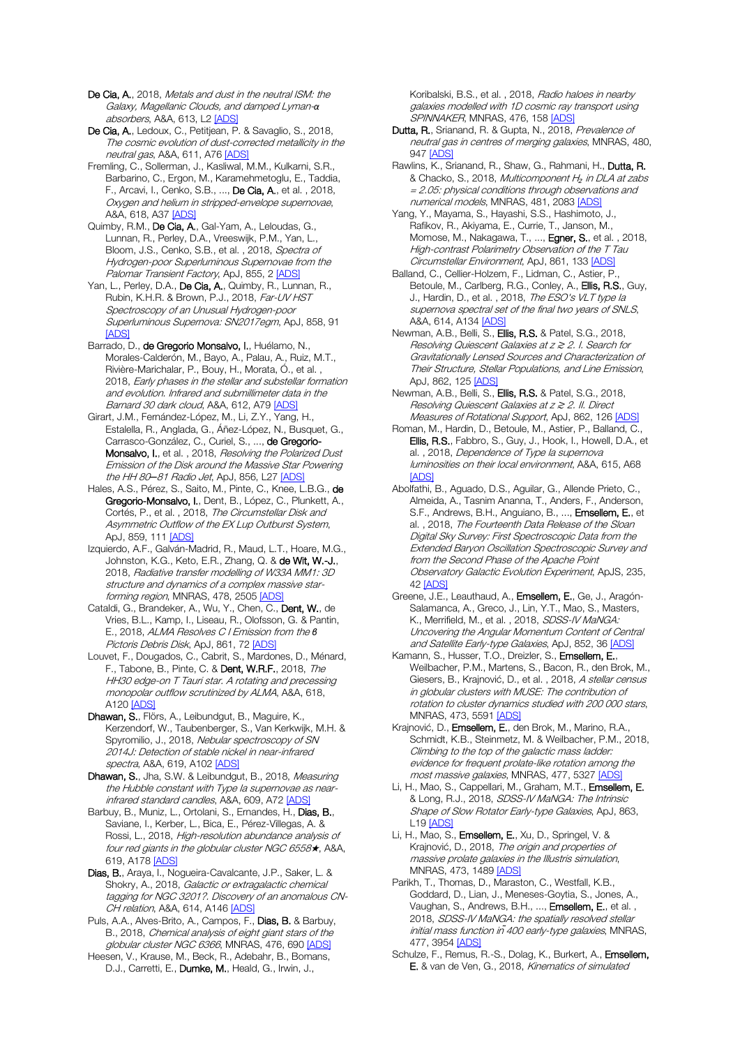**De Cia, A.**, 2018, *Metals and dust in the neutral ISM: the Galaxy, Magellanic Clouds, and damped Lyman-α absorbers*, A&A, 613, L2 [ADS]

**De Cia, A.**, Ledoux, C., Petitjean, P. & Savaglio, S., 2018, *The cosmic evolution of dust-corrected metallicity in the neutral gas*, A&A, 611, A76 [ADS]

Fremling, C., Sollerman, J., Kasliwal, M.M., Kulkarni, S.R., Barbarino, C., Ergon, M., Karamehmetoglu, E., Taddia, F., Arcavi, I., Cenko, S.B., ..., **De Cia, A.**, et al. , 2018, *Oxygen and helium in stripped-envelope supernovae*, A&A, 618, A37 [ADS]

Quimby, R.M., **De Cia, A.**, Gal-Yam, A., Leloudas, G., Lunnan, R., Perley, D.A., Vreeswijk, P.M., Yan, L., Bloom, J.S., Cenko, S.B., et al. , 2018, *Spectra of Hydrogen-poor Superluminous Supernovae from the Palomar Transient Factory*, ApJ, 855, 2 [ADS]

Yan, L., Perley, D.A., **De Cia, A.**, Quimby, R., Lunnan, R., Rubin, K.H.R. & Brown, P.J., 2018, *Far-UV HST Spectroscopy of an Unusual Hydrogen-poor Superluminous Supernova: SN2017egm*, ApJ, 858, 91 [ADS]

Barrado, D., **de Gregorio Monsalvo, I.**, Huélamo, N., Morales-Calderón, M., Bayo, A., Palau, A., Ruiz, M.T., Rivière-Marichalar, P., Bouy, H., Morata, Ó., et al. , 2018, *Early phases in the stellar and substellar formation and evolution. Infrared and submillimeter data in the Barnard 30 dark cloud*, A&A, 612, A79 [ADS]

Girart, J.M., Fernández-López, M., Li, Z.Y., Yang, H., Estalella, R., Anglada, G., Áñez-López, N., Busquet, G., Carrasco-González, C., Curiel, S., ..., **de Gregorio-Monsalvo, I.**, et al. , 2018, *Resolving the Polarized Dust Emission of the Disk around the Massive Star Powering the HH 80–81 Radio Jet*, ApJ, 856, L27 [ADS]

Hales, A.S., Pérez, S., Saito, M., Pinte, C., Knee, L.B.G., **de Gregorio-Monsalvo, I.**, Dent, B., López, C., Plunkett, A., Cortés, P., et al. , 2018, *The Circumstellar Disk and Asymmetric Outflow of the EX Lup Outburst System*, ApJ, 859, 111 [ADS]

Izquierdo, A.F., Galván-Madrid, R., Maud, L.T., Hoare, M.G., Johnston, K.G., Keto, E.R., Zhang, Q. & **de Wit, W.-J.**, 2018, *Radiative transfer modelling of W33A MM1: 3D structure and dynamics of a complex massive star-forming region*, MNRAS, 478, 2505 [ADS]

Cataldi, G., Brandeker, A., Wu, Y., Chen, C., **Dent, W.**, de Vries, B.L., Kamp, I., Liseau, R., Olofsson, G. & Pantin, E., 2018, *ALMA Resolves C I Emission from the β Pictoris Debris Disk*, ApJ, 861, 72 [ADS]

Louvet, F., Dougados, C., Cabrit, S., Mardones, D., Ménard, F., Tabone, B., Pinte, C. & **Dent, W.R.F.**, 2018, *The HH30 edge-on T Tauri star. A rotating and precessing monopolar outflow scrutinized by ALMA*, A&A, 618, A120 [ADS]

**Dhawan, S.**, Flörs, A., Leibundgut, B., Maguire, K., Kerzendorf, W., Taubenberger, S., Van Kerkwijk, M.H. & Spyromilio, J., 2018, *Nebular spectroscopy of SN 2014J: Detection of stable nickel in near-infrared spectra*, A&A, 619, A102 [ADS]

**Dhawan, S.**, Jha, S.W. & Leibundgut, B., 2018, *Measuring the Hubble constant with Type Ia supernovae as near-infrared standard candles*, A&A, 609, A72 [ADS]

Barbuy, B., Muniz, L., Ortolani, S., Ernandes, H., **Dias, B.**, Saviane, I., Kerber, L., Bica, E., Pérez-Villegas, A. & Rossi, L., 2018, *High-resolution abundance analysis of four red giants in the globular cluster NGC 6558★*, A&A, 619, A178 [ADS]

**Dias, B.**, Araya, I., Nogueira-Cavalcante, J.P., Saker, L. & Shokry, A., 2018, *Galactic or extragalactic chemical tagging for NGC 3201?. Discovery of an anomalous CN-CH relation*, A&A, 614, A146 [ADS]

Puls, A.A., Alves-Brito, A., Campos, F., **Dias, B.** & Barbuy, B., 2018, *Chemical analysis of eight giant stars of the globular cluster NGC 6366*, MNRAS, 476, 690 [ADS]

Heesen, V., Krause, M., Beck, R., Adebahr, B., Bomans, D.J., Carretti, E., **Dumke, M.**, Heald, G., Irwin, J., Koribalski, B.S., et al. , 2018, *Radio haloes in nearby galaxies modelled with 1D cosmic ray transport using SPINNAKER*, MNRAS, 476, 158 [ADS]

**Dutta, R.**, Srianand, R. & Gupta, N., 2018, *Prevalence of neutral gas in centres of merging galaxies*, MNRAS, 480, 947 [ADS]

Rawlins, K., Srianand, R., Shaw, G., Rahmani, H., **Dutta, R.** & Chacko, S., 2018, *Multicomponent $H_2$ in DLA at zabs = 2.05: physical conditions through observations and numerical models*, MNRAS, 481, 2083 [ADS]

Yang, Y., Mayama, S., Hayashi, S.S., Hashimoto, J., Rafikov, R., Akiyama, E., Currie, T., Janson, M., Momose, M., Nakagawa, T., ..., **Egner, S.**, et al. , 2018, *High-contrast Polarimetry Observation of the T Tau Circumstellar Environment*, ApJ, 861, 133 [ADS]

Balland, C., Cellier-Holzem, F., Lidman, C., Astier, P., Betoule, M., Carlberg, R.G., Conley, A., **Ellis, R.S.**, Guy, J., Hardin, D., et al. , 2018, *The ESO's VLT type Ia supernova spectral set of the final two years of SNLS*, A&A, 614, A134 [ADS]

Newman, A.B., Belli, S., **Ellis, R.S.** & Patel, S.G., 2018, *Resolving Quiescent Galaxies at z ≳ 2. I. Search for Gravitationally Lensed Sources and Characterization of Their Structure, Stellar Populations, and Line Emission*, ApJ, 862, 125 [ADS]

Newman, A.B., Belli, S., **Ellis, R.S.** & Patel, S.G., 2018, *Resolving Quiescent Galaxies at z ≳ 2. II. Direct Measures of Rotational Support*, ApJ, 862, 126 [ADS]

Roman, M., Hardin, D., Betoule, M., Astier, P., Balland, C., **Ellis, R.S.**, Fabbro, S., Guy, J., Hook, I., Howell, D.A., et al. , 2018, *Dependence of Type Ia supernova luminosities on their local environment*, A&A, 615, A68 [ADS]

Abolfathi, B., Aguado, D.S., Aguilar, G., Allende Prieto, C., Almeida, A., Tasnim Ananna, T., Anders, F., Anderson, S.F., Andrews, B.H., Anguiano, B., ..., **Emsellem, E.**, et al. , 2018, *The Fourteenth Data Release of the Sloan Digital Sky Survey: First Spectroscopic Data from the Extended Baryon Oscillation Spectroscopic Survey and from the Second Phase of the Apache Point Observatory Galactic Evolution Experiment*, ApJS, 235, 42 [ADS]

Greene, J.E., Leauthaud, A., **Emsellem, E.**, Ge, J., Aragón-Salamanca, A., Greco, J., Lin, Y.T., Mao, S., Masters, K., Merrifield, M., et al. , 2018, *SDSS-IV MaNGA: Uncovering the Angular Momentum Content of Central and Satellite Early-type Galaxies*, ApJ, 852, 36 [ADS]

Kamann, S., Husser, T.O., Dreizler, S., **Emsellem, E.**, Weilbacher, P.M., Martens, S., Bacon, R., den Brok, M., Giesers, B., Krajnović, D., et al. , 2018, *A stellar census in globular clusters with MUSE: The contribution of rotation to cluster dynamics studied with 200 000 stars*, MNRAS, 473, 5591 [ADS]

Krajnović, D., **Emsellem, E.**, den Brok, M., Marino, R.A., Schmidt, K.B., Steinmetz, M. & Weilbacher, P.M., 2018, *Climbing to the top of the galactic mass ladder: evidence for frequent prolate-like rotation among the most massive galaxies*, MNRAS, 477, 5327 [ADS]

Li, H., Mao, S., Cappellari, M., Graham, M.T., **Emsellem, E.** & Long, R.J., 2018, *SDSS-IV MaNGA: The Intrinsic Shape of Slow Rotator Early-type Galaxies*, ApJ, 863, L19 [ADS]

Li, H., Mao, S., **Emsellem, E.**, Xu, D., Springel, V. & Krajnović, D., 2018, *The origin and properties of massive prolate galaxies in the Illustris simulation*, MNRAS, 473, 1489 [ADS]

Parikh, T., Thomas, D., Maraston, C., Westfall, K.B., Goddard, D., Lian, J., Meneses-Goytia, S., Jones, A., Vaughan, S., Andrews, B.H., ..., **Emsellem, E.**, et al. , 2018, *SDSS-IV MaNGA: the spatially resolved stellar initial mass function in ~400 early-type galaxies*, MNRAS, 477, 3954 [ADS]

Schulze, F., Remus, R.-S., Dolag, K., Burkert, A., **Emsellem, E.** & van de Ven, G., 2018, *Kinematics of simulated*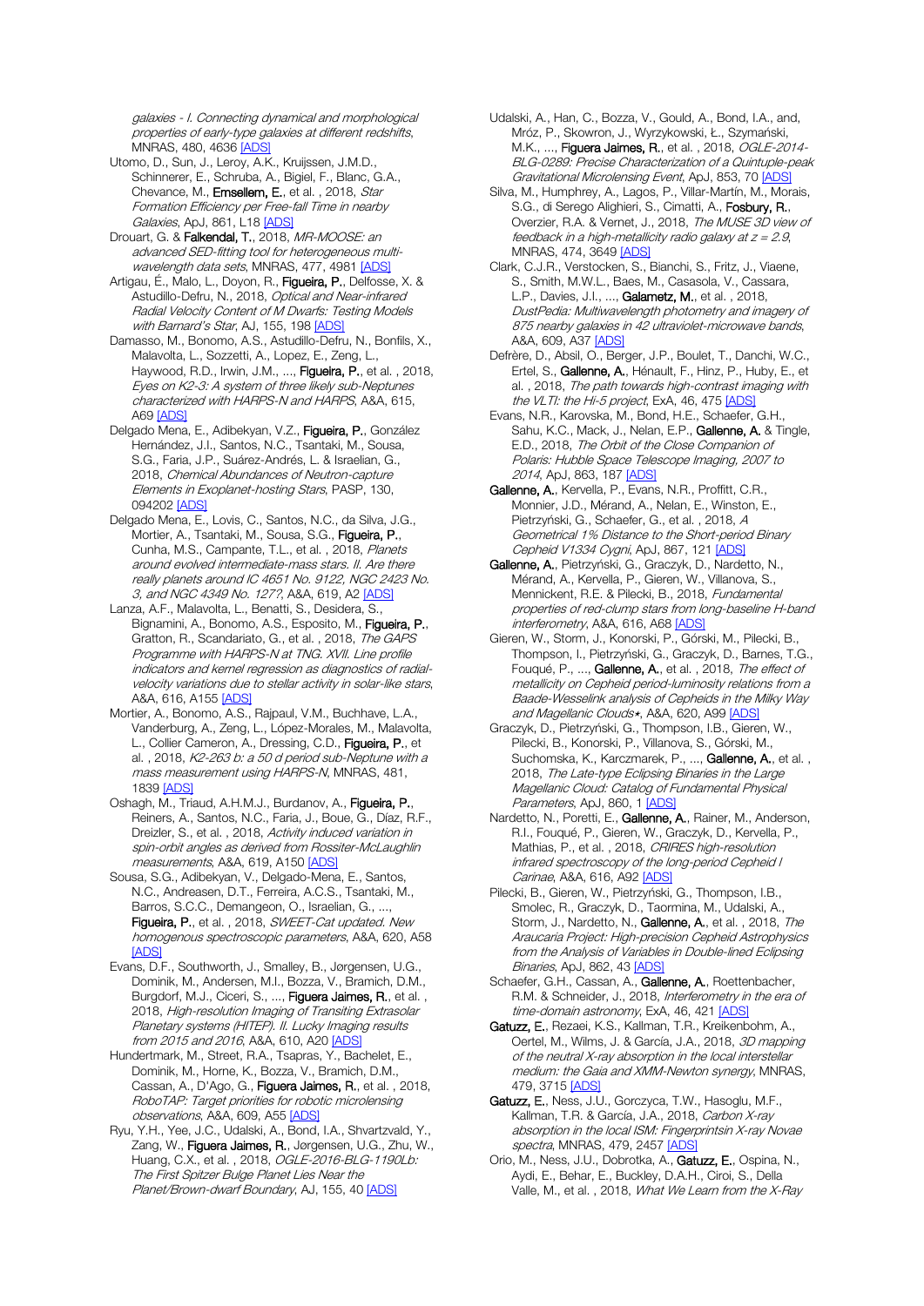*galaxies - I. Connecting dynamical and morphological properties of early-type galaxies at different redshifts*, MNRAS, 480, 4636 [ADS]

Utomo, D., Sun, J., Leroy, A.K., Kruijssen, J.M.D., Schinnerer, E., Schruba, A., Bigiel, F., Blanc, G.A., Chevance, M., **Emsellem, E.**, et al. , 2018, *Star Formation Efficiency per Free-fall Time in nearby Galaxies*, ApJ, 861, L18 [ADS]

Drouart, G. & **Falkendal, T.**, 2018, *MR-MOOSE: an advanced SED-fitting tool for heterogeneous multi-wavelength data sets*, MNRAS, 477, 4981 [ADS]

Artigau, É., Malo, L., Doyon, R., **Figueira, P.**, Delfosse, X. & Astudillo-Defru, N., 2018, *Optical and Near-infrared Radial Velocity Content of M Dwarfs: Testing Models with Barnard's Star*, AJ, 155, 198 [ADS]

Damasso, M., Bonomo, A.S., Astudillo-Defru, N., Bonfils, X., Malavolta, L., Sozzetti, A., Lopez, E., Zeng, L., Haywood, R.D., Irwin, J.M., ..., **Figueira, P.**, et al. , 2018, *Eyes on K2-3: A system of three likely sub-Neptunes characterized with HARPS-N and HARPS*, A&A, 615, A69 [ADS]

Delgado Mena, E., Adibekyan, V.Z., **Figueira, P.**, González Hernández, J.I., Santos, N.C., Tsantaki, M., Sousa, S.G., Faria, J.P., Suárez-Andrés, L. & Israelian, G., 2018, *Chemical Abundances of Neutron-capture Elements in Exoplanet-hosting Stars*, PASP, 130, 094202 [ADS]

Delgado Mena, E., Lovis, C., Santos, N.C., da Silva, J.G., Mortier, A., Tsantaki, M., Sousa, S.G., **Figueira, P.**, Cunha, M.S., Campante, T.L., et al. , 2018, *Planets around evolved intermediate-mass stars. II. Are there really planets around IC 4651 No. 9122, NGC 2423 No. 3, and NGC 4349 No. 127?*, A&A, 619, A2 [ADS]

Lanza, A.F., Malavolta, L., Benatti, S., Desidera, S., Bignamini, A., Bonomo, A.S., Esposito, M., **Figueira, P.**, Gratton, R., Scandariato, G., et al. , 2018, *The GAPS Programme with HARPS-N at TNG. XVII. Line profile indicators and kernel regression as diagnostics of radial-velocity variations due to stellar activity in solar-like stars*, A&A, 616, A155 [ADS]

Mortier, A., Bonomo, A.S., Rajpaul, V.M., Buchhave, L.A., Vanderburg, A., Zeng, L., López-Morales, M., Malavolta, L., Collier Cameron, A., Dressing, C.D., **Figueira, P.**, et al. , 2018, *K2-263 b: a 50 d period sub-Neptune with a mass measurement using HARPS-N*, MNRAS, 481, 1839 [ADS]

Oshagh, M., Triaud, A.H.M.J., Burdanov, A., **Figueira, P.**, Reiners, A., Santos, N.C., Faria, J., Boue, G., Díaz, R.F., Dreizler, S., et al. , 2018, *Activity induced variation in spin-orbit angles as derived from Rossiter-McLaughlin measurements*, A&A, 619, A150 [ADS]

Sousa, S.G., Adibekyan, V., Delgado-Mena, E., Santos, N.C., Andreasen, D.T., Ferreira, A.C.S., Tsantaki, M., Barros, S.C.C., Demangeon, O., Israelian, G., ..., **Figueira, P.**, et al. , 2018, *SWEET-Cat updated. New homogenous spectroscopic parameters*, A&A, 620, A58 [ADS]

Evans, D.F., Southworth, J., Smalley, B., Jørgensen, U.G., Dominik, M., Andersen, M.I., Bozza, V., Bramich, D.M., Burgdorf, M.J., Ciceri, S., ..., **Figuera Jaimes, R.**, et al. , 2018, *High-resolution Imaging of Transiting Extrasolar Planetary systems (HITEP). II. Lucky Imaging results from 2015 and 2016*, A&A, 610, A20 [ADS]

Hundertmark, M., Street, R.A., Tsapras, Y., Bachelet, E., Dominik, M., Horne, K., Bozza, V., Bramich, D.M., Cassan, A., D'Ago, G., **Figuera Jaimes, R.**, et al. , 2018, *RoboTAP: Target priorities for robotic microlensing observations*, A&A, 609, A55 [ADS]

Ryu, Y.H., Yee, J.C., Udalski, A., Bond, I.A., Shvartzvald, Y., Zang, W., **Figuera Jaimes, R.**, Jørgensen, U.G., Zhu, W., Huang, C.X., et al. , 2018, *OGLE-2016-BLG-1190Lb: The First Spitzer Bulge Planet Lies Near the Planet/Brown-dwarf Boundary*, AJ, 155, 40 [ADS]

Udalski, A., Han, C., Bozza, V., Gould, A., Bond, I.A., and, Mróz, P., Skowron, J., Wyrzykowski, Ł., Szymański, M.K., ..., **Figuera Jaimes, R.**, et al. , 2018, *OGLE-2014-BLG-0289: Precise Characterization of a Quintuple-peak Gravitational Microlensing Event*, ApJ, 853, 70 [ADS]

Silva, M., Humphrey, A., Lagos, P., Villar-Martín, M., Morais, S.G., di Serego Alighieri, S., Cimatti, A., **Fosbury, R.**, Overzier, R.A. & Vernet, J., 2018, *The MUSE 3D view of feedback in a high-metallicity radio galaxy at z = 2.9*, MNRAS, 474, 3649 [ADS]

Clark, C.J.R., Verstocken, S., Bianchi, S., Fritz, J., Viaene, S., Smith, M.W.L., Baes, M., Casasola, V., Cassara, L.P., Davies, J.I., ..., **Galametz, M.**, et al. , 2018, *DustPedia: Multiwavelength photometry and imagery of 875 nearby galaxies in 42 ultraviolet-microwave bands*, A&A, 609, A37 [ADS]

Defrère, D., Absil, O., Berger, J.P., Boulet, T., Danchi, W.C., Ertel, S., **Gallenne, A.**, Hénault, F., Hinz, P., Huby, E., et al. , 2018, *The path towards high-contrast imaging with the VLTI: the Hi-5 project*, ExA, 46, 475 [ADS]

Evans, N.R., Karovska, M., Bond, H.E., Schaefer, G.H., Sahu, K.C., Mack, J., Nelan, E.P., **Gallenne, A.** & Tingle, E.D., 2018, *The Orbit of the Close Companion of Polaris: Hubble Space Telescope Imaging, 2007 to 2014*, ApJ, 863, 187 [ADS]

**Gallenne, A.**, Kervella, P., Evans, N.R., Proffitt, C.R., Monnier, J.D., Mérand, A., Nelan, E., Winston, E., Pietrzyński, G., Schaefer, G., et al. , 2018, *A Geometrical 1% Distance to the Short-period Binary Cepheid V1334 Cygni*, ApJ, 867, 121 [ADS]

**Gallenne, A.**, Pietrzyński, G., Graczyk, D., Nardetto, N., Mérand, A., Kervella, P., Gieren, W., Villanova, S., Mennickent, R.E. & Pilecki, B., 2018, *Fundamental properties of red-clump stars from long-baseline H-band interferometry*, A&A, 616, A68 [ADS]

Gieren, W., Storm, J., Konorski, P., Górski, M., Pilecki, B., Thompson, I., Pietrzyński, G., Graczyk, D., Barnes, T.G., Fouqué, P., ..., **Gallenne, A.**, et al. , 2018, *The effect of metallicity on Cepheid period-luminosity relations from a Baade-Wesselink analysis of Cepheids in the Milky Way and Magellanic Clouds⋆*, A&A, 620, A99 [ADS]

Graczyk, D., Pietrzyński, G., Thompson, I.B., Gieren, W., Pilecki, B., Konorski, P., Villanova, S., Górski, M., Suchomska, K., Karczmarek, P., ..., **Gallenne, A.**, et al. , 2018, *The Late-type Eclipsing Binaries in the Large Magellanic Cloud: Catalog of Fundamental Physical Parameters*, ApJ, 860, 1 [ADS]

Nardetto, N., Poretti, E., **Gallenne, A.**, Rainer, M., Anderson, R.I., Fouqué, P., Gieren, W., Graczyk, D., Kervella, P., Mathias, P., et al. , 2018, *CRIRES high-resolution infrared spectroscopy of the long-period Cepheid l Carinae*, A&A, 616, A92 [ADS]

Pilecki, B., Gieren, W., Pietrzyński, G., Thompson, I.B., Smolec, R., Graczyk, D., Taormina, M., Udalski, A., Storm, J., Nardetto, N., **Gallenne, A.**, et al. , 2018, *The Araucaria Project: High-precision Cepheid Astrophysics from the Analysis of Variables in Double-lined Eclipsing Binaries*, ApJ, 862, 43 [ADS]

Schaefer, G.H., Cassan, A., **Gallenne, A.**, Roettenbacher, R.M. & Schneider, J., 2018, *Interferometry in the era of time-domain astronomy*, ExA, 46, 421 [ADS]

**Gatuzz, E.**, Rezaei, K.S., Kallman, T.R., Kreikenbohm, A., Oertel, M., Wilms, J. & García, J.A., 2018, *3D mapping of the neutral X-ray absorption in the local interstellar medium: the Gaia and XMM-Newton synergy*, MNRAS, 479, 3715 [ADS]

**Gatuzz, E.**, Ness, J.U., Gorczyca, T.W., Hasoglu, M.F., Kallman, T.R. & García, J.A., 2018, *Carbon X-ray absorption in the local ISM: Fingerprintsin X-ray Novae spectra*, MNRAS, 479, 2457 [ADS]

Orio, M., Ness, J.U., Dobrotka, A., **Gatuzz, E.**, Ospina, N., Aydi, E., Behar, E., Buckley, D.A.H., Ciroi, S., Della Valle, M., et al. , 2018, *What We Learn from the X-Ray*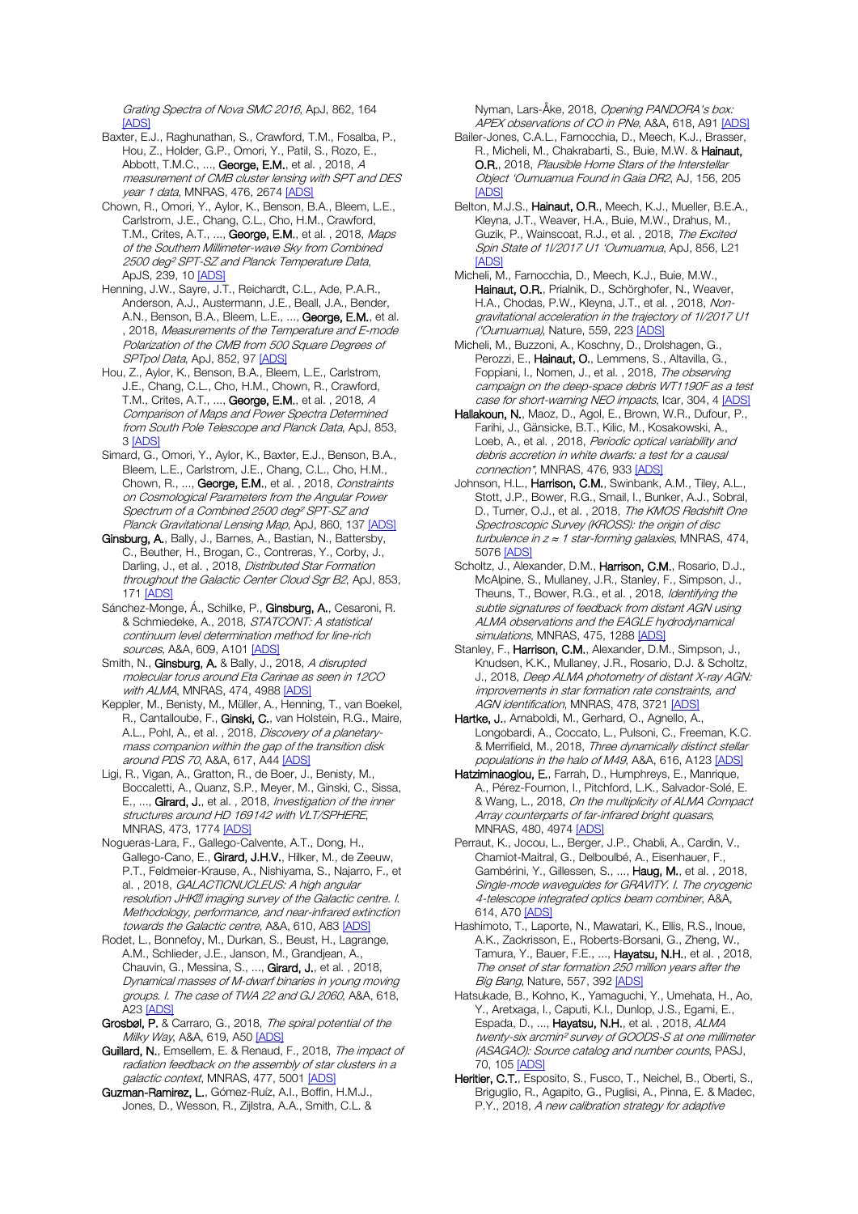*Grating Spectra of Nova SMC 2016*, ApJ, 862, 164 [ADS]

Baxter, E.J., Raghunathan, S., Crawford, T.M., Fosalba, P., Hou, Z., Holder, G.P., Omori, Y., Patil, S., Rozo, E., Abbott, T.M.C., ..., **George, E.M.**, et al. , 2018, *A measurement of CMB cluster lensing with SPT and DES year 1 data*, MNRAS, 476, 2674 [ADS]

Chown, R., Omori, Y., Aylor, K., Benson, B.A., Bleem, L.E., Carlstrom, J.E., Chang, C.L., Cho, H.M., Crawford, T.M., Crites, A.T., ..., **George, E.M.**, et al. , 2018, *Maps of the Southern Millimeter-wave Sky from Combined 2500 deg² SPT-SZ and Planck Temperature Data*, ApJS, 239, 10 [ADS]

Henning, J.W., Sayre, J.T., Reichardt, C.L., Ade, P.A.R., Anderson, A.J., Austermann, J.E., Beall, J.A., Bender, A.N., Benson, B.A., Bleem, L.E., ..., **George, E.M.**, et al. , 2018, *Measurements of the Temperature and E-mode Polarization of the CMB from 500 Square Degrees of SPTpol Data*, ApJ, 852, 97 [ADS]

Hou, Z., Aylor, K., Benson, B.A., Bleem, L.E., Carlstrom, J.E., Chang, C.L., Cho, H.M., Chown, R., Crawford, T.M., Crites, A.T., ..., **George, E.M.**, et al. , 2018, *A Comparison of Maps and Power Spectra Determined from South Pole Telescope and Planck Data*, ApJ, 853, 3 [ADS]

Simard, G., Omori, Y., Aylor, K., Baxter, E.J., Benson, B.A., Bleem, L.E., Carlstrom, J.E., Chang, C.L., Cho, H.M., Chown, R., ..., **George, E.M.**, et al. , 2018, *Constraints on Cosmological Parameters from the Angular Power Spectrum of a Combined 2500 deg² SPT-SZ and Planck Gravitational Lensing Map*, ApJ, 860, 137 [ADS]

**Ginsburg, A.**, Bally, J., Barnes, A., Bastian, N., Battersby, C., Beuther, H., Brogan, C., Contreras, Y., Corby, J., Darling, J., et al. , 2018, *Distributed Star Formation throughout the Galactic Center Cloud Sgr B2*, ApJ, 853, 171 [ADS]

Sánchez-Monge, Á., Schilke, P., **Ginsburg, A.**, Cesaroni, R. & Schmiedeke, A., 2018, *STATCONT: A statistical continuum level determination method for line-rich sources*, A&A, 609, A101 [ADS]

Smith, N., **Ginsburg, A.** & Bally, J., 2018, *A disrupted molecular torus around Eta Carinae as seen in 12CO with ALMA*, MNRAS, 474, 4988 [ADS]

Keppler, M., Benisty, M., Müller, A., Henning, T., van Boekel, R., Cantalloube, F., **Ginski, C.**, van Holstein, R.G., Maire, A.L., Pohl, A., et al. , 2018, *Discovery of a planetary-mass companion within the gap of the transition disk around PDS 70*, A&A, 617, A44 [ADS]

Ligi, R., Vigan, A., Gratton, R., de Boer, J., Benisty, M., Boccaletti, A., Quanz, S.P., Meyer, M., Ginski, C., Sissa, E., ..., **Girard, J.**, et al. , 2018, *Investigation of the inner structures around HD 169142 with VLT/SPHERE*, MNRAS, 473, 1774 [ADS]

Nogueras-Lara, F., Gallego-Calvente, A.T., Dong, H., Gallego-Cano, E., **Girard, J.H.V.**, Hilker, M., de Zeeuw, P.T., Feldmeier-Krause, A., Nishiyama, S., Najarro, F., et al. , 2018, *GALACTICNUCLEUS: A high angular resolution JHK imaging survey of the Galactic centre. I. Methodology, performance, and near-infrared extinction towards the Galactic centre*, A&A, 610, A83 [ADS]

Rodet, L., Bonnefoy, M., Durkan, S., Beust, H., Lagrange, A.M., Schlieder, J.E., Janson, M., Grandjean, A., Chauvin, G., Messina, S., ..., **Girard, J.**, et al. , 2018, *Dynamical masses of M-dwarf binaries in young moving groups. I. The case of TWA 22 and GJ 2060*, A&A, 618, A23 [ADS]

**Grosbøl, P.** & Carraro, G., 2018, *The spiral potential of the Milky Way*, A&A, 619, A50 [ADS]

**Guillard, N.**, Emsellem, E. & Renaud, F., 2018, *The impact of radiation feedback on the assembly of star clusters in a galactic context*, MNRAS, 477, 5001 [ADS]

**Guzman-Ramirez, L.**, Gómez-Ruíz, A.I., Boffin, H.M.J., Jones, D., Wesson, R., Zijlstra, A.A., Smith, C.L. & Nyman, Lars-Åke, 2018, *Opening PANDORA's box: APEX observations of CO in PNe*, A&A, 618, A91 [ADS]

Bailer-Jones, C.A.L., Farnocchia, D., Meech, K.J., Brasser, R., Micheli, M., Chakrabarti, S., Buie, M.W. & **Hainaut, O.R.**, 2018, *Plausible Home Stars of the Interstellar Object 'Oumuamua Found in Gaia DR2*, AJ, 156, 205 [ADS]

Belton, M.J.S., **Hainaut, O.R.**, Meech, K.J., Mueller, B.E.A., Kleyna, J.T., Weaver, H.A., Buie, M.W., Drahus, M., Guzik, P., Wainscoat, R.J., et al. , 2018, *The Excited Spin State of 1I/2017 U1 'Oumuamua*, ApJ, 856, L21 [ADS]

Micheli, M., Farnocchia, D., Meech, K.J., Buie, M.W., **Hainaut, O.R.**, Prialnik, D., Schörghofer, N., Weaver, H.A., Chodas, P.W., Kleyna, J.T., et al. , 2018, *Non-gravitational acceleration in the trajectory of 1I/2017 U1 ('Oumuamua)*, Nature, 559, 223 [ADS]

Micheli, M., Buzzoni, A., Koschny, D., Drolshagen, G., Perozzi, E., **Hainaut, O.**, Lemmens, S., Altavilla, G., Foppiani, I., Nomen, J., et al. , 2018, *The observing campaign on the deep-space debris WT1190F as a test case for short-warning NEO impacts*, Icar, 304, 4 [ADS]

**Hallakoun, N.**, Maoz, D., Agol, E., Brown, W.R., Dufour, P., Farihi, J., Gänsicke, B.T., Kilic, M., Kosakowski, A., Loeb, A., et al. , 2018, *Periodic optical variability and debris accretion in white dwarfs: a test for a causal connection*, MNRAS, 476, 933 [ADS]

Johnson, H.L., **Harrison, C.M.**, Swinbank, A.M., Tiley, A.L., Stott, J.P., Bower, R.G., Smail, I., Bunker, A.J., Sobral, D., Turner, O.J., et al. , 2018, *The KMOS Redshift One Spectroscopic Survey (KROSS): the origin of disc turbulence in z ≈ 1 star-forming galaxies*, MNRAS, 474, 5076 [ADS]

Scholtz, J., Alexander, D.M., **Harrison, C.M.**, Rosario, D.J., McAlpine, S., Mullaney, J.R., Stanley, F., Simpson, J., Theuns, T., Bower, R.G., et al. , 2018, *Identifying the subtle signatures of feedback from distant AGN using ALMA observations and the EAGLE hydrodynamical simulations*, MNRAS, 475, 1288 [ADS]

Stanley, F., **Harrison, C.M.**, Alexander, D.M., Simpson, J., Knudsen, K.K., Mullaney, J.R., Rosario, D.J. & Scholtz, J., 2018, *Deep ALMA photometry of distant X-ray AGN: improvements in star formation rate constraints, and AGN identification*, MNRAS, 478, 3721 [ADS]

**Hartke, J.**, Arnaboldi, M., Gerhard, O., Agnello, A., Longobardi, A., Coccato, L., Pulsoni, C., Freeman, K.C. & Merrifield, M., 2018, *Three dynamically distinct stellar populations in the halo of M49*, A&A, 616, A123 [ADS]

**Hatziminaoglou, E.**, Farrah, D., Humphreys, E., Manrique, A., Pérez-Fournon, I., Pitchford, L.K., Salvador-Solé, E. & Wang, L., 2018, *On the multiplicity of ALMA Compact Array counterparts of far-infrared bright quasars*, MNRAS, 480, 4974 [ADS]

Perraut, K., Jocou, L., Berger, J.P., Chabli, A., Cardin, V., Chamiot-Maitral, G., Delboulbé, A., Eisenhauer, F., Gambérini, Y., Gillessen, S., ..., **Haug, M.**, et al. , 2018, *Single-mode waveguides for GRAVITY. I. The cryogenic 4-telescope integrated optics beam combiner*, A&A, 614, A70 [ADS]

Hashimoto, T., Laporte, N., Mawatari, K., Ellis, R.S., Inoue, A.K., Zackrisson, E., Roberts-Borsani, G., Zheng, W., Tamura, Y., Bauer, F.E., ..., **Hayatsu, N.H.**, et al. , 2018, *The onset of star formation 250 million years after the Big Bang*, Nature, 557, 392 [ADS]

Hatsukade, B., Kohno, K., Yamaguchi, Y., Umehata, H., Ao, Y., Aretxaga, I., Caputi, K.I., Dunlop, J.S., Egami, E., Espada, D., ..., **Hayatsu, N.H.**, et al. , 2018, *ALMA twenty-six arcmin² survey of GOODS-S at one millimeter (ASAGAO): Source catalog and number counts*, PASJ, 70, 105 [ADS]

**Heritier, C.T.**, Esposito, S., Fusco, T., Neichel, B., Oberti, S., Briguglio, R., Agapito, G., Puglisi, A., Pinna, E. & Madec, P.Y., 2018, *A new calibration strategy for adaptive*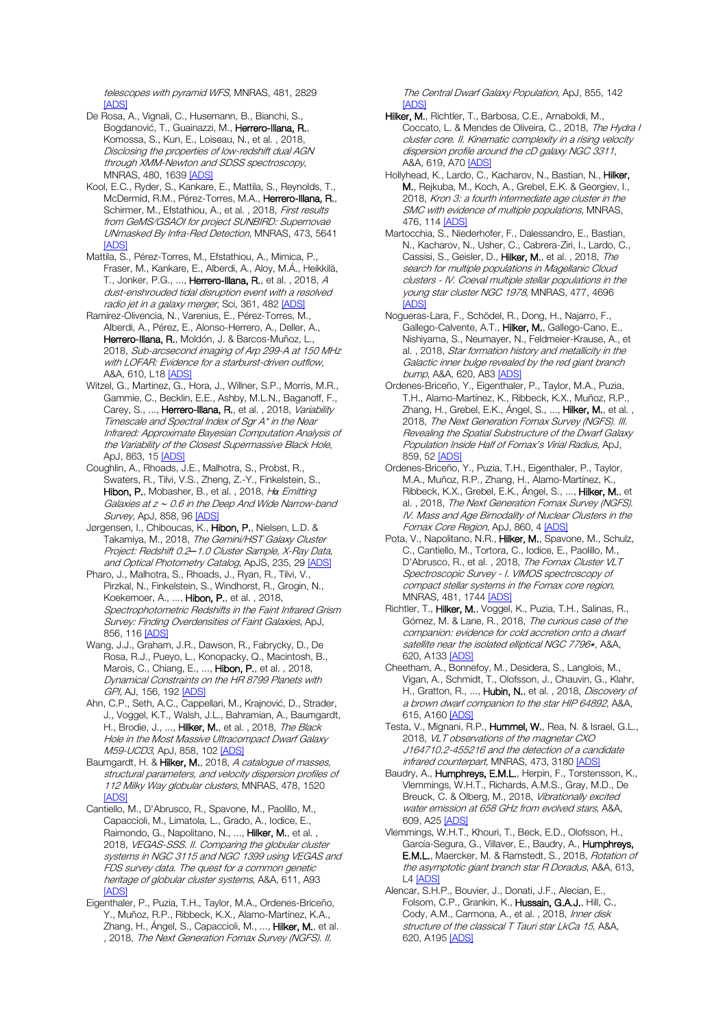*telescopes with pyramid WFS*, MNRAS, 481, 2829 [ADS]

De Rosa, A., Vignali, C., Husemann, B., Bianchi, S., Bogdanović, T., Guainazzi, M., **Herrero-Illana, R.**, Komossa, S., Kun, E., Loiseau, N., et al. , 2018, *Disclosing the properties of low-redshift dual AGN through XMM-Newton and SDSS spectroscopy*, MNRAS, 480, 1639 [ADS]

Kool, E.C., Ryder, S., Kankare, E., Mattila, S., Reynolds, T., McDermid, R.M., Pérez-Torres, M.A., **Herrero-Illana, R.**, Schirmer, M., Efstathiou, A., et al. , 2018, *First results from GeMS/GSAOI for project SUNBIRD: Supernovae UNmasked By Infra-Red Detection*, MNRAS, 473, 5641 [ADS]

Mattila, S., Pérez-Torres, M., Efstathiou, A., Mimica, P., Fraser, M., Kankare, E., Alberdi, A., Aloy, M.Á., Heikkilä, T., Jonker, P.G., ..., **Herrero-Illana, R.**, et al. , 2018, *A dust-enshrouded tidal disruption event with a resolved radio jet in a galaxy merger*, Sci, 361, 482 [ADS]

Ramírez-Olivencia, N., Varenius, E., Pérez-Torres, M., Alberdi, A., Pérez, E., Alonso-Herrero, A., Deller, A., **Herrero-Illana, R.**, Moldón, J. & Barcos-Muñoz, L., 2018, *Sub-arcsecond imaging of Arp 299-A at 150 MHz with LOFAR: Evidence for a starburst-driven outflow*, A&A, 610, L18 [ADS]

Witzel, G., Martinez, G., Hora, J., Willner, S.P., Morris, M.R., Gammie, C., Becklin, E.E., Ashby, M.L.N., Baganoff, F., Carey, S., ..., **Herrero-Illana, R.**, et al. , 2018, *Variability Timescale and Spectral Index of Sgr A\* in the Near Infrared: Approximate Bayesian Computation Analysis of the Variability of the Closest Supermassive Black Hole*, ApJ, 863, 15 [ADS]

Coughlin, A., Rhoads, J.E., Malhotra, S., Probst, R., Swaters, R., Tilvi, V.S., Zheng, Z.-Y., Finkelstein, S., **Hibon, P.**, Mobasher, B., et al. , 2018, *Hα Emitting Galaxies at z ~ 0.6 in the Deep And Wide Narrow-band Survey*, ApJ, 858, 96 [ADS]

Jørgensen, I., Chiboucas, K., **Hibon, P.**, Nielsen, L.D. & Takamiya, M., 2018, *The Gemini/HST Galaxy Cluster Project: Redshift 0.2—1.0 Cluster Sample, X-Ray Data, and Optical Photometry Catalog*, ApJS, 235, 29 [ADS]

Pharo, J., Malhotra, S., Rhoads, J., Ryan, R., Tilvi, V., Pirzkal, N., Finkelstein, S., Windhorst, R., Grogin, N., Koekemoer, A., ..., **Hibon, P.**, et al. , 2018, *Spectrophotometric Redshifts in the Faint Infrared Grism Survey: Finding Overdensities of Faint Galaxies*, ApJ, 856, 116 [ADS]

Wang, J.J., Graham, J.R., Dawson, R., Fabrycky, D., De Rosa, R.J., Pueyo, L., Konopacky, Q., Macintosh, B., Marois, C., Chiang, E., ..., **Hibon, P.**, et al. , 2018, *Dynamical Constraints on the HR 8799 Planets with GPI*, AJ, 156, 192 [ADS]

Ahn, C.P., Seth, A.C., Cappellari, M., Krajnović, D., Strader, J., Voggel, K.T., Walsh, J.L., Bahramian, A., Baumgardt, H., Brodie, J., ..., **Hilker, M.**, et al. , 2018, *The Black Hole in the Most Massive Ultracompact Dwarf Galaxy M59-UCD3*, ApJ, 858, 102 [ADS]

Baumgardt, H. & **Hilker, M.**, 2018, *A catalogue of masses, structural parameters, and velocity dispersion profiles of 112 Milky Way globular clusters*, MNRAS, 478, 1520 [ADS]

Cantiello, M., D'Abrusco, R., Spavone, M., Paolillo, M., Capaccioli, M., Limatola, L., Grado, A., Iodice, E., Raimondo, G., Napolitano, N., ..., **Hilker, M.**, et al. , 2018, *VEGAS-SSS. II. Comparing the globular cluster systems in NGC 3115 and NGC 1399 using VEGAS and FDS survey data. The quest for a common genetic heritage of globular cluster systems*, A&A, 611, A93 [ADS]

Eigenthaler, P., Puzia, T.H., Taylor, M.A., Ordenes-Briceño, Y., Muñoz, R.P., Ribbeck, K.X., Alamo-Martínez, K.A., Zhang, H., Ángel, S., Capaccioli, M., ..., **Hilker, M.**, et al. , 2018, *The Next Generation Fornax Survey (NGFS). II. The Central Dwarf Galaxy Population*, ApJ, 855, 142 [ADS]

**Hilker, M.**, Richtler, T., Barbosa, C.E., Arnaboldi, M., Coccato, L. & Mendes de Oliveira, C., 2018, *The Hydra I cluster core. II. Kinematic complexity in a rising velocity dispersion profile around the cD galaxy NGC 3311*, A&A, 619, A70 [ADS]

Hollyhead, K., Lardo, C., Kacharov, N., Bastian, N., **Hilker, M.**, Rejkuba, M., Koch, A., Grebel, E.K. & Georgiev, I., 2018, *Kron 3: a fourth intermediate age cluster in the SMC with evidence of multiple populations*, MNRAS, 476, 114 [ADS]

Martocchia, S., Niederhofer, F., Dalessandro, E., Bastian, N., Kacharov, N., Usher, C., Cabrera-Ziri, I., Lardo, C., Cassisi, S., Geisler, D., **Hilker, M.**, et al. , 2018, *The search for multiple populations in Magellanic Cloud clusters - IV. Coeval multiple stellar populations in the young star cluster NGC 1978*, MNRAS, 477, 4696 [ADS]

Nogueras-Lara, F., Schödel, R., Dong, H., Najarro, F., Gallego-Calvente, A.T., **Hilker, M.**, Gallego-Cano, E., Nishiyama, S., Neumayer, N., Feldmeier-Krause, A., et al. , 2018, *Star formation history and metallicity in the Galactic inner bulge revealed by the red giant branch bump*, A&A, 620, A83 [ADS]

Ordenes-Briceño, Y., Eigenthaler, P., Taylor, M.A., Puzia, T.H., Alamo-Martínez, K., Ribbeck, K.X., Muñoz, R.P., Zhang, H., Grebel, E.K., Ángel, S., ..., **Hilker, M.**, et al. , 2018, *The Next Generation Fornax Survey (NGFS). III. Revealing the Spatial Substructure of the Dwarf Galaxy Population Inside Half of Fornax's Virial Radius*, ApJ, 859, 52 [ADS]

Ordenes-Briceño, Y., Puzia, T.H., Eigenthaler, P., Taylor, M.A., Muñoz, R.P., Zhang, H., Alamo-Martínez, K., Ribbeck, K.X., Grebel, E.K., Ángel, S., ..., **Hilker, M.**, et al. , 2018, *The Next Generation Fornax Survey (NGFS). IV. Mass and Age Bimodality of Nuclear Clusters in the Fornax Core Region*, ApJ, 860, 4 [ADS]

Pota, V., Napolitano, N.R., **Hilker, M.**, Spavone, M., Schulz, C., Cantiello, M., Tortora, C., Iodice, E., Paolillo, M., D'Abrusco, R., et al. , 2018, *The Fornax Cluster VLT Spectroscopic Survey - I. VIMOS spectroscopy of compact stellar systems in the Fornax core region*, MNRAS, 481, 1744 [ADS]

Richtler, T., **Hilker, M.**, Voggel, K., Puzia, T.H., Salinas, R., Gómez, M. & Lane, R., 2018, *The curious case of the companion: evidence for cold accretion onto a dwarf satellite near the isolated elliptical NGC 7796⋆*, A&A, 620, A133 [ADS]

Cheetham, A., Bonnefoy, M., Desidera, S., Langlois, M., Vigan, A., Schmidt, T., Olofsson, J., Chauvin, G., Klahr, H., Gratton, R., ..., **Hubin, N.**, et al. , 2018, *Discovery of a brown dwarf companion to the star HIP 64892*, A&A, 615, A160 [ADS]

Testa, V., Mignani, R.P., **Hummel, W.**, Rea, N. & Israel, G.L., 2018, *VLT observations of the magnetar CXO J164710.2-455216 and the detection of a candidate infrared counterpart*, MNRAS, 473, 3180 [ADS]

Baudry, A., **Humphreys, E.M.L.**, Herpin, F., Torstensson, K., Vlemmings, W.H.T., Richards, A.M.S., Gray, M.D., De Breuck, C. & Olberg, M., 2018, *Vibrationally excited water emission at 658 GHz from evolved stars*, A&A, 609, A25 [ADS]

Vlemmings, W.H.T., Khouri, T., Beck, E.D., Olofsson, H., García-Segura, G., Villaver, E., Baudry, A., **Humphreys, E.M.L.**, Maercker, M. & Ramstedt, S., 2018, *Rotation of the asymptotic giant branch star R Doradus*, A&A, 613, L4 [ADS]

Alencar, S.H.P., Bouvier, J., Donati, J.F., Alecian, E., Folsom, C.P., Grankin, K., **Hussain, G.A.J.**, Hill, C., Cody, A.M., Carmona, A., et al. , 2018, *Inner disk structure of the classical T Tauri star LkCa 15*, A&A, 620, A195 [ADS]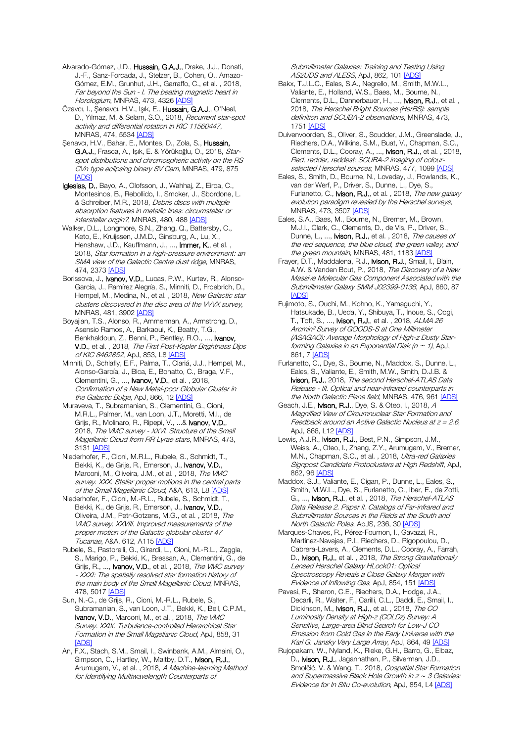Alvarado-Gómez, J.D., **Hussain, G.A.J.**, Drake, J.J., Donati, J.-F., Sanz-Forcada, J., Stelzer, B., Cohen, O., Amazo-Gómez, E.M., Grunhut, J.H., Garraffo, C., et al. , 2018, *Far beyond the Sun - I. The beating magnetic heart in Horologium*, MNRAS, 473, 4326 [ADS]

Özavcı, I., Şenavcı, H.V., Işık, E., **Hussain, G.A.J.**, O'Neal, D., Yılmaz, M. & Selam, S.O., 2018, *Recurrent star-spot activity and differential rotation in KIC 11560447*, MNRAS, 474, 5534 [ADS]

Şenavcı, H.V., Bahar, E., Montes, D., Zola, S., **Hussain, G.A.J.**, Frasca, A., Işık, E. & Yörükoğlu, O., 2018, *Star-spot distributions and chromospheric activity on the RS CVn type eclipsing binary SV Cam*, MNRAS, 479, 875 [ADS]

**Iglesias, D.**, Bayo, A., Olofsson, J., Wahhaj, Z., Eiroa, C., Montesinos, B., Rebollido, I., Smoker, J., Sbordone, L. & Schreiber, M.R., 2018, *Debris discs with multiple absorption features in metallic lines: circumstellar or interstellar origin?*, MNRAS, 480, 488 [ADS]

Walker, D.L., Longmore, S.N., Zhang, Q., Battersby, C., Keto, E., Kruijssen, J.M.D., Ginsburg, A., Lu, X., Henshaw, J.D., Kauffmann, J., ..., **Immer, K.**, et al. , 2018, *Star formation in a high-pressure environment: an SMA view of the Galactic Centre dust ridge*, MNRAS, 474, 2373 [ADS]

Borissova, J., **Ivanov, V.D.**, Lucas, P.W., Kurtev, R., Alonso-Garcia, J., Ramírez Alegría, S., Minniti, D., Froebrich, D., Hempel, M., Medina, N., et al. , 2018, *New Galactic star clusters discovered in the disc area of the VVVX survey*, MNRAS, 481, 3902 [ADS]

Boyajian, T.S., Alonso, R., Ammerman, A., Armstrong, D., Asensio Ramos, A., Barkaoui, K., Beatty, T.G., Benkhaldoun, Z., Benni, P., Bentley, R.O., ..., **Ivanov, V.D.**, et al. , 2018, *The First Post-Kepler Brightness Dips of KIC 8462852*, ApJ, 853, L8 [ADS]

Minniti, D., Schlafly, E.F., Palma, T., Clariá, J.J., Hempel, M., Alonso-García, J., Bica, E., Bonatto, C., Braga, V.F., Clementini, G., ..., **Ivanov, V.D.**, et al. , 2018, *Confirmation of a New Metal-poor Globular Cluster in the Galactic Bulge*, ApJ, 866, 12 [ADS]

Muraveva, T., Subramanian, S., Clementini, G., Cioni, M.R.L., Palmer, M., van Loon, J.T., Moretti, M.I., de Grijs, R., Molinaro, R., Ripepi, V., ...& **Ivanov, V.D.**, 2018, *The VMC survey - XXVI. Structure of the Small Magellanic Cloud from RR Lyrae stars*, MNRAS, 473, 3131 [ADS]

Niederhofer, F., Cioni, M.R.L., Rubele, S., Schmidt, T., Bekki, K., de Grijs, R., Emerson, J., **Ivanov, V.D.**, Marconi, M., Oliveira, J.M., et al. , 2018, *The VMC survey. XXX. Stellar proper motions in the central parts of the Small Magellanic Cloud*, A&A, 613, L8 [ADS]

Niederhofer, F., Cioni, M.-R.L., Rubele, S., Schmidt, T., Bekki, K., de Grijs, R., Emerson, J., **Ivanov, V.D.**, Oliveira, J.M., Petr-Gotzens, M.G., et al. , 2018, *The VMC survey. XXVIII. Improved measurements of the proper motion of the Galactic globular cluster 47 Tucanae*, A&A, 612, A115 [ADS]

Rubele, S., Pastorelli, G., Girardi, L., Cioni, M.-R.L., Zaggia, S., Marigo, P., Bekki, K., Bressan, A., Clementini, G., de Grijs, R., ..., **Ivanov, V.D.**, et al. , 2018, *The VMC survey - XXXI: The spatially resolved star formation history of the main body of the Small Magellanic Cloud*, MNRAS, 478, 5017 [ADS]

Sun, N.-C., de Grijs, R., Cioni, M.-R.L., Rubele, S., Subramanian, S., van Loon, J.T., Bekki, K., Bell, C.P.M., **Ivanov, V.D.**, Marconi, M., et al. , 2018, *The VMC Survey. XXIX. Turbulence-controlled Hierarchical Star Formation in the Small Magellanic Cloud*, ApJ, 858, 31 [ADS]

An, F.X., Stach, S.M., Smail, I., Swinbank, A.M., Almaini, O., Simpson, C., Hartley, W., Maltby, D.T., **Ivison, R.J.**, Arumugam, V., et al. , 2018, *A Machine-learning Method for Identifying Multiwavelength Counterparts of Submillimeter Galaxies: Training and Testing Using AS2UDS and ALESS*, ApJ, 862, 101 [ADS]

Bakx, T.J.L.C., Eales, S.A., Negrello, M., Smith, M.W.L., Valiante, E., Holland, W.S., Baes, M., Bourne, N., Clements, D.L., Dannerbauer, H., ..., **Ivison, R.J.**, et al. , 2018, *The Herschel Bright Sources (HerBS): sample definition and SCUBA-2 observations*, MNRAS, 473, 1751 [ADS]

Duivenvoorden, S., Oliver, S., Scudder, J.M., Greenslade, J., Riechers, D.A., Wilkins, S.M., Buat, V., Chapman, S.C., Clements, D.L., Cooray, A., ..., **Ivison, R.J.**, et al. , 2018, *Red, redder, reddest: SCUBA-2 imaging of colour-selected Herschel sources*, MNRAS, 477, 1099 [ADS]

Eales, S., Smith, D., Bourne, N., Loveday, J., Rowlands, K., van der Werf, P., Driver, S., Dunne, L., Dye, S., Furlanetto, C., **Ivison, R.J.**, et al. , 2018, *The new galaxy evolution paradigm revealed by the Herschel surveys*, MNRAS, 473, 3507 [ADS]

Eales, S.A., Baes, M., Bourne, N., Bremer, M., Brown, M.J.I., Clark, C., Clements, D., de Vis, P., Driver, S., Dunne, L., ..., **Ivison, R.J.**, et al. , 2018, *The causes of the red sequence, the blue cloud, the green valley, and the green mountain*, MNRAS, 481, 1183 [ADS]

Frayer, D.T., Maddalena, R.J., **Ivison, R.J.**, Smail, I., Blain, A.W. & Vanden Bout, P., 2018, *The Discovery of a New Massive Molecular Gas Component Associated with the Submillimeter Galaxy SMM J02399-0136*, ApJ, 860, 87 [ADS]

Fujimoto, S., Ouchi, M., Kohno, K., Yamaguchi, Y., Hatsukade, B., Ueda, Y., Shibuya, T., Inoue, S., Oogi, T., Toft, S., ..., **Ivison, R.J.**, et al. , 2018, *ALMA 26 Arcmin² Survey of GOODS-S at One Millimeter (ASAGAO): Average Morphology of High-z Dusty Star-forming Galaxies in an Exponential Disk ($n \simeq 1$)*, ApJ, 861, 7 [ADS]

Furlanetto, C., Dye, S., Bourne, N., Maddox, S., Dunne, L., Eales, S., Valiante, E., Smith, M.W., Smith, D.J.B. & **Ivison, R.J.**, 2018, *The second Herschel-ATLAS Data Release - III. Optical and near-infrared counterparts in the North Galactic Plane field*, MNRAS, 476, 961 [ADS]

Geach, J.E., **Ivison, R.J.**, Dye, S. & Oteo, I., 2018, *A Magnified View of Circumnuclear Star Formation and Feedback around an Active Galactic Nucleus at z = 2.6*, ApJ, 866, L12 [ADS]

Lewis, A.J.R., **Ivison, R.J.**, Best, P.N., Simpson, J.M., Weiss, A., Oteo, I., Zhang, Z.Y., Arumugam, V., Bremer, M.N., Chapman, S.C., et al. , 2018, *Ultra-red Galaxies Signpost Candidate Protoclusters at High Redshift*, ApJ, 862, 96 [ADS]

Maddox, S.J., Valiante, E., Cigan, P., Dunne, L., Eales, S., Smith, M.W.L., Dye, S., Furlanetto, C., Ibar, E., de Zotti, G., ..., **Ivison, R.J.**, et al. , 2018, *The Herschel-ATLAS Data Release 2. Paper II. Catalogs of Far-infrared and Submillimeter Sources in the Fields at the South and North Galactic Poles*, ApJS, 236, 30 [ADS]

Marques-Chaves, R., Pérez-Fournon, I., Gavazzi, R., Martínez-Navajas, P.I., Riechers, D., Rigopoulou, D., Cabrera-Lavers, A., Clements, D.L., Cooray, A., Farrah, D., **Ivison, R.J.**, et al. , 2018, *The Strong Gravitationally Lensed Herschel Galaxy HLock01: Optical Spectroscopy Reveals a Close Galaxy Merger with Evidence of Inflowing Gas*, ApJ, 854, 151 [ADS]

Pavesi, R., Sharon, C.E., Riechers, D.A., Hodge, J.A., Decarli, R., Walter, F., Carilli, C.L., Daddi, E., Smail, I., Dickinson, M., **Ivison, R.J.**, et al. , 2018, *The CO Luminosity Density at High-z (COLDz) Survey: A Sensitive, Large-area Blind Search for Low-J CO Emission from Cold Gas in the Early Universe with the Karl G. Jansky Very Large Array*, ApJ, 864, 49 [ADS]

Rujopakarn, W., Nyland, K., Rieke, G.H., Barro, G., Elbaz, D., **Ivison, R.J.**, Jagannathan, P., Silverman, J.D., Smolčić, V. & Wang, T., 2018, *Cospatial Star Formation and Supermassive Black Hole Growth in z ∼ 3 Galaxies: Evidence for In Situ Co-evolution*, ApJ, 854, L4 [ADS]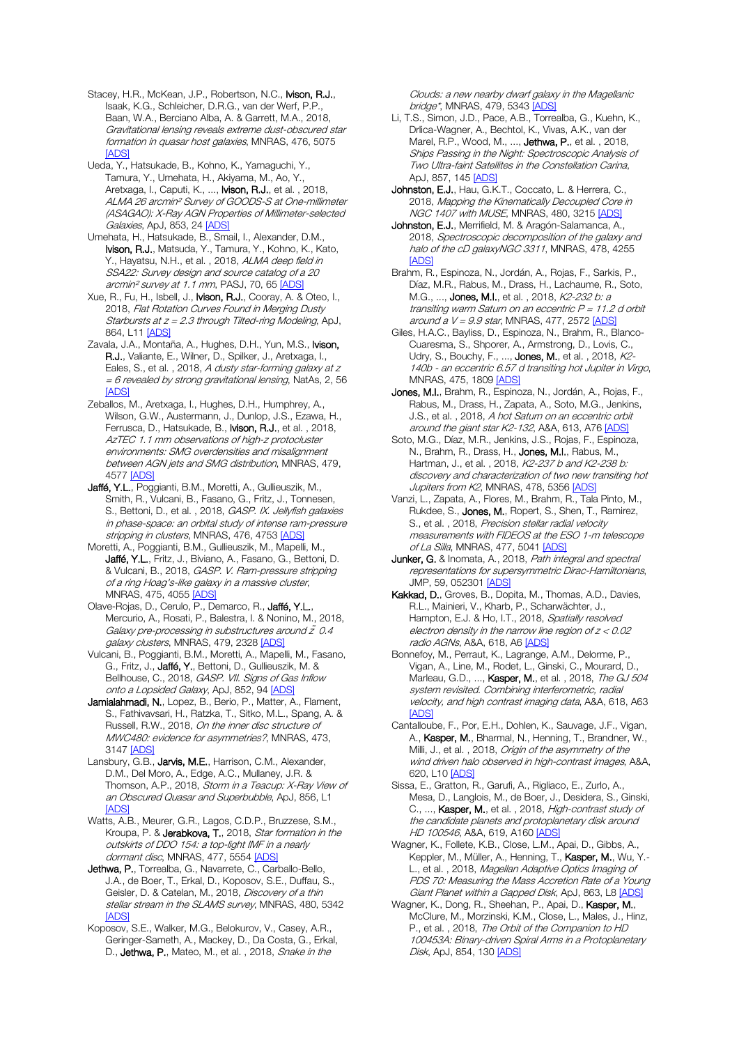Stacey, H.R., McKean, J.P., Robertson, N.C., **Ivison, R.J.**, Isaak, K.G., Schleicher, D.R.G., van der Werf, P.P., Baan, W.A., Berciano Alba, A. & Garrett, M.A., 2018, *Gravitational lensing reveals extreme dust-obscured star formation in quasar host galaxies*, MNRAS, 476, 5075 [ADS]

Ueda, Y., Hatsukade, B., Kohno, K., Yamaguchi, Y., Tamura, Y., Umehata, H., Akiyama, M., Ao, Y., Aretxaga, I., Caputi, K., ..., **Ivison, R.J.**, et al. , 2018, *ALMA 26 arcmin² Survey of GOODS-S at One-millimeter (ASAGAO): X-Ray AGN Properties of Millimeter-selected Galaxies*, ApJ, 853, 24 [ADS]

Umehata, H., Hatsukade, B., Smail, I., Alexander, D.M., **Ivison, R.J.**, Matsuda, Y., Tamura, Y., Kohno, K., Kato, Y., Hayatsu, N.H., et al. , 2018, *ALMA deep field in SSA22: Survey design and source catalog of a 20 arcmin² survey at 1.1 mm*, PASJ, 70, 65 [ADS]

Xue, R., Fu, H., Isbell, J., **Ivison, R.J.**, Cooray, A. & Oteo, I., 2018, *Flat Rotation Curves Found in Merging Dusty Starbursts at z = 2.3 through Tilted-ring Modeling*, ApJ, 864, L11 [ADS]

Zavala, J.A., Montaña, A., Hughes, D.H., Yun, M.S., **Ivison, R.J.**, Valiante, E., Wilner, D., Spilker, J., Aretxaga, I., Eales, S., et al. , 2018, *A dusty star-forming galaxy at z = 6 revealed by strong gravitational lensing*, NatAs, 2, 56 [ADS]

Zeballos, M., Aretxaga, I., Hughes, D.H., Humphrey, A., Wilson, G.W., Austermann, J., Dunlop, J.S., Ezawa, H., Ferrusca, D., Hatsukade, B., **Ivison, R.J.**, et al. , 2018, *AzTEC 1.1 mm observations of high-z protocluster environments: SMG overdensities and misalignment between AGN jets and SMG distribution*, MNRAS, 479, 4577 [ADS]

**Jaffé, Y.L.**, Poggianti, B.M., Moretti, A., Gullieuszik, M., Smith, R., Vulcani, B., Fasano, G., Fritz, J., Tonnesen, S., Bettoni, D., et al. , 2018, *GASP. IX. Jellyfish galaxies in phase-space: an orbital study of intense ram-pressure stripping in clusters*, MNRAS, 476, 4753 [ADS]

Moretti, A., Poggianti, B.M., Gullieuszik, M., Mapelli, M., **Jaffé, Y.L.**, Fritz, J., Biviano, A., Fasano, G., Bettoni, D. & Vulcani, B., 2018, *GASP. V. Ram-pressure stripping of a ring Hoag's-like galaxy in a massive cluster*, MNRAS, 475, 4055 [ADS]

Olave-Rojas, D., Cerulo, P., Demarco, R., **Jaffé, Y.L.**, Mercurio, A., Rosati, P., Balestra, I. & Nonino, M., 2018, *Galaxy pre-processing in substructures around z̃ 0.4 galaxy clusters*, MNRAS, 479, 2328 [ADS]

Vulcani, B., Poggianti, B.M., Moretti, A., Mapelli, M., Fasano, G., Fritz, J., **Jaffé, Y.**, Bettoni, D., Gullieuszik, M. & Bellhouse, C., 2018, *GASP. VII. Signs of Gas Inflow onto a Lopsided Galaxy*, ApJ, 852, 94 [ADS]

**Jamialahmadi, N.**, Lopez, B., Berio, P., Matter, A., Flament, S., Fathivavsari, H., Ratzka, T., Sitko, M.L., Spang, A. & Russell, R.W., 2018, *On the inner disc structure of MWC480: evidence for asymmetries?*, MNRAS, 473, 3147 [ADS]

Lansbury, G.B., **Jarvis, M.E.**, Harrison, C.M., Alexander, D.M., Del Moro, A., Edge, A.C., Mullaney, J.R. & Thomson, A.P., 2018, *Storm in a Teacup: X-Ray View of an Obscured Quasar and Superbubble*, ApJ, 856, L1 [ADS]

Watts, A.B., Meurer, G.R., Lagos, C.D.P., Bruzzese, S.M., Kroupa, P. & **Jerabkova, T.**, 2018, *Star formation in the outskirts of DDO 154: a top-light IMF in a nearly dormant disc*, MNRAS, 477, 5554 [ADS]

**Jethwa, P.**, Torrealba, G., Navarrete, C., Carballo-Bello, J.A., de Boer, T., Erkal, D., Koposov, S.E., Duffau, S., Geisler, D. & Catelan, M., 2018, *Discovery of a thin stellar stream in the SLAMS survey*, MNRAS, 480, 5342 [ADS]

Koposov, S.E., Walker, M.G., Belokurov, V., Casey, A.R., Geringer-Sameth, A., Mackey, D., Da Costa, G., Erkal, D., **Jethwa, P.**, Mateo, M., et al. , 2018, *Snake in the Clouds: a new nearby dwarf galaxy in the Magellanic bridge\**, MNRAS, 479, 5343 [ADS]

Li, T.S., Simon, J.D., Pace, A.B., Torrealba, G., Kuehn, K., Drlica-Wagner, A., Bechtol, K., Vivas, A.K., van der Marel, R.P., Wood, M., ..., **Jethwa, P.**, et al. , 2018, *Ships Passing in the Night: Spectroscopic Analysis of Two Ultra-faint Satellites in the Constellation Carina*, ApJ, 857, 145 [ADS]

**Johnston, E.J.**, Hau, G.K.T., Coccato, L. & Herrera, C., 2018, *Mapping the Kinematically Decoupled Core in NGC 1407 with MUSE*, MNRAS, 480, 3215 [ADS]

**Johnston, E.J.**, Merrifield, M. & Aragón-Salamanca, A., 2018, *Spectroscopic decomposition of the galaxy and halo of the cD galaxyNGC 3311*, MNRAS, 478, 4255 [ADS]

Brahm, R., Espinoza, N., Jordán, A., Rojas, F., Sarkis, P., Díaz, M.R., Rabus, M., Drass, H., Lachaume, R., Soto, M.G., ..., **Jones, M.I.**, et al. , 2018, *K2-232 b: a transiting warm Saturn on an eccentric P = 11.2 d orbit around a V = 9.9 star*, MNRAS, 477, 2572 [ADS]

Giles, H.A.C., Bayliss, D., Espinoza, N., Brahm, R., Blanco-Cuaresma, S., Shporer, A., Armstrong, D., Lovis, C., Udry, S., Bouchy, F., ..., **Jones, M.**, et al. , 2018, *K2-140b - an eccentric 6.57 d transiting hot Jupiter in Virgo*, MNRAS, 475, 1809 [ADS]

**Jones, M.I.**, Brahm, R., Espinoza, N., Jordán, A., Rojas, F., Rabus, M., Drass, H., Zapata, A., Soto, M.G., Jenkins, J.S., et al. , 2018, *A hot Saturn on an eccentric orbit around the giant star K2-132*, A&A, 613, A76 [ADS]

Soto, M.G., Díaz, M.R., Jenkins, J.S., Rojas, F., Espinoza, N., Brahm, R., Drass, H., **Jones, M.I.**, Rabus, M., Hartman, J., et al. , 2018, *K2-237 b and K2-238 b: discovery and characterization of two new transiting hot Jupiters from K2*, MNRAS, 478, 5356 [ADS]

Vanzi, L., Zapata, A., Flores, M., Brahm, R., Tala Pinto, M., Rukdee, S., **Jones, M.**, Ropert, S., Shen, T., Ramirez, S., et al. , 2018, *Precision stellar radial velocity measurements with FIDEOS at the ESO 1-m telescope of La Silla*, MNRAS, 477, 5041 [ADS]

**Junker, G.** & Inomata, A., 2018, *Path integral and spectral representations for supersymmetric Dirac-Hamiltonians*, JMP, 59, 052301 [ADS]

**Kakkad, D.**, Groves, B., Dopita, M., Thomas, A.D., Davies, R.L., Mainieri, V., Kharb, P., Scharwächter, J., Hampton, E.J. & Ho, I.T., 2018, *Spatially resolved electron density in the narrow line region of z < 0.02 radio AGNs*, A&A, 618, A6 [ADS]

Bonnefoy, M., Perraut, K., Lagrange, A.M., Delorme, P., Vigan, A., Line, M., Rodet, L., Ginski, C., Mourard, D., Marleau, G.D., ..., **Kasper, M.**, et al. , 2018, *The GJ 504 system revisited. Combining interferometric, radial velocity, and high contrast imaging data*, A&A, 618, A63 [ADS]

Cantalloube, F., Por, E.H., Dohlen, K., Sauvage, J.F., Vigan, A., **Kasper, M.**, Bharmal, N., Henning, T., Brandner, W., Milli, J., et al. , 2018, *Origin of the asymmetry of the wind driven halo observed in high-contrast images*, A&A, 620, L10 [ADS]

Sissa, E., Gratton, R., Garufi, A., Rigliaco, E., Zurlo, A., Mesa, D., Langlois, M., de Boer, J., Desidera, S., Ginski, C., ..., **Kasper, M.**, et al. , 2018, *High-contrast study of the candidate planets and protoplanetary disk around HD 100546*, A&A, 619, A160 [ADS]

Wagner, K., Follete, K.B., Close, L.M., Apai, D., Gibbs, A., Keppler, M., Müller, A., Henning, T., **Kasper, M.**, Wu, Y.-L., et al. , 2018, *Magellan Adaptive Optics Imaging of PDS 70: Measuring the Mass Accretion Rate of a Young Giant Planet within a Gapped Disk*, ApJ, 863, L8 [ADS]

Wagner, K., Dong, R., Sheehan, P., Apai, D., **Kasper, M.**, McClure, M., Morzinski, K.M., Close, L., Males, J., Hinz, P., et al. , 2018, *The Orbit of the Companion to HD 100453A: Binary-driven Spiral Arms in a Protoplanetary Disk*, ApJ, 854, 130 [ADS]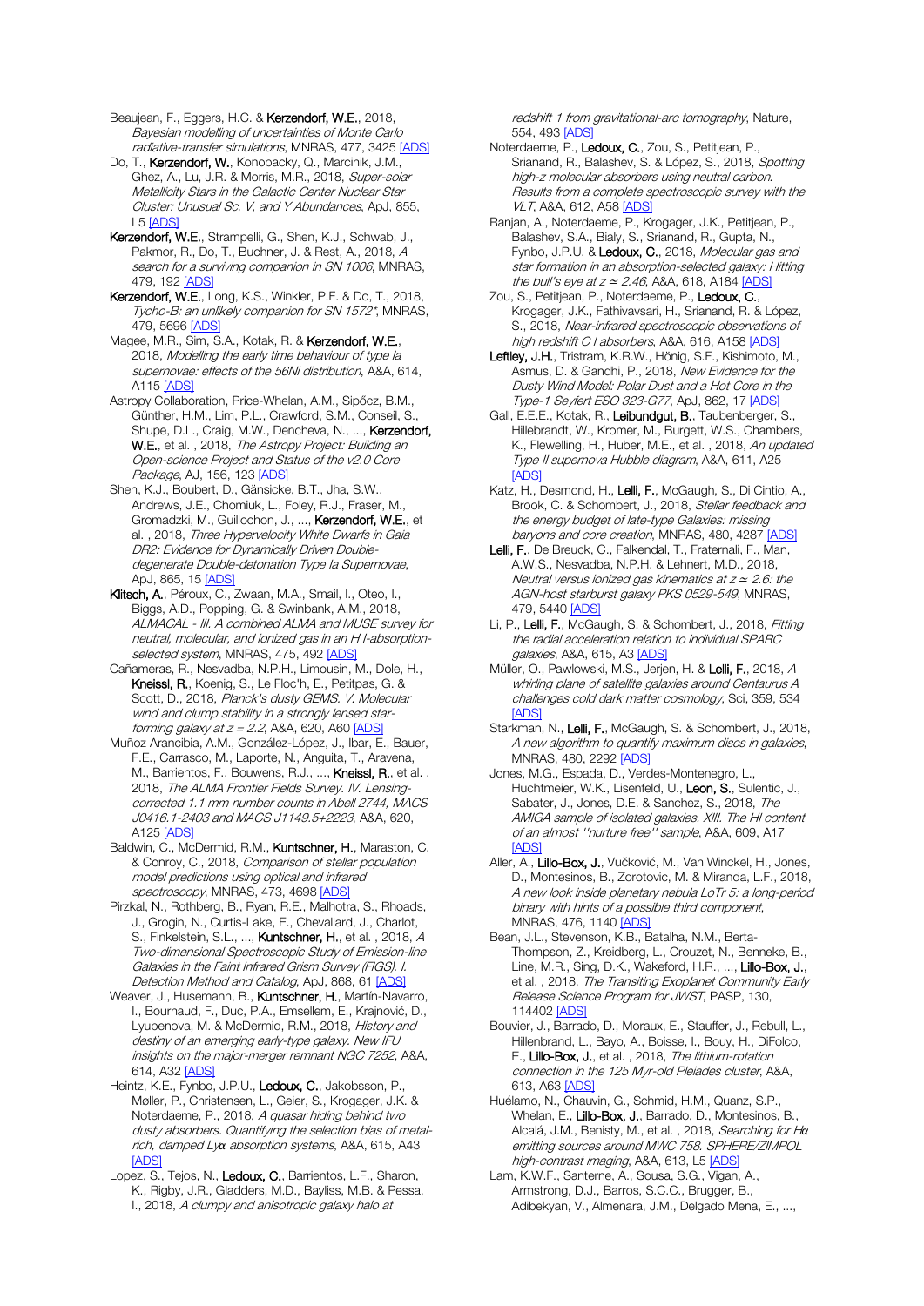Beaujean, F., Eggers, H.C. & **Kerzendorf, W.E.**, 2018, *Bayesian modelling of uncertainties of Monte Carlo radiative-transfer simulations*, MNRAS, 477, 3425 [ADS]

Do, T., **Kerzendorf, W.**, Konopacky, Q., Marcinik, J.M., Ghez, A., Lu, J.R. & Morris, M.R., 2018, *Super-solar Metallicity Stars in the Galactic Center Nuclear Star Cluster: Unusual Sc, V, and Y Abundances*, ApJ, 855, L5 [ADS]

**Kerzendorf, W.E.**, Strampelli, G., Shen, K.J., Schwab, J., Pakmor, R., Do, T., Buchner, J. & Rest, A., 2018, *A search for a surviving companion in SN 1006*, MNRAS, 479, 192 [ADS]

**Kerzendorf, W.E.**, Long, K.S., Winkler, P.F. & Do, T., 2018, *Tycho-B: an unlikely companion for SN 1572*, MNRAS, 479, 5696 [ADS]

Magee, M.R., Sim, S.A., Kotak, R. & **Kerzendorf, W.E.**, 2018, *Modelling the early time behaviour of type Ia supernovae: effects of the 56Ni distribution*, A&A, 614, A115 [ADS]

Astropy Collaboration, Price-Whelan, A.M., Sipőcz, B.M., Günther, H.M., Lim, P.L., Crawford, S.M., Conseil, S., Shupe, D.L., Craig, M.W., Dencheva, N., ..., **Kerzendorf, W.E.**, et al. , 2018, *The Astropy Project: Building an Open-science Project and Status of the v2.0 Core Package*, AJ, 156, 123 [ADS]

Shen, K.J., Boubert, D., Gänsicke, B.T., Jha, S.W., Andrews, J.E., Chomiuk, L., Foley, R.J., Fraser, M., Gromadzki, M., Guillochon, J., ..., **Kerzendorf, W.E.**, et al. , 2018, *Three Hypervelocity White Dwarfs in Gaia DR2: Evidence for Dynamically Driven Double-degenerate Double-detonation Type Ia Supernovae*, ApJ, 865, 15 [ADS]

**Klitsch, A.**, Péroux, C., Zwaan, M.A., Smail, I., Oteo, I., Biggs, A.D., Popping, G. & Swinbank, A.M., 2018, *ALMACAL - III. A combined ALMA and MUSE survey for neutral, molecular, and ionized gas in an H I-absorption-selected system*, MNRAS, 475, 492 [ADS]

Cañameras, R., Nesvadba, N.P.H., Limousin, M., Dole, H., **Kneissl, R.**, Koenig, S., Le Floc'h, E., Petitpas, G. & Scott, D., 2018, *Planck's dusty GEMS. V. Molecular wind and clump stability in a strongly lensed star-forming galaxy at z = 2.2*, A&A, 620, A60 [ADS]

Muñoz Arancibia, A.M., González-López, J., Ibar, E., Bauer, F.E., Carrasco, M., Laporte, N., Anguita, T., Aravena, M., Barrientos, F., Bouwens, R.J., ..., **Kneissl, R.**, et al. , 2018, *The ALMA Frontier Fields Survey. IV. Lensing-corrected 1.1 mm number counts in Abell 2744, MACS J0416.1-2403 and MACS J1149.5+2223*, A&A, 620, A125 [ADS]

Baldwin, C., McDermid, R.M., **Kuntschner, H.**, Maraston, C. & Conroy, C., 2018, *Comparison of stellar population model predictions using optical and infrared spectroscopy*, MNRAS, 473, 4698 [ADS]

Pirzkal, N., Rothberg, B., Ryan, R.E., Malhotra, S., Rhoads, J., Grogin, N., Curtis-Lake, E., Chevallard, J., Charlot, S., Finkelstein, S.L., ..., **Kuntschner, H.**, et al. , 2018, *A Two-dimensional Spectroscopic Study of Emission-line Galaxies in the Faint Infrared Grism Survey (FIGS). I. Detection Method and Catalog*, ApJ, 868, 61 [ADS]

Weaver, J., Husemann, B., **Kuntschner, H.**, Martín-Navarro, I., Bournaud, F., Duc, P.A., Emsellem, E., Krajnović, D., Lyubenova, M. & McDermid, R.M., 2018, *History and destiny of an emerging early-type galaxy. New IFU insights on the major-merger remnant NGC 7252*, A&A, 614, A32 [ADS]

Heintz, K.E., Fynbo, J.P.U., **Ledoux, C.**, Jakobsson, P., Møller, P., Christensen, L., Geier, S., Krogager, J.K. & Noterdaeme, P., 2018, *A quasar hiding behind two dusty absorbers. Quantifying the selection bias of metal-rich, damped Lyα absorption systems*, A&A, 615, A43 [ADS]

Lopez, S., Tejos, N., **Ledoux, C.**, Barrientos, L.F., Sharon, K., Rigby, J.R., Gladders, M.D., Bayliss, M.B. & Pessa, I., 2018, *A clumpy and anisotropic galaxy halo at redshift 1 from gravitational-arc tomography*, Nature, 554, 493 [ADS]

Noterdaeme, P., **Ledoux, C.**, Zou, S., Petitjean, P., Srianand, R., Balashev, S. & López, S., 2018, *Spotting high-z molecular absorbers using neutral carbon. Results from a complete spectroscopic survey with the VLT*, A&A, 612, A58 [ADS]

Ranjan, A., Noterdaeme, P., Krogager, J.K., Petitjean, P., Balashev, S.A., Bialy, S., Srianand, R., Gupta, N., Fynbo, J.P.U. & **Ledoux, C.**, 2018, *Molecular gas and star formation in an absorption-selected galaxy: Hitting the bull's eye at z ≃ 2.46*, A&A, 618, A184 [ADS]

Zou, S., Petitjean, P., Noterdaeme, P., **Ledoux, C.**, Krogager, J.K., Fathivavsari, H., Srianand, R. & López, S., 2018, *Near-infrared spectroscopic observations of high redshift C I absorbers*, A&A, 616, A158 [ADS]

**Leftley, J.H.**, Tristram, K.R.W., Hönig, S.F., Kishimoto, M., Asmus, D. & Gandhi, P., 2018, *New Evidence for the Dusty Wind Model: Polar Dust and a Hot Core in the Type-1 Seyfert ESO 323-G77*, ApJ, 862, 17 [ADS]

Gall, E.E.E., Kotak, R., **Leibundgut, B.**, Taubenberger, S., Hillebrandt, W., Kromer, M., Burgett, W.S., Chambers, K., Flewelling, H., Huber, M.E., et al. , 2018, *An updated Type II supernova Hubble diagram*, A&A, 611, A25 [ADS]

Katz, H., Desmond, H., **Lelli, F.**, McGaugh, S., Di Cintio, A., Brook, C. & Schombert, J., 2018, *Stellar feedback and the energy budget of late-type Galaxies: missing baryons and core creation*, MNRAS, 480, 4287 [ADS]

**Lelli, F.**, De Breuck, C., Falkendal, T., Fraternali, F., Man, A.W.S., Nesvadba, N.P.H. & Lehnert, M.D., 2018, *Neutral versus ionized gas kinematics at z ≃ 2.6: the AGN-host starburst galaxy PKS 0529-549*, MNRAS, 479, 5440 [ADS]

Li, P., **Lelli, F.**, McGaugh, S. & Schombert, J., 2018, *Fitting the radial acceleration relation to individual SPARC galaxies*, A&A, 615, A3 [ADS]

Müller, O., Pawlowski, M.S., Jerjen, H. & **Lelli, F.**, 2018, *A whirling plane of satellite galaxies around Centaurus A challenges cold dark matter cosmology*, Sci, 359, 534 [ADS]

Starkman, N., **Lelli, F.**, McGaugh, S. & Schombert, J., 2018, *A new algorithm to quantify maximum discs in galaxies*, MNRAS, 480, 2292 [ADS]

Jones, M.G., Espada, D., Verdes-Montenegro, L., Huchtmeier, W.K., Lisenfeld, U., **Leon, S.**, Sulentic, J., Sabater, J., Jones, D.E. & Sanchez, S., 2018, *The AMIGA sample of isolated galaxies. XIII. The HI content of an almost "nurture free" sample*, A&A, 609, A17 [ADS]

Aller, A., **Lillo-Box, J.**, Vučković, M., Van Winckel, H., Jones, D., Montesinos, B., Zorotovic, M. & Miranda, L.F., 2018, *A new look inside planetary nebula LoTr 5: a long-period binary with hints of a possible third component*, MNRAS, 476, 1140 [ADS]

Bean, J.L., Stevenson, K.B., Batalha, N.M., Berta-Thompson, Z., Kreidberg, L., Crouzet, N., Benneke, B., Line, M.R., Sing, D.K., Wakeford, H.R., ..., **Lillo-Box, J.**, et al. , 2018, *The Transiting Exoplanet Community Early Release Science Program for JWST*, PASP, 130, 114402 [ADS]

Bouvier, J., Barrado, D., Moraux, E., Stauffer, J., Rebull, L., Hillenbrand, L., Bayo, A., Boisse, I., Bouy, H., DiFolco, E., **Lillo-Box, J.**, et al. , 2018, *The lithium-rotation connection in the 125 Myr-old Pleiades cluster*, A&A, 613, A63 [ADS]

Huélamo, N., Chauvin, G., Schmid, H.M., Quanz, S.P., Whelan, E., **Lillo-Box, J.**, Barrado, D., Montesinos, B., Alcalá, J.M., Benisty, M., et al. , 2018, *Searching for Hα emitting sources around MWC 758. SPHERE/ZIMPOL high-contrast imaging*, A&A, 613, L5 [ADS]

Lam, K.W.F., Santerne, A., Sousa, S.G., Vigan, A., Armstrong, D.J., Barros, S.C.C., Brugger, B., Adibekyan, V., Almenara, J.M., Delgado Mena, E., ...,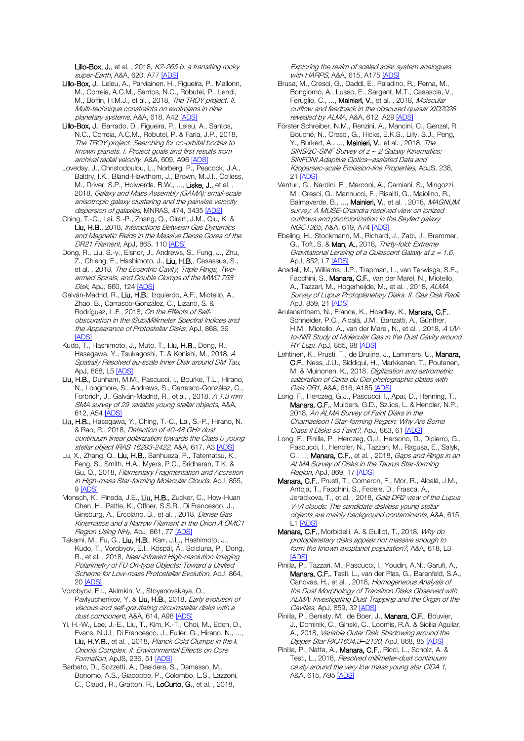**Lillo-Box, J.**, et al. , 2018, *K2-265 b: a transiting rocky super-Earth*, A&A, 620, A77 [ADS]

**Lillo-Box, J.**, Leleu, A., Parviainen, H., Figueira, P., Mallonn, M., Correia, A.C.M., Santos, N.C., Robutel, P., Lendl, M., Boffin, H.M.J., et al. , 2018, *The TROY project. II. Multi-technique constraints on exotrojans in nine planetary systems*, A&A, 618, A42 [ADS]

**Lillo-Box, J.**, Barrado, D., Figueira, P., Leleu, A., Santos, N.C., Correia, A.C.M., Robutel, P. & Faria, J.P., 2018, *The TROY project: Searching for co-orbital bodies to known planets. I. Project goals and first results from archival radial velocity*, A&A, 609, A96 [ADS]

Loveday, J., Christodoulou, L., Norberg, P., Peacock, J.A., Baldry, I.K., Bland-Hawthorn, J., Brown, M.J.I., Colless, M., Driver, S.P., Holwerda, B.W., ..., **Liske, J.**, et al. , 2018, *Galaxy and Mass Assembly (GAMA): small-scale anisotropic galaxy clustering and the pairwise velocity dispersion of galaxies*, MNRAS, 474, 3435 [ADS]

Ching, T.-C., Lai, S.-P., Zhang, Q., Girart, J.M., Qiu, K. & **Liu, H.B.**, 2018, *Interactions Between Gas Dynamics and Magnetic Fields in the Massive Dense Cores of the DR21 Filament*, ApJ, 865, 110 [ADS]

Dong, R., Liu, S.-y., Eisner, J., Andrews, S., Fung, J., Zhu, Z., Chiang, E., Hashimoto, J., **Liu, H.B.**, Casassus, S., et al. , 2018, *The Eccentric Cavity, Triple Rings, Two-armed Spirals, and Double Clumps of the MWC 758 Disk*, ApJ, 860, 124 [ADS]

Galván-Madrid, R., **Liu, H.B.**, Izquierdo, A.F., Miotello, A., Zhao, B., Carrasco-González, C., Lizano, S. & Rodríguez, L.F., 2018, *On the Effects of Self-obscuration in the (Sub)Millimeter Spectral Indices and the Appearance of Protostellar Disks*, ApJ, 868, 39 [ADS]

Kudo, T., Hashimoto, J., Muto, T., **Liu, H.B.**, Dong, R., Hasegawa, Y., Tsukagoshi, T. & Konishi, M., 2018, *A Spatially Resolved au-scale Inner Disk around DM Tau*, ApJ, 868, L5 [ADS]

**Liu, H.B.**, Dunham, M.M., Pascucci, I., Bourke, T.L., Hirano, N., Longmore, S., Andrews, S., Carrasco-González, C., Forbrich, J., Galván-Madrid, R., et al. , 2018, *A 1.3 mm SMA survey of 29 variable young stellar objects*, A&A, 612, A54 [ADS]

**Liu, H.B.**, Hasegawa, Y., Ching, T.-C., Lai, S.-P., Hirano, N. & Rao, R., 2018, *Detection of 40-48 GHz dust continuum linear polarization towards the Class 0 young stellar object IRAS 16293-2422*, A&A, 617, A3 [ADS]

Lu, X., Zhang, Q., **Liu, H.B.**, Sanhueza, P., Tatematsu, K., Feng, S., Smith, H.A., Myers, P.C., Sridharan, T.K. & Gu, Q., 2018, *Filamentary Fragmentation and Accretion in High-mass Star-forming Molecular Clouds*, ApJ, 855, 9 [ADS]

Monsch, K., Pineda, J.E., **Liu, H.B.**, Zucker, C., How-Huan Chen, H., Pattle, K., Offner, S.S.R., Di Francesco, J., Ginsburg, A., Ercolano, B., et al. , 2018, *Dense Gas Kinematics and a Narrow Filament in the Orion A OMC1 Region Using $NH_3$*, ApJ, 861, 77 [ADS]

Takami, M., Fu, G., **Liu, H.B.**, Karr, J.L., Hashimoto, J., Kudo, T., Vorobyov, E.I., Kóspál, Á., Scicluna, P., Dong, R., et al. , 2018, *Near-infrared High-resolution Imaging Polarimetry of FU Ori-type Objects: Toward a Unified Scheme for Low-mass Protostellar Evolution*, ApJ, 864, 20 [ADS]

Vorobyov, E.I., Akimkin, V., Stoyanovskaya, O., Pavlyuchenkov, Y. & **Liu, H.B.**, 2018, *Early evolution of viscous and self-gravitating circumstellar disks with a dust component*, A&A, 614, A98 [ADS]

Yi, H.-W., Lee, J.-E., Liu, T., Kim, K.-T., Choi, M., Eden, D., Evans, N.J.I., Di Francesco, J., Fuller, G., Hirano, N., ..., **Liu, H.Y.B.**, et al. , 2018, *Planck Cold Clumps in the λ Orionis Complex. II. Environmental Effects on Core Formation*, ApJS, 236, 51 [ADS]

Barbato, D., Sozzetti, A., Desidera, S., Damasso, M., Bonomo, A.S., Giacobbe, P., Colombo, L.S., Lazzoni, C., Claudi, R., Gratton, R., **LoCurto, G.**, et al. , 2018, *Exploring the realm of scaled solar system analogues with HARPS*, A&A, 615, A175 [ADS]

Brusa, M., Cresci, G., Daddi, E., Paladino, R., Perna, M., Bongiorno, A., Lusso, E., Sargent, M.T., Casasola, V., Feruglio, C., ..., **Mainieri, V.**, et al. , 2018, *Molecular outflow and feedback in the obscured quasar XID2028 revealed by ALMA*, A&A, 612, A29 [ADS]

Förster Schreiber, N.M., Renzini, A., Mancini, C., Genzel, R., Bouché, N., Cresci, G., Hicks, E.K.S., Lilly, S.J., Peng, Y., Burkert, A., ..., **Mainieri, V.**, et al. , 2018, *The SINS/zC-SINF Survey of z ∼ 2 Galaxy Kinematics: SINFONI Adaptive Optics–assisted Data and Kiloparsec-scale Emission-line Properties*, ApJS, 238, 21 [ADS]

Venturi, G., Nardini, E., Marconi, A., Carniani, S., Mingozzi, M., Cresci, G., Mannucci, F., Risaliti, G., Maiolino, R., Balmaverde, B., ..., **Mainieri, V.**, et al. , 2018, *MAGNUM survey: A MUSE-Chandra resolved view on ionized outflows and photoionization in the Seyfert galaxy NGC1365*, A&A, 619, A74 [ADS]

Ebeling, H., Stockmann, M., Richard, J., Zabl, J., Brammer, G., Toft, S. & **Man, A.**, 2018, *Thirty-fold: Extreme Gravitational Lensing of a Quiescent Galaxy at z = 1.6*, ApJ, 852, L7 [ADS]

Ansdell, M., Williams, J.P., Trapman, L., van Terwisga, S.E., Facchini, S., **Manara, C.F.**, van der Marel, N., Miotello, A., Tazzari, M., Hogerheijde, M., et al. , 2018, *ALMA Survey of Lupus Protoplanetary Disks. II. Gas Disk Radii*, ApJ, 859, 21 [ADS]

Arulanantham, N., France, K., Hoadley, K., **Manara, C.F.**, Schneider, P.C., Alcalá, J.M., Banzatti, A., Günther, H.M., Miotello, A., van der Marel, N., et al. , 2018, *A UV-to-NIR Study of Molecular Gas in the Dust Cavity around RY Lupi*, ApJ, 855, 98 [ADS]

Lehtinen, K., Prusti, T., de Bruijne, J., Lammers, U., **Manara, C.F.**, Ness, J.U., Siddiqui, H., Markkanen, T., Poutanen, M. & Muinonen, K., 2018, *Digitization and astrometric calibration of Carte du Ciel photographic plates with Gaia DR1*, A&A, 616, A185 [ADS]

Long, F., Herczeg, G.J., Pascucci, I., Apai, D., Henning, T., **Manara, C.F.**, Mulders, G.D., Szűcs, L. & Hendler, N.P., 2018, *An ALMA Survey of Faint Disks in the Chamaeleon I Star-forming Region: Why Are Some Class II Disks so Faint?*, ApJ, 863, 61 [ADS]

Long, F., Pinilla, P., Herczeg, G.J., Harsono, D., Dipierro, G., Pascucci, I., Hendler, N., Tazzari, M., Ragusa, E., Salyk, C., ..., **Manara, C.F.**, et al. , 2018, *Gaps and Rings in an ALMA Survey of Disks in the Taurus Star-forming Region*, ApJ, 869, 17 [ADS]

**Manara, C.F.**, Prusti, T., Comeron, F., Mor, R., Alcalá, J.M., Antoja, T., Facchini, S., Fedele, D., Frasca, A., Jerabkova, T., et al. , 2018, *Gaia DR2 view of the Lupus V-VI clouds: The candidate diskless young stellar objects are mainly background contaminants*, A&A, 615, L1 [ADS]

**Manara, C.F.**, Morbidelli, A. & Guillot, T., 2018, *Why do protoplanetary disks appear not massive enough to form the known exoplanet population?*, A&A, 618, L3 [ADS]

Pinilla, P., Tazzari, M., Pascucci, I., Youdin, A.N., Garufi, A., **Manara, C.F.**, Testi, L., van der Plas, G., Barenfeld, S.A., Canovas, H., et al. , 2018, *Homogeneous Analysis of the Dust Morphology of Transition Disks Observed with ALMA: Investigating Dust Trapping and the Origin of the Cavities*, ApJ, 859, 32 [ADS]

Pinilla, P., Benisty, M., de Boer, J., **Manara, C.F.**, Bouvier, J., Dominik, C., Ginski, C., Loomis, R.A. & Sicilia Aguilar, A., 2018, *Variable Outer Disk Shadowing around the Dipper Star RXJ1604.3–2130*, ApJ, 868, 85 [ADS]

Pinilla, P., Natta, A., **Manara, C.F.**, Ricci, L., Scholz, A. & Testi, L., 2018, *Resolved millimeter-dust continuum cavity around the very low mass young star CIDA 1*, A&A, 615, A95 [ADS]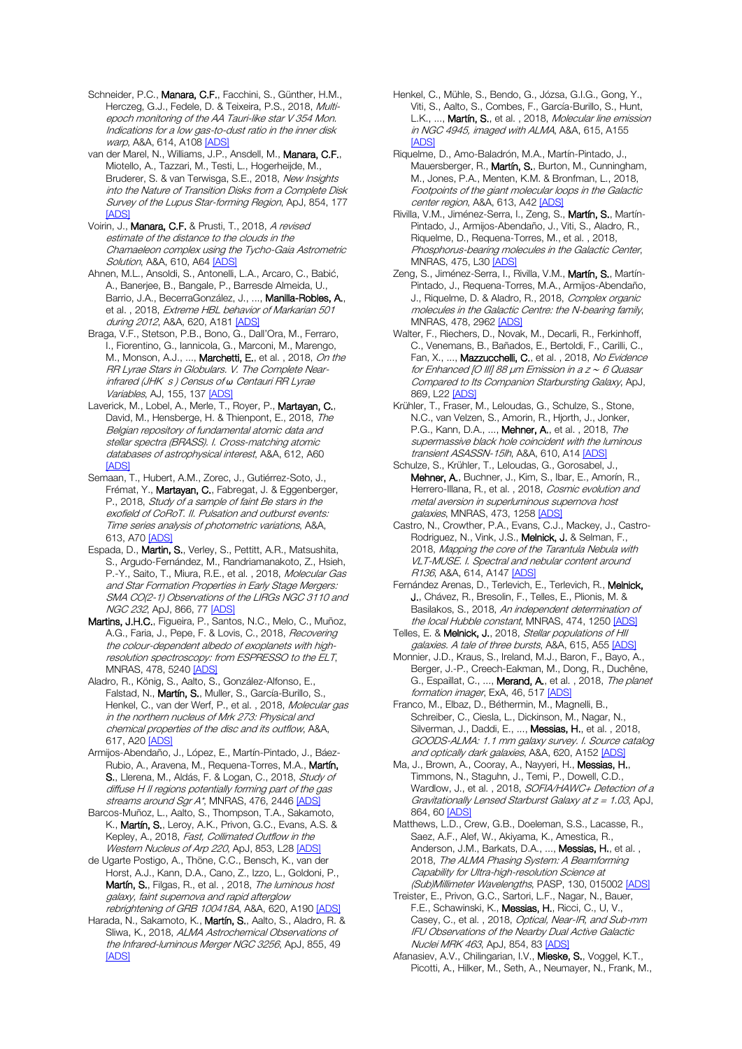Schneider, P.C., **Manara, C.F.**, Facchini, S., Günther, H.M., Herczeg, G.J., Fedele, D. & Teixeira, P.S., 2018, *Multi-epoch monitoring of the AA Tauri-like star V 354 Mon. Indications for a low gas-to-dust ratio in the inner disk warp*, A&A, 614, A108 [ADS]

van der Marel, N., Williams, J.P., Ansdell, M., **Manara, C.F.**, Miotello, A., Tazzari, M., Testi, L., Hogerheijde, M., Bruderer, S. & van Terwisga, S.E., 2018, *New Insights into the Nature of Transition Disks from a Complete Disk Survey of the Lupus Star-forming Region*, ApJ, 854, 177 [ADS]

Voirin, J., **Manara, C.F.** & Prusti, T., 2018, *A revised estimate of the distance to the clouds in the Chamaeleon complex using the Tycho-Gaia Astrometric Solution*, A&A, 610, A64 [ADS]

Ahnen, M.L., Ansoldi, S., Antonelli, L.A., Arcaro, C., Babić, A., Banerjee, B., Bangale, P., Barresde Almeida, U., Barrio, J.A., BecerraGonzález, J., ..., **Manilla-Robles, A.**, et al. , 2018, *Extreme HBL behavior of Markarian 501 during 2012*, A&A, 620, A181 [ADS]

Braga, V.F., Stetson, P.B., Bono, G., Dall'Ora, M., Ferraro, I., Fiorentino, G., Iannicola, G., Marconi, M., Marengo, M., Monson, A.J., ..., **Marchetti, E.**, et al. , 2018, *On the RR Lyrae Stars in Globulars. V. The Complete Near-infrared (JHK s ) Census of ω Centauri RR Lyrae Variables*, AJ, 155, 137 [ADS]

Laverick, M., Lobel, A., Merle, T., Royer, P., **Martayan, C.**, David, M., Hensberge, H. & Thienpont, E., 2018, *The Belgian repository of fundamental atomic data and stellar spectra (BRASS). I. Cross-matching atomic databases of astrophysical interest*, A&A, 612, A60 [ADS]

Semaan, T., Hubert, A.M., Zorec, J., Gutiérrez-Soto, J., Frémat, Y., **Martayan, C.**, Fabregat, J. & Eggenberger, P., 2018, *Study of a sample of faint Be stars in the exofield of CoRoT. II. Pulsation and outburst events: Time series analysis of photometric variations*, A&A, 613, A70 [ADS]

Espada, D., **Martin, S.**, Verley, S., Pettitt, A.R., Matsushita, S., Argudo-Fernández, M., Randriamanakoto, Z., Hsieh, P.-Y., Saito, T., Miura, R.E., et al. , 2018, *Molecular Gas and Star Formation Properties in Early Stage Mergers: SMA CO(2-1) Observations of the LIRGs NGC 3110 and NGC 232*, ApJ, 866, 77 [ADS]

**Martins, J.H.C.**, Figueira, P., Santos, N.C., Melo, C., Muñoz, A.G., Faria, J., Pepe, F. & Lovis, C., 2018, *Recovering the colour-dependent albedo of exoplanets with high-resolution spectroscopy: from ESPRESSO to the ELT*, MNRAS, 478, 5240 [ADS]

Aladro, R., König, S., Aalto, S., González-Alfonso, E., Falstad, N., **Martín, S.**, Muller, S., García-Burillo, S., Henkel, C., van der Werf, P., et al. , 2018, *Molecular gas in the northern nucleus of Mrk 273: Physical and chemical properties of the disc and its outflow*, A&A, 617, A20 [ADS]

Armijos-Abendaño, J., López, E., Martín-Pintado, J., Báez-Rubio, A., Aravena, M., Requena-Torres, M.A., **Martín, S.**, Llerena, M., Aldás, F. & Logan, C., 2018, *Study of diffuse H II regions potentially forming part of the gas streams around Sgr A**, MNRAS, 476, 2446 [ADS]

Barcos-Muñoz, L., Aalto, S., Thompson, T.A., Sakamoto, K., **Martín, S.**, Leroy, A.K., Privon, G.C., Evans, A.S. & Kepley, A., 2018, *Fast, Collimated Outflow in the Western Nucleus of Arp 220*, ApJ, 853, L28 [ADS]

de Ugarte Postigo, A., Thöne, C.C., Bensch, K., van der Horst, A.J., Kann, D.A., Cano, Z., Izzo, L., Goldoni, P., **Martín, S.**, Filgas, R., et al. , 2018, *The luminous host galaxy, faint supernova and rapid afterglow rebrightening of GRB 100418A*, A&A, 620, A190 [ADS]

Harada, N., Sakamoto, K., **Martín, S.**, Aalto, S., Aladro, R. & Sliwa, K., 2018, *ALMA Astrochemical Observations of the Infrared-luminous Merger NGC 3256*, ApJ, 855, 49 [ADS]

Henkel, C., Mühle, S., Bendo, G., Józsa, G.I.G., Gong, Y., Viti, S., Aalto, S., Combes, F., García-Burillo, S., Hunt, L.K., ..., **Martín, S.**, et al. , 2018, *Molecular line emission in NGC 4945, imaged with ALMA*, A&A, 615, A155 [ADS]

Riquelme, D., Amo-Baladrón, M.A., Martín-Pintado, J., Mauersberger, R., **Martín, S.**, Burton, M., Cunningham, M., Jones, P.A., Menten, K.M. & Bronfman, L., 2018, *Footprints of the giant molecular loops in the Galactic center region*, A&A, 613, A42 [ADS]

Rivilla, V.M., Jiménez-Serra, I., Zeng, S., **Martín, S.**, Martín-Pintado, J., Armijos-Abendaño, J., Viti, S., Aladro, R., Riquelme, D., Requena-Torres, M., et al. , 2018, *Phosphorus-bearing molecules in the Galactic Center*, MNRAS, 475, L30 [ADS]

Zeng, S., Jiménez-Serra, I., Rivilla, V.M., **Martín, S.**, Martín-Pintado, J., Requena-Torres, M.A., Armijos-Abendaño, J., Riquelme, D. & Aladro, R., 2018, *Complex organic molecules in the Galactic Centre: the N-bearing family*, MNRAS, 478, 2962 [ADS]

Walter, F., Riechers, D., Novak, M., Decarli, R., Ferkinhoff, C., Venemans, B., Bañados, E., Bertoldi, F., Carilli, C., Fan, X., ..., **Mazzucchelli, C.**, et al. , 2018, *No Evidence for Enhanced [O III] 88 μm Emission in a z ~ 6 Quasar Compared to Its Companion Starbursting Galaxy*, ApJ, 869, L22 [ADS]

Krühler, T., Fraser, M., Leloudas, G., Schulze, S., Stone, N.C., van Velzen, S., Amorin, R., Hjorth, J., Jonker, P.G., Kann, D.A., ..., **Mehner, A.**, et al. , 2018, *The supermassive black hole coincident with the luminous transient ASASSN-15lh*, A&A, 610, A14 [ADS]

Schulze, S., Krühler, T., Leloudas, G., Gorosabel, J., **Mehner, A.**, Buchner, J., Kim, S., Ibar, E., Amorín, R., Herrero-Illana, R., et al. , 2018, *Cosmic evolution and metal aversion in superluminous supernova host galaxies*, MNRAS, 473, 1258 [ADS]

Castro, N., Crowther, P.A., Evans, C.J., Mackey, J., Castro-Rodriguez, N., Vink, J.S., **Melnick, J.** & Selman, F., 2018, *Mapping the core of the Tarantula Nebula with VLT-MUSE. I. Spectral and nebular content around R136*, A&A, 614, A147 [ADS]

Fernández Arenas, D., Terlevich, E., Terlevich, R., **Melnick, J.**, Chávez, R., Bresolin, F., Telles, E., Plionis, M. & Basilakos, S., 2018, *An independent determination of the local Hubble constant*, MNRAS, 474, 1250 [ADS]

Telles, E. & **Melnick, J.**, 2018, *Stellar populations of HII galaxies. A tale of three bursts*, A&A, 615, A55 [ADS]

Monnier, J.D., Kraus, S., Ireland, M.J., Baron, F., Bayo, A., Berger, J.-P., Creech-Eakman, M., Dong, R., Duchêne, G., Espaillat, C., ..., **Merand, A.**, et al. , 2018, *The planet formation imager*, ExA, 46, 517 [ADS]

Franco, M., Elbaz, D., Béthermin, M., Magnelli, B., Schreiber, C., Ciesla, L., Dickinson, M., Nagar, N., Silverman, J., Daddi, E., ..., **Messias, H.**, et al. , 2018, *GOODS-ALMA: 1.1 mm galaxy survey. I. Source catalog and optically dark galaxies*, A&A, 620, A152 [ADS]

Ma, J., Brown, A., Cooray, A., Nayyeri, H., **Messias, H.**, Timmons, N., Staguhn, J., Temi, P., Dowell, C.D., Wardlow, J., et al. , 2018, *SOFIA/HAWC+ Detection of a Gravitationally Lensed Starburst Galaxy at z = 1.03*, ApJ, 864, 60 [ADS]

Matthews, L.D., Crew, G.B., Doeleman, S.S., Lacasse, R., Saez, A.F., Alef, W., Akiyama, K., Amestica, R., Anderson, J.M., Barkats, D.A., ..., **Messias, H.**, et al. , 2018, *The ALMA Phasing System: A Beamforming Capability for Ultra-high-resolution Science at (Sub)Millimeter Wavelengths*, PASP, 130, 015002 [ADS]

Treister, E., Privon, G.C., Sartori, L.F., Nagar, N., Bauer, F.E., Schawinski, K., **Messias, H.**, Ricci, C., U, V., Casey, C., et al. , 2018, *Optical, Near-IR, and Sub-mm IFU Observations of the Nearby Dual Active Galactic Nuclei MRK 463*, ApJ, 854, 83 [ADS]

Afanasiev, A.V., Chilingarian, I.V., **Mieske, S.**, Voggel, K.T., Picotti, A., Hilker, M., Seth, A., Neumayer, N., Frank, M.,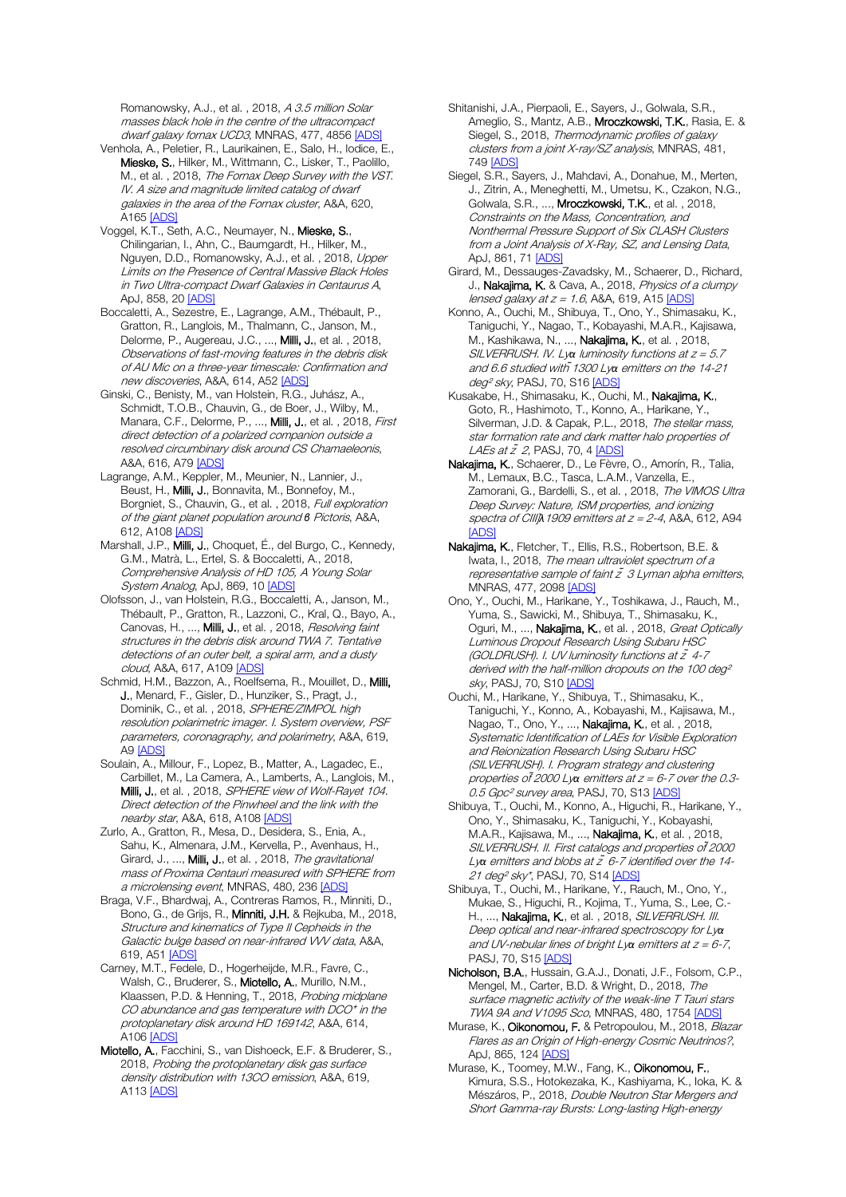Romanowsky, A.J., et al. , 2018, *A 3.5 million Solar masses black hole in the centre of the ultracompact dwarf galaxy fornax UCD3*, MNRAS, 477, 4856 [ADS]

Venhola, A., Peletier, R., Laurikainen, E., Salo, H., Iodice, E., **Mieske, S.**, Hilker, M., Wittmann, C., Lisker, T., Paolillo, M., et al. , 2018, *The Fornax Deep Survey with the VST. IV. A size and magnitude limited catalog of dwarf galaxies in the area of the Fornax cluster*, A&A, 620, A165 [ADS]

Voggel, K.T., Seth, A.C., Neumayer, N., **Mieske, S.**, Chilingarian, I., Ahn, C., Baumgardt, H., Hilker, M., Nguyen, D.D., Romanowsky, A.J., et al. , 2018, *Upper Limits on the Presence of Central Massive Black Holes in Two Ultra-compact Dwarf Galaxies in Centaurus A*, ApJ, 858, 20 [ADS]

Boccaletti, A., Sezestre, E., Lagrange, A.M., Thébault, P., Gratton, R., Langlois, M., Thalmann, C., Janson, M., Delorme, P., Augereau, J.C., ..., **Milli, J.**, et al. , 2018, *Observations of fast-moving features in the debris disk of AU Mic on a three-year timescale: Confirmation and new discoveries*, A&A, 614, A52 [ADS]

Ginski, C., Benisty, M., van Holstein, R.G., Juhász, A., Schmidt, T.O.B., Chauvin, G., de Boer, J., Wilby, M., Manara, C.F., Delorme, P., ..., **Milli, J.**, et al. , 2018, *First direct detection of a polarized companion outside a resolved circumbinary disk around CS Chamaeleonis*, A&A, 616, A79 [ADS]

Lagrange, A.M., Keppler, M., Meunier, N., Lannier, J., Beust, H., **Milli, J.**, Bonnavita, M., Bonnefoy, M., Borgniet, S., Chauvin, G., et al. , 2018, *Full exploration of the giant planet population around β Pictoris*, A&A, 612, A108 [ADS]

Marshall, J.P., **Milli, J.**, Choquet, É., del Burgo, C., Kennedy, G.M., Matrà, L., Ertel, S. & Boccaletti, A., 2018, *Comprehensive Analysis of HD 105, A Young Solar System Analog*, ApJ, 869, 10 [ADS]

Olofsson, J., van Holstein, R.G., Boccaletti, A., Janson, M., Thébault, P., Gratton, R., Lazzoni, C., Kral, Q., Bayo, A., Canovas, H., ..., **Milli, J.**, et al. , 2018, *Resolving faint structures in the debris disk around TWA 7. Tentative detections of an outer belt, a spiral arm, and a dusty cloud*, A&A, 617, A109 [ADS]

Schmid, H.M., Bazzon, A., Roelfsema, R., Mouillet, D., **Milli, J.**, Menard, F., Gisler, D., Hunziker, S., Pragt, J., Dominik, C., et al. , 2018, *SPHERE/ZIMPOL high resolution polarimetric imager. I. System overview, PSF parameters, coronagraphy, and polarimetry*, A&A, 619, A9 [ADS]

Soulain, A., Millour, F., Lopez, B., Matter, A., Lagadec, E., Carbillet, M., La Camera, A., Lamberts, A., Langlois, M., **Milli, J.**, et al. , 2018, *SPHERE view of Wolf-Rayet 104. Direct detection of the Pinwheel and the link with the nearby star*, A&A, 618, A108 [ADS]

Zurlo, A., Gratton, R., Mesa, D., Desidera, S., Enia, A., Sahu, K., Almenara, J.M., Kervella, P., Avenhaus, H., Girard, J., ..., **Milli, J.**, et al. , 2018, *The gravitational mass of Proxima Centauri measured with SPHERE from a microlensing event*, MNRAS, 480, 236 [ADS]

Braga, V.F., Bhardwaj, A., Contreras Ramos, R., Minniti, D., Bono, G., de Grijs, R., **Minniti, J.H.** & Rejkuba, M., 2018, *Structure and kinematics of Type II Cepheids in the Galactic bulge based on near-infrared VVV data*, A&A, 619, A51 [ADS]

Carney, M.T., Fedele, D., Hogerheijde, M.R., Favre, C., Walsh, C., Bruderer, S., **Miotello, A.**, Murillo, N.M., Klaassen, P.D. & Henning, T., 2018, *Probing midplane CO abundance and gas temperature with DCO+ in the protoplanetary disk around HD 169142*, A&A, 614, A106 [ADS]

**Miotello, A.**, Facchini, S., van Dishoeck, E.F. & Bruderer, S., 2018, *Probing the protoplanetary disk gas surface density distribution with 13CO emission*, A&A, 619, A113 [ADS]

Shitanishi, J.A., Pierpaoli, E., Sayers, J., Golwala, S.R., Ameglio, S., Mantz, A.B., **Mroczkowski, T.K.**, Rasia, E. & Siegel, S., 2018, *Thermodynamic profiles of galaxy clusters from a joint X-ray/SZ analysis*, MNRAS, 481, 749 [ADS]

Siegel, S.R., Sayers, J., Mahdavi, A., Donahue, M., Merten, J., Zitrin, A., Meneghetti, M., Umetsu, K., Czakon, N.G., Golwala, S.R., ..., **Mroczkowski, T.K.**, et al. , 2018, *Constraints on the Mass, Concentration, and Nonthermal Pressure Support of Six CLASH Clusters from a Joint Analysis of X-Ray, SZ, and Lensing Data*, ApJ, 861, 71 [ADS]

Girard, M., Dessauges-Zavadsky, M., Schaerer, D., Richard, J., **Nakajima, K.** & Cava, A., 2018, *Physics of a clumpy lensed galaxy at z = 1.6*, A&A, 619, A15 [ADS]

Konno, A., Ouchi, M., Shibuya, T., Ono, Y., Shimasaku, K., Taniguchi, Y., Nagao, T., Kobayashi, M.A.R., Kajisawa, M., Kashikawa, N., ..., **Nakajima, K.**, et al. , 2018, *SILVERRUSH. IV. Lyα luminosity functions at z = 5.7 and 6.6 studied with ~1300 Lyα emitters on the 14-21 deg² sky*, PASJ, 70, S16 [ADS]

Kusakabe, H., Shimasaku, K., Ouchi, M., **Nakajima, K.**, Goto, R., Hashimoto, T., Konno, A., Harikane, Y., Silverman, J.D. & Capak, P.L., 2018, *The stellar mass, star formation rate and dark matter halo properties of LAEs at z ~ 2*, PASJ, 70, 4 [ADS]

**Nakajima, K.**, Schaerer, D., Le Fèvre, O., Amorín, R., Talia, M., Lemaux, B.C., Tasca, L.A.M., Vanzella, E., Zamorani, G., Bardelli, S., et al. , 2018, *The VIMOS Ultra Deep Survey: Nature, ISM properties, and ionizing spectra of CIII]λ1909 emitters at z = 2-4*, A&A, 612, A94 [ADS]

**Nakajima, K.**, Fletcher, T., Ellis, R.S., Robertson, B.E. & Iwata, I., 2018, *The mean ultraviolet spectrum of a representative sample of faint z ~ 3 Lyman alpha emitters*, MNRAS, 477, 2098 [ADS]

Ono, Y., Ouchi, M., Harikane, Y., Toshikawa, J., Rauch, M., Yuma, S., Sawicki, M., Shibuya, T., Shimasaku, K., Oguri, M., ..., **Nakajima, K.**, et al. , 2018, *Great Optically Luminous Dropout Research Using Subaru HSC (GOLDRUSH). I. UV luminosity functions at z ~ 4-7 derived with the half-million dropouts on the 100 deg² sky*, PASJ, 70, S10 [ADS]

Ouchi, M., Harikane, Y., Shibuya, T., Shimasaku, K., Taniguchi, Y., Konno, A., Kobayashi, M., Kajisawa, M., Nagao, T., Ono, Y., ..., **Nakajima, K.**, et al. , 2018, *Systematic Identification of LAEs for Visible Exploration and Reionization Research Using Subaru HSC (SILVERRUSH). I. Program strategy and clustering properties of ~2000 Lyα emitters at z = 6-7 over the 0.3-0.5 Gpc² survey area*, PASJ, 70, S13 [ADS]

Shibuya, T., Ouchi, M., Konno, A., Higuchi, R., Harikane, Y., Ono, Y., Shimasaku, K., Taniguchi, Y., Kobayashi, M.A.R., Kajisawa, M., ..., **Nakajima, K.**, et al. , 2018, *SILVERRUSH. II. First catalogs and properties of ~2000 Lyα emitters and blobs at z ~ 6-7 identified over the 14-21 deg² sky*, PASJ, 70, S14 [ADS]

Shibuya, T., Ouchi, M., Harikane, Y., Rauch, M., Ono, Y., Mukae, S., Higuchi, R., Kojima, T., Yuma, S., Lee, C.-H., ..., **Nakajima, K.**, et al. , 2018, *SILVERRUSH. III. Deep optical and near-infrared spectroscopy for Lyα and UV-nebular lines of bright Lyα emitters at z = 6-7*, PASJ, 70, S15 [ADS]

**Nicholson, B.A.**, Hussain, G.A.J., Donati, J.F., Folsom, C.P., Mengel, M., Carter, B.D. & Wright, D., 2018, *The surface magnetic activity of the weak-line T Tauri stars TWA 9A and V1095 Sco*, MNRAS, 480, 1754 [ADS]

Murase, K., **Oikonomou, F.** & Petropoulou, M., 2018, *Blazar Flares as an Origin of High-energy Cosmic Neutrinos?*, ApJ, 865, 124 [ADS]

Murase, K., Toomey, M.W., Fang, K., **Oikonomou, F.**, Kimura, S.S., Hotokezaka, K., Kashiyama, K., Ioka, K. & Mészáros, P., 2018, *Double Neutron Star Mergers and Short Gamma-ray Bursts: Long-lasting High-energy*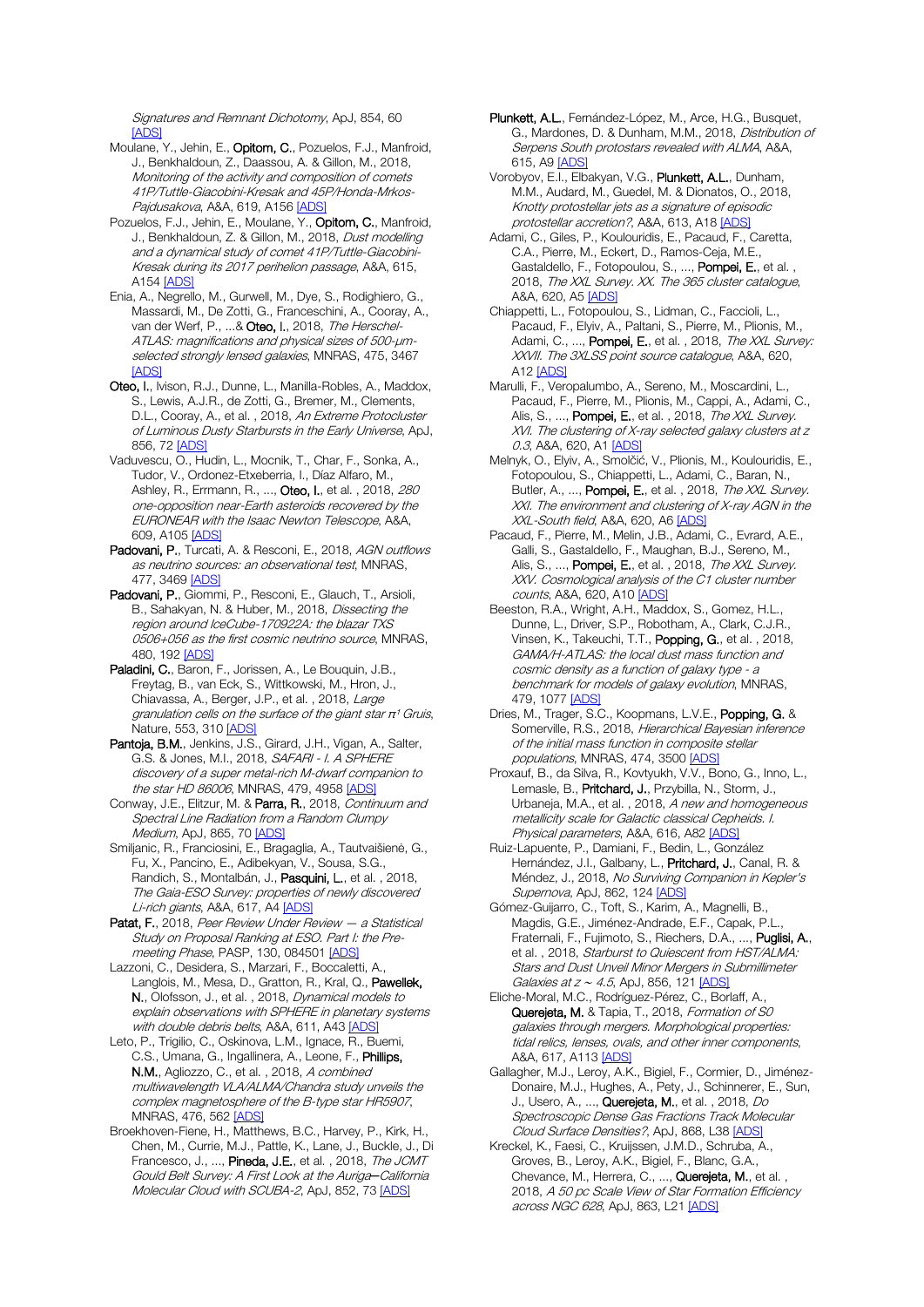*Signatures and Remnant Dichotomy*, ApJ, 854, 60 [ADS]

Moulane, Y., Jehin, E., **Opitom, C.**, Pozuelos, F.J., Manfroid, J., Benkhaldoun, Z., Daassou, A. & Gillon, M., 2018, *Monitoring of the activity and composition of comets 41P/Tuttle-Giacobini-Kresak and 45P/Honda-Mrkos-Pajdusakova*, A&A, 619, A156 [ADS]

Pozuelos, F.J., Jehin, E., Moulane, Y., **Opitom, C.**, Manfroid, J., Benkhaldoun, Z. & Gillon, M., 2018, *Dust modelling and a dynamical study of comet 41P/Tuttle-Giacobini-Kresak during its 2017 perihelion passage*, A&A, 615, A154 [ADS]

Enia, A., Negrello, M., Gurwell, M., Dye, S., Rodighiero, G., Massardi, M., De Zotti, G., Franceschini, A., Cooray, A., van der Werf, P., ...& **Oteo, I.**, 2018, *The Herschel-ATLAS: magnifications and physical sizes of 500-μm-selected strongly lensed galaxies*, MNRAS, 475, 3467 [ADS]

**Oteo, I.**, Ivison, R.J., Dunne, L., Manilla-Robles, A., Maddox, S., Lewis, A.J.R., de Zotti, G., Bremer, M., Clements, D.L., Cooray, A., et al. , 2018, *An Extreme Protocluster of Luminous Dusty Starbursts in the Early Universe*, ApJ, 856, 72 [ADS]

Vaduvescu, O., Hudin, L., Mocnik, T., Char, F., Sonka, A., Tudor, V., Ordonez-Etxeberria, I., Díaz Alfaro, M., Ashley, R., Errmann, R., ..., **Oteo, I.**, et al. , 2018, *280 one-opposition near-Earth asteroids recovered by the EURONEAR with the Isaac Newton Telescope*, A&A, 609, A105 [ADS]

**Padovani, P.**, Turcati, A. & Resconi, E., 2018, *AGN outflows as neutrino sources: an observational test*, MNRAS, 477, 3469 [ADS]

**Padovani, P.**, Giommi, P., Resconi, E., Glauch, T., Arsioli, B., Sahakyan, N. & Huber, M., 2018, *Dissecting the region around IceCube-170922A: the blazar TXS 0506+056 as the first cosmic neutrino source*, MNRAS, 480, 192 [ADS]

**Paladini, C.**, Baron, F., Jorissen, A., Le Bouquin, J.B., Freytag, B., van Eck, S., Wittkowski, M., Hron, J., Chiavassa, A., Berger, J.P., et al. , 2018, *Large granulation cells on the surface of the giant star π¹ Gruis*, Nature, 553, 310 [ADS]

**Pantoja, B.M.**, Jenkins, J.S., Girard, J.H., Vigan, A., Salter, G.S. & Jones, M.I., 2018, *SAFARI - I. A SPHERE discovery of a super metal-rich M-dwarf companion to the star HD 86006*, MNRAS, 479, 4958 [ADS]

Conway, J.E., Elitzur, M. & **Parra, R.**, 2018, *Continuum and Spectral Line Radiation from a Random Clumpy Medium*, ApJ, 865, 70 [ADS]

Smiljanic, R., Franciosini, E., Bragaglia, A., Tautvaišienė, G., Fu, X., Pancino, E., Adibekyan, V., Sousa, S.G., Randich, S., Montalbán, J., **Pasquini, L.**, et al. , 2018, *The Gaia-ESO Survey: properties of newly discovered Li-rich giants*, A&A, 617, A4 [ADS]

**Patat, F.**, 2018, *Peer Review Under Review — a Statistical Study on Proposal Ranking at ESO. Part I: the Pre-meeting Phase*, PASP, 130, 084501 [ADS]

Lazzoni, C., Desidera, S., Marzari, F., Boccaletti, A., Langlois, M., Mesa, D., Gratton, R., Kral, Q., **Pawellek, N.**, Olofsson, J., et al. , 2018, *Dynamical models to explain observations with SPHERE in planetary systems with double debris belts*, A&A, 611, A43 [ADS]

Leto, P., Trigilio, C., Oskinova, L.M., Ignace, R., Buemi, C.S., Umana, G., Ingallinera, A., Leone, F., **Phillips, N.M.**, Agliozzo, C., et al. , 2018, *A combined multiwavelength VLA/ALMA/Chandra study unveils the complex magnetosphere of the B-type star HR5907*, MNRAS, 476, 562 [ADS]

Broekhoven-Fiene, H., Matthews, B.C., Harvey, P., Kirk, H., Chen, M., Currie, M.J., Pattle, K., Lane, J., Buckle, J., Di Francesco, J., ..., **Pineda, J.E.**, et al. , 2018, *The JCMT Gould Belt Survey: A First Look at the Auriga–California Molecular Cloud with SCUBA-2*, ApJ, 852, 73 [ADS]

**Plunkett, A.L.**, Fernández-López, M., Arce, H.G., Busquet, G., Mardones, D. & Dunham, M.M., 2018, *Distribution of Serpens South protostars revealed with ALMA*, A&A, 615, A9 [ADS]

Vorobyov, E.I., Elbakyan, V.G., **Plunkett, A.L.**, Dunham, M.M., Audard, M., Guedel, M. & Dionatos, O., 2018, *Knotty protostellar jets as a signature of episodic protostellar accretion?*, A&A, 613, A18 [ADS]

Adami, C., Giles, P., Koulouridis, E., Pacaud, F., Caretta, C.A., Pierre, M., Eckert, D., Ramos-Ceja, M.E., Gastaldello, F., Fotopoulou, S., ..., **Pompei, E.**, et al. , 2018, *The XXL Survey. XX. The 365 cluster catalogue*, A&A, 620, A5 [ADS]

Chiappetti, L., Fotopoulou, S., Lidman, C., Faccioli, L., Pacaud, F., Elyiv, A., Paltani, S., Pierre, M., Plionis, M., Adami, C., ..., **Pompei, E.**, et al. , 2018, *The XXL Survey: XXVII. The 3XLSS point source catalogue*, A&A, 620, A12 [ADS]

Marulli, F., Veropalumbo, A., Sereno, M., Moscardini, L., Pacaud, F., Pierre, M., Plionis, M., Cappi, A., Adami, C., Alis, S., ..., **Pompei, E.**, et al. , 2018, *The XXL Survey. XVI. The clustering of X-ray selected galaxy clusters at z 0.3*, A&A, 620, A1 [ADS]

Melnyk, O., Elyiv, A., Smolčić, V., Plionis, M., Koulouridis, E., Fotopoulou, S., Chiappetti, L., Adami, C., Baran, N., Butler, A., ..., **Pompei, E.**, et al. , 2018, *The XXL Survey. XXI. The environment and clustering of X-ray AGN in the XXL-South field*, A&A, 620, A6 [ADS]

Pacaud, F., Pierre, M., Melin, J.B., Adami, C., Evrard, A.E., Galli, S., Gastaldello, F., Maughan, B.J., Sereno, M., Alis, S., ..., **Pompei, E.**, et al. , 2018, *The XXL Survey. XXV. Cosmological analysis of the C1 cluster number counts*, A&A, 620, A10 [ADS]

Beeston, R.A., Wright, A.H., Maddox, S., Gomez, H.L., Dunne, L., Driver, S.P., Robotham, A., Clark, C.J.R., Vinsen, K., Takeuchi, T.T., **Popping, G.**, et al. , 2018, *GAMA/H-ATLAS: the local dust mass function and cosmic density as a function of galaxy type - a benchmark for models of galaxy evolution*, MNRAS, 479, 1077 [ADS]

Dries, M., Trager, S.C., Koopmans, L.V.E., **Popping, G.** & Somerville, R.S., 2018, *Hierarchical Bayesian inference of the initial mass function in composite stellar populations*, MNRAS, 474, 3500 [ADS]

Proxauf, B., da Silva, R., Kovtyukh, V.V., Bono, G., Inno, L., Lemasle, B., **Pritchard, J.**, Przybilla, N., Storm, J., Urbaneja, M.A., et al. , 2018, *A new and homogeneous metallicity scale for Galactic classical Cepheids. I. Physical parameters*, A&A, 616, A82 [ADS]

Ruiz-Lapuente, P., Damiani, F., Bedin, L., González Hernández, J.I., Galbany, L., **Pritchard, J.**, Canal, R. & Méndez, J., 2018, *No Surviving Companion in Kepler's Supernova*, ApJ, 862, 124 [ADS]

Gómez-Guijarro, C., Toft, S., Karim, A., Magnelli, B., Magdis, G.E., Jiménez-Andrade, E.F., Capak, P.L., Fraternali, F., Fujimoto, S., Riechers, D.A., ..., **Puglisi, A.**, et al. , 2018, *Starburst to Quiescent from HST/ALMA: Stars and Dust Unveil Minor Mergers in Submillimeter Galaxies at z ~ 4.5*, ApJ, 856, 121 [ADS]

Eliche-Moral, M.C., Rodríguez-Pérez, C., Borlaff, A., **Querejeta, M.** & Tapia, T., 2018, *Formation of S0 galaxies through mergers. Morphological properties: tidal relics, lenses, ovals, and other inner components*, A&A, 617, A113 [ADS]

Gallagher, M.J., Leroy, A.K., Bigiel, F., Cormier, D., Jiménez-Donaire, M.J., Hughes, A., Pety, J., Schinnerer, E., Sun, J., Usero, A., ..., **Querejeta, M.**, et al. , 2018, *Do Spectroscopic Dense Gas Fractions Track Molecular Cloud Surface Densities?*, ApJ, 868, L38 [ADS]

Kreckel, K., Faesi, C., Kruijssen, J.M.D., Schruba, A., Groves, B., Leroy, A.K., Bigiel, F., Blanc, G.A., Chevance, M., Herrera, C., ..., **Querejeta, M.**, et al. , 2018, *A 50 pc Scale View of Star Formation Efficiency across NGC 628*, ApJ, 863, L21 [ADS]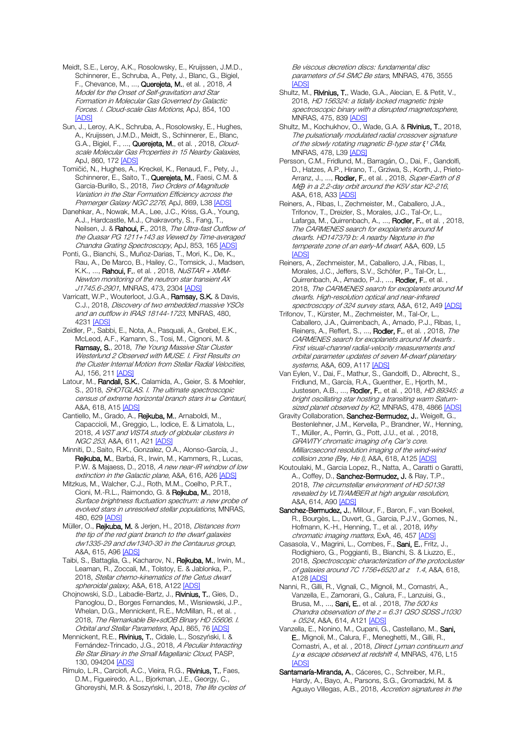Meidt, S.E., Leroy, A.K., Rosolowsky, E., Kruijssen, J.M.D., Schinnerer, E., Schruba, A., Pety, J., Blanc, G., Bigiel, F., Chevance, M., ..., **Querejeta, M.**, et al. , 2018, *A Model for the Onset of Self-gravitation and Star Formation in Molecular Gas Governed by Galactic Forces. I. Cloud-scale Gas Motions*, ApJ, 854, 100 [ADS]

Sun, J., Leroy, A.K., Schruba, A., Rosolowsky, E., Hughes, A., Kruijssen, J.M.D., Meidt, S., Schinnerer, E., Blanc, G.A., Bigiel, F., ..., **Querejeta, M.**, et al. , 2018, *Cloud-scale Molecular Gas Properties in 15 Nearby Galaxies*, ApJ, 860, 172 [ADS]

Tomičić, N., Hughes, A., Kreckel, K., Renaud, F., Pety, J., Schinnerer, E., Saito, T., **Querejeta, M.**, Faesi, C.M. & Garcia-Burillo, S., 2018, *Two Orders of Magnitude Variation in the Star Formation Efficiency across the Premerger Galaxy NGC 2276*, ApJ, 869, L38 [ADS]

Danehkar, A., Nowak, M.A., Lee, J.C., Kriss, G.A., Young, A.J., Hardcastle, M.J., Chakravorty, S., Fang, T., Neilsen, J. & **Rahoui, F.**, 2018, *The Ultra-fast Outflow of the Quasar PG 1211+143 as Viewed by Time-averaged Chandra Grating Spectroscopy*, ApJ, 853, 165 [ADS]

Ponti, G., Bianchi, S., Muñoz-Darias, T., Mori, K., De, K., Rau, A., De Marco, B., Hailey, C., Tomsick, J., Madsen, K.K., ..., **Rahoui, F.**, et al. , 2018, *NuSTAR + XMM-Newton monitoring of the neutron star transient AX J1745.6-2901*, MNRAS, 473, 2304 [ADS]

Varricatt, W.P., Wouterloot, J.G.A., **Ramsay, S.K.** & Davis, C.J., 2018, *Discovery of two embedded massive YSOs and an outflow in IRAS 18144-1723*, MNRAS, 480, 4231 [ADS]

Zeidler, P., Sabbi, E., Nota, A., Pasquali, A., Grebel, E.K., McLeod, A.F., Kamann, S., Tosi, M., Cignoni, M. & **Ramsay, S.**, 2018, *The Young Massive Star Cluster Westerlund 2 Observed with MUSE. I. First Results on the Cluster Internal Motion from Stellar Radial Velocities*, AJ, 156, 211 [ADS]

Latour, M., **Randall, S.K.**, Calamida, A., Geier, S. & Moehler, S., 2018, *SHOTGLAS. I. The ultimate spectroscopic census of extreme horizontal branch stars in ω Centauri*, A&A, 618, A15 [ADS]

Cantiello, M., Grado, A., **Rejkuba, M.**, Arnaboldi, M., Capaccioli, M., Greggio, L., Iodice, E. & Limatola, L., 2018, *A VST and VISTA study of globular clusters in NGC 253*, A&A, 611, A21 [ADS]

Minniti, D., Saito, R.K., Gonzalez, O.A., Alonso-García, J., **Rejkuba, M.**, Barbá, R., Irwin, M., Kammers, R., Lucas, P.W. & Majaess, D., 2018, *A new near-IR window of low extinction in the Galactic plane*, A&A, 616, A26 [ADS]

Mitzkus, M., Walcher, C.J., Roth, M.M., Coelho, P.R.T., Cioni, M.-R.L., Raimondo, G. & **Rejkuba, M.**, 2018, *Surface brightness fluctuation spectrum: a new probe of evolved stars in unresolved stellar populations*, MNRAS, 480, 629 [ADS]

Müller, O., **Rejkuba, M.** & Jerjen, H., 2018, *Distances from the tip of the red giant branch to the dwarf galaxies dw1335-29 and dw1340-30 in the Centaurus group*, A&A, 615, A96 [ADS]

Taibi, S., Battaglia, G., Kacharov, N., **Rejkuba, M.**, Irwin, M., Leaman, R., Zoccali, M., Tolstoy, E. & Jablonka, P., 2018, *Stellar chemo-kinematics of the Cetus dwarf spheroidal galaxy*, A&A, 618, A122 [ADS]

Chojnowski, S.D., Labadie-Bartz, J., **Rivinius, T.**, Gies, D., Panoglou, D., Borges Fernandes, M., Wisniewski, J.P., Whelan, D.G., Mennickent, R.E., McMillan, R., et al. , 2018, *The Remarkable Be+sdOB Binary HD 55606. I. Orbital and Stellar Parameters*, ApJ, 865, 76 [ADS]

Mennickent, R.E., **Rivinius, T.**, Cidale, L., Soszyński, I. & Fernández-Trincado, J.G., 2018, *A Peculiar Interacting Be Star Binary in the Small Magellanic Cloud*, PASP, 130, 094204 [ADS]

Rímulo, L.R., Carciofi, A.C., Vieira, R.G., **Rivinius, T.**, Faes, D.M., Figueiredo, A.L., Bjorkman, J.E., Georgy, C., Ghoreyshi, M.R. & Soszyński, I., 2018, *The life cycles of Be viscous decretion discs: fundamental disc parameters of 54 SMC Be stars*, MNRAS, 476, 3555 [ADS]

Shultz, M., **Rivinius, T.**, Wade, G.A., Alecian, E. & Petit, V., 2018, *HD 156324: a tidally locked magnetic triple spectroscopic binary with a disrupted magnetosphere*, MNRAS, 475, 839 [ADS]

Shultz, M., Kochukhov, O., Wade, G.A. & **Rivinius, T.**, 2018, *The pulsationally modulated radial crossover signature of the slowly rotating magnetic B-type star ξ¹ CMa*, MNRAS, 478, L39 [ADS]

Persson, C.M., Fridlund, M., Barragán, O., Dai, F., Gandolfi, D., Hatzes, A.P., Hirano, T., Grziwa, S., Korth, J., Prieto-Arranz, J., ..., **Rodler, F.**, et al. , 2018, *Super-Earth of 8 M⊕ in a 2.2-day orbit around the K5V star K2-216*, A&A, 618, A33 [ADS]

Reiners, A., Ribas, I., Zechmeister, M., Caballero, J.A., Trifonov, T., Dreizler, S., Morales, J.C., Tal-Or, L., Lafarga, M., Quirrenbach, A., ..., **Rodler, F.**, et al. , 2018, *The CARMENES search for exoplanets around M dwarfs. HD147379 b: A nearby Neptune in the temperate zone of an early-M dwarf*, A&A, 609, L5 [ADS]

Reiners, A., Zechmeister, M., Caballero, J.A., Ribas, I., Morales, J.C., Jeffers, S.V., Schöfer, P., Tal-Or, L., Quirrenbach, A., Amado, P.J., ..., **Rodler, F.**, et al. , 2018, *The CARMENES search for exoplanets around M dwarfs. High-resolution optical and near-infrared spectroscopy of 324 survey stars*, A&A, 612, A49 [ADS]

Trifonov, T., Kürster, M., Zechmeister, M., Tal-Or, L., Caballero, J.A., Quirrenbach, A., Amado, P.J., Ribas, I., Reiners, A., Reffert, S., ..., **Rodler, F.**, et al. , 2018, *The CARMENES search for exoplanets around M dwarfs . First visual-channel radial-velocity measurements and orbital parameter updates of seven M-dwarf planetary systems*, A&A, 609, A117 [ADS]

Van Eylen, V., Dai, F., Mathur, S., Gandolfi, D., Albrecht, S., Fridlund, M., García, R.A., Guenther, E., Hjorth, M., Justesen, A.B., ..., **Rodler, F.**, et al. , 2018, *HD 89345: a bright oscillating star hosting a transiting warm Saturn-sized planet observed by K2*, MNRAS, 478, 4866 [ADS]

Gravity Collaboration, **Sanchez-Bermudez, J.**, Weigelt, G., Bestenlehner, J.M., Kervella, P., Brandner, W., Henning, T., Müller, A., Perrin, G., Pott, J.U., et al. , 2018, *GRAVITY chromatic imaging of η Car's core. Milliarcsecond resolution imaging of the wind-wind collision zone (Brγ, He I)*, A&A, 618, A125 [ADS]

Koutoulaki, M., Garcia Lopez, R., Natta, A., Caratti o Garatti, A., Coffey, D., **Sanchez-Bermudez, J.** & Ray, T.P., 2018, *The circumstellar environment of HD 50138 revealed by VLTI/AMBER at high angular resolution*, A&A, 614, A90 [ADS]

**Sanchez-Bermudez, J.**, Millour, F., Baron, F., van Boekel, R., Bourgès, L., Duvert, G., Garcia, P.J.V., Gomes, N., Hofmann, K.-H., Henning, T., et al. , 2018, *Why chromatic imaging matters*, ExA, 46, 457 [ADS]

Casasola, V., Magrini, L., Combes, F., **Sani, E.**, Fritz, J., Rodighiero, G., Poggianti, B., Bianchi, S. & Liuzzo, E., 2018, *Spectroscopic characterization of the protocluster of galaxies around 7C 1756+6520 at z ∼ 1.4*, A&A, 618, A128 [ADS]

Nanni, R., Gilli, R., Vignali, C., Mignoli, M., Comastri, A., Vanzella, E., Zamorani, G., Calura, F., Lanzuisi, G., Brusa, M., ..., **Sani, E.**, et al. , 2018, *The 500 ks Chandra observation of the z = 6.31 QSO SDSS J1030 + 0524*, A&A, 614, A121 [ADS]

Vanzella, E., Nonino, M., Cupani, G., Castellano, M., **Sani, E.**, Mignoli, M., Calura, F., Meneghetti, M., Gilli, R., Comastri, A., et al. , 2018, *Direct Lyman continuum and Ly α escape observed at redshift 4*, MNRAS, 476, L15 [ADS]

**Santamaría-Miranda, A.**, Cáceres, C., Schreiber, M.R., Hardy, A., Bayo, A., Parsons, S.G., Gromadzki, M. & Aguayo Villegas, A.B., 2018, *Accretion signatures in the*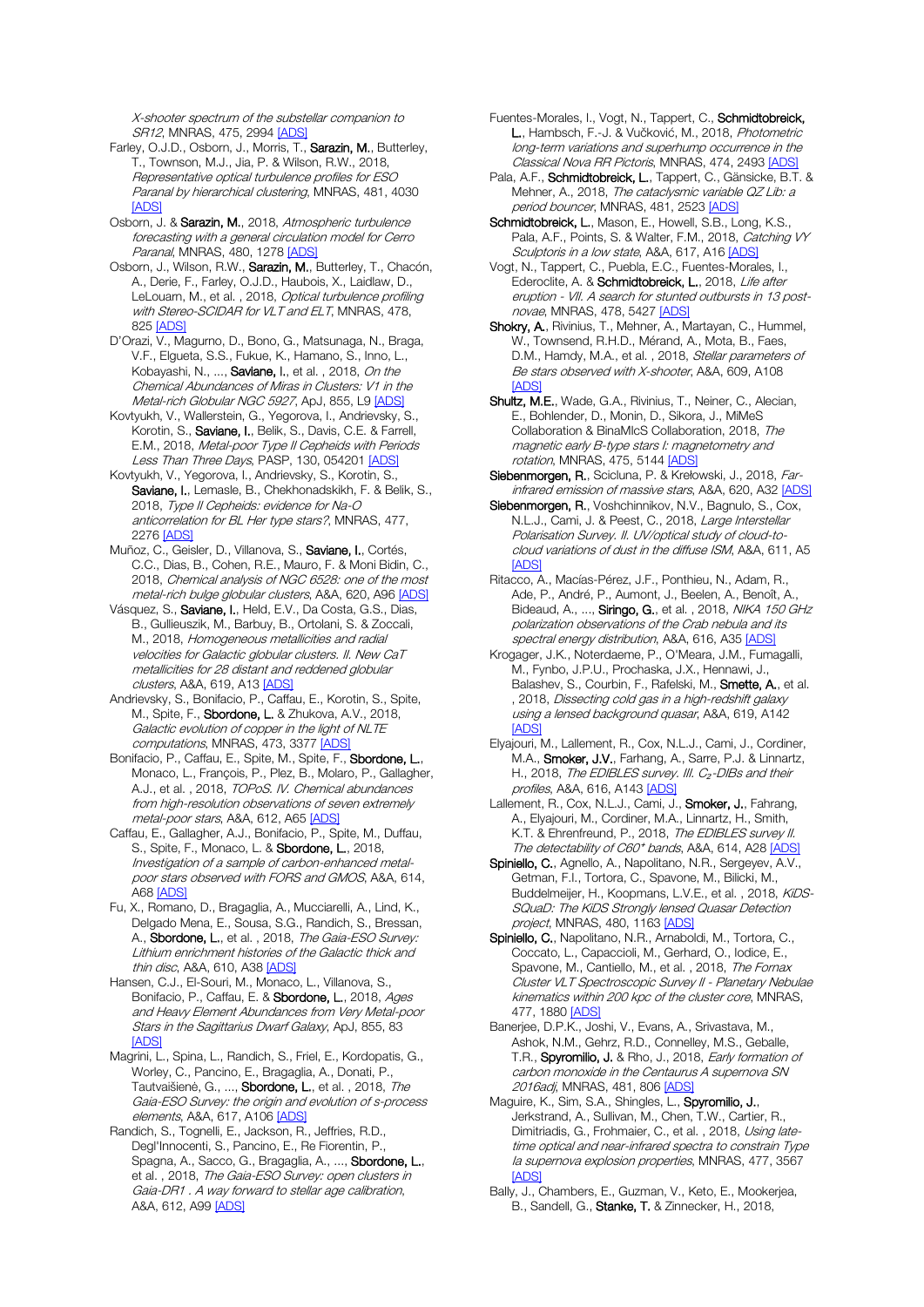*X-shooter spectrum of the substellar companion to SR12*, MNRAS, 475, 2994 [ADS]

Farley, O.J.D., Osborn, J., Morris, T., **Sarazin, M.**, Butterley, T., Townson, M.J., Jia, P. & Wilson, R.W., 2018, *Representative optical turbulence profiles for ESO Paranal by hierarchical clustering*, MNRAS, 481, 4030 [ADS]

Osborn, J. & **Sarazin, M.**, 2018, *Atmospheric turbulence forecasting with a general circulation model for Cerro Paranal*, MNRAS, 480, 1278 [ADS]

Osborn, J., Wilson, R.W., **Sarazin, M.**, Butterley, T., Chacón, A., Derie, F., Farley, O.J.D., Haubois, X., Laidlaw, D., LeLouarn, M., et al. , 2018, *Optical turbulence profiling with Stereo-SCIDAR for VLT and ELT*, MNRAS, 478, 825 [ADS]

D'Orazi, V., Magurno, D., Bono, G., Matsunaga, N., Braga, V.F., Elgueta, S.S., Fukue, K., Hamano, S., Inno, L., Kobayashi, N., ..., **Saviane, I.**, et al. , 2018, *On the Chemical Abundances of Miras in Clusters: V1 in the Metal-rich Globular NGC 5927*, ApJ, 855, L9 [ADS]

Kovtyukh, V., Wallerstein, G., Yegorova, I., Andrievsky, S., Korotin, S., **Saviane, I.**, Belik, S., Davis, C.E. & Farrell, E.M., 2018, *Metal-poor Type II Cepheids with Periods Less Than Three Days*, PASP, 130, 054201 [ADS]

Kovtyukh, V., Yegorova, I., Andrievsky, S., Korotin, S., **Saviane, I.**, Lemasle, B., Chekhonadskikh, F. & Belik, S., 2018, *Type II Cepheids: evidence for Na-O anticorrelation for BL Her type stars?*, MNRAS, 477, 2276 [ADS]

Muñoz, C., Geisler, D., Villanova, S., **Saviane, I.**, Cortés, C.C., Dias, B., Cohen, R.E., Mauro, F. & Moni Bidin, C., 2018, *Chemical analysis of NGC 6528: one of the most metal-rich bulge globular clusters*, A&A, 620, A96 [ADS]

Vásquez, S., **Saviane, I.**, Held, E.V., Da Costa, G.S., Dias, B., Gullieuszik, M., Barbuy, B., Ortolani, S. & Zoccali, M., 2018, *Homogeneous metallicities and radial velocities for Galactic globular clusters. II. New CaT metallicities for 28 distant and reddened globular clusters*, A&A, 619, A13 [ADS]

Andrievsky, S., Bonifacio, P., Caffau, E., Korotin, S., Spite, M., Spite, F., **Sbordone, L.** & Zhukova, A.V., 2018, *Galactic evolution of copper in the light of NLTE computations*, MNRAS, 473, 3377 [ADS]

Bonifacio, P., Caffau, E., Spite, M., Spite, F., **Sbordone, L.**, Monaco, L., François, P., Plez, B., Molaro, P., Gallagher, A.J., et al. , 2018, *TOPoS. IV. Chemical abundances from high-resolution observations of seven extremely metal-poor stars*, A&A, 612, A65 [ADS]

Caffau, E., Gallagher, A.J., Bonifacio, P., Spite, M., Duffau, S., Spite, F., Monaco, L. & **Sbordone, L.**, 2018, *Investigation of a sample of carbon-enhanced metal-poor stars observed with FORS and GMOS*, A&A, 614, A68 [ADS]

Fu, X., Romano, D., Bragaglia, A., Mucciarelli, A., Lind, K., Delgado Mena, E., Sousa, S.G., Randich, S., Bressan, A., **Sbordone, L.**, et al. , 2018, *The Gaia-ESO Survey: Lithium enrichment histories of the Galactic thick and thin disc*, A&A, 610, A38 [ADS]

Hansen, C.J., El-Souri, M., Monaco, L., Villanova, S., Bonifacio, P., Caffau, E. & **Sbordone, L.**, 2018, *Ages and Heavy Element Abundances from Very Metal-poor Stars in the Sagittarius Dwarf Galaxy*, ApJ, 855, 83 [ADS]

Magrini, L., Spina, L., Randich, S., Friel, E., Kordopatis, G., Worley, C., Pancino, E., Bragaglia, A., Donati, P., Tautvaišienė, G., ..., **Sbordone, L.**, et al. , 2018, *The Gaia-ESO Survey: the origin and evolution of s-process elements*, A&A, 617, A106 [ADS]

Randich, S., Tognelli, E., Jackson, R., Jeffries, R.D., Degl'Innocenti, S., Pancino, E., Re Fiorentin, P., Spagna, A., Sacco, G., Bragaglia, A., ..., **Sbordone, L.**, et al. , 2018, *The Gaia-ESO Survey: open clusters in Gaia-DR1 . A way forward to stellar age calibration*, A&A, 612, A99 [ADS]

Fuentes-Morales, I., Vogt, N., Tappert, C., **Schmidtobreick, L.**, Hambsch, F.-J. & Vučković, M., 2018, *Photometric long-term variations and superhump occurrence in the Classical Nova RR Pictoris*, MNRAS, 474, 2493 [ADS]

Pala, A.F., **Schmidtobreick, L.**, Tappert, C., Gänsicke, B.T. & Mehner, A., 2018, *The cataclysmic variable QZ Lib: a period bouncer*, MNRAS, 481, 2523 [ADS]

**Schmidtobreick, L.**, Mason, E., Howell, S.B., Long, K.S., Pala, A.F., Points, S. & Walter, F.M., 2018, *Catching VY Sculptoris in a low state*, A&A, 617, A16 [ADS]

Vogt, N., Tappert, C., Puebla, E.C., Fuentes-Morales, I., Ederoclite, A. & **Schmidtobreick, L.**, 2018, *Life after eruption - VII. A search for stunted outbursts in 13 post-novae*, MNRAS, 478, 5427 [ADS]

**Shokry, A.**, Rivinius, T., Mehner, A., Martayan, C., Hummel, W., Townsend, R.H.D., Mérand, A., Mota, B., Faes, D.M., Hamdy, M.A., et al. , 2018, *Stellar parameters of Be stars observed with X-shooter*, A&A, 609, A108 [ADS]

**Shultz, M.E.**, Wade, G.A., Rivinius, T., Neiner, C., Alecian, E., Bohlender, D., Monin, D., Sikora, J., MiMeS Collaboration & BinaMIcS Collaboration, 2018, *The magnetic early B-type stars I: magnetometry and rotation*, MNRAS, 475, 5144 [ADS]

**Siebenmorgen, R.**, Scicluna, P. & Krełowski, J., 2018, *Far-infrared emission of massive stars*, A&A, 620, A32 [ADS]

**Siebenmorgen, R.**, Voshchinnikov, N.V., Bagnulo, S., Cox, N.L.J., Cami, J. & Peest, C., 2018, *Large Interstellar Polarisation Survey. II. UV/optical study of cloud-to-cloud variations of dust in the diffuse ISM*, A&A, 611, A5 [ADS]

Ritacco, A., Macías-Pérez, J.F., Ponthieu, N., Adam, R., Ade, P., André, P., Aumont, J., Beelen, A., Benoît, A., Bideaud, A., ..., **Siringo, G.**, et al. , 2018, *NIKA 150 GHz polarization observations of the Crab nebula and its spectral energy distribution*, A&A, 616, A35 [ADS]

Krogager, J.K., Noterdaeme, P., O'Meara, J.M., Fumagalli, M., Fynbo, J.P.U., Prochaska, J.X., Hennawi, J., Balashev, S., Courbin, F., Rafelski, M., **Smette, A.**, et al. , 2018, *Dissecting cold gas in a high-redshift galaxy using a lensed background quasar*, A&A, 619, A142 [ADS]

Elyajouri, M., Lallement, R., Cox, N.L.J., Cami, J., Cordiner, M.A., **Smoker, J.V.**, Farhang, A., Sarre, P.J. & Linnartz, H., 2018, *The EDIBLES survey. III. $C_2$-DIBs and their profiles*, A&A, 616, A143 [ADS]

Lallement, R., Cox, N.L.J., Cami, J., **Smoker, J.**, Fahrang, A., Elyajouri, M., Cordiner, M.A., Linnartz, H., Smith, K.T. & Ehrenfreund, P., 2018, *The EDIBLES survey II. The detectability of $C60^+$ bands*, A&A, 614, A28 [ADS]

**Spiniello, C.**, Agnello, A., Napolitano, N.R., Sergeyev, A.V., Getman, F.I., Tortora, C., Spavone, M., Bilicki, M., Buddelmeijer, H., Koopmans, L.V.E., et al. , 2018, *KiDS-SQuaD: The KiDS Strongly lensed Quasar Detection project*, MNRAS, 480, 1163 [ADS]

**Spiniello, C.**, Napolitano, N.R., Arnaboldi, M., Tortora, C., Coccato, L., Capaccioli, M., Gerhard, O., Iodice, E., Spavone, M., Cantiello, M., et al. , 2018, *The Fornax Cluster VLT Spectroscopic Survey II - Planetary Nebulae kinematics within 200 kpc of the cluster core*, MNRAS, 477, 1880 [ADS]

Banerjee, D.P.K., Joshi, V., Evans, A., Srivastava, M., Ashok, N.M., Gehrz, R.D., Connelley, M.S., Geballe, T.R., **Spyromilio, J.** & Rho, J., 2018, *Early formation of carbon monoxide in the Centaurus A supernova SN 2016adj*, MNRAS, 481, 806 [ADS]

Maguire, K., Sim, S.A., Shingles, L., **Spyromilio, J.**, Jerkstrand, A., Sullivan, M., Chen, T.W., Cartier, R., Dimitriadis, G., Frohmaier, C., et al. , 2018, *Using late-time optical and near-infrared spectra to constrain Type Ia supernova explosion properties*, MNRAS, 477, 3567 [ADS]

Bally, J., Chambers, E., Guzman, V., Keto, E., Mookerjea, B., Sandell, G., **Stanke, T.** & Zinnecker, H., 2018,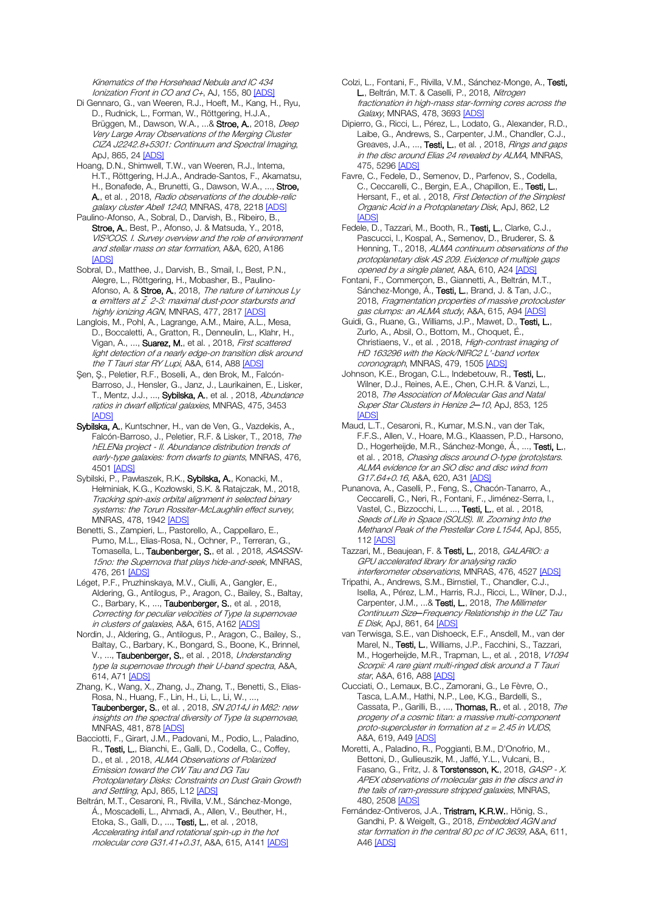*Kinematics of the Horsehead Nebula and IC 434 Ionization Front in CO and C+*, AJ, 155, 80 [ADS]

Di Gennaro, G., van Weeren, R.J., Hoeft, M., Kang, H., Ryu, D., Rudnick, L., Forman, W., Röttgering, H.J.A., Brüggen, M., Dawson, W.A., ...& **Stroe, A.**, 2018, *Deep Very Large Array Observations of the Merging Cluster CIZA J2242.8+5301: Continuum and Spectral Imaging*, ApJ, 865, 24 [ADS]

Hoang, D.N., Shimwell, T.W., van Weeren, R.J., Intema, H.T., Röttgering, H.J.A., Andrade-Santos, F., Akamatsu, H., Bonafede, A., Brunetti, G., Dawson, W.A., ..., **Stroe, A.**, et al. , 2018, *Radio observations of the double-relic galaxy cluster Abell 1240*, MNRAS, 478, 2218 [ADS]

Paulino-Afonso, A., Sobral, D., Darvish, B., Ribeiro, B., **Stroe, A.**, Best, P., Afonso, J. & Matsuda, Y., 2018, *VIS³COS. I. Survey overview and the role of environment and stellar mass on star formation*, A&A, 620, A186 [ADS]

Sobral, D., Matthee, J., Darvish, B., Smail, I., Best, P.N., Alegre, L., Röttgering, H., Mobasher, B., Paulino-Afonso, A. & **Stroe, A.**, 2018, *The nature of luminous Ly α emitters at z̄ 2-3: maximal dust-poor starbursts and highly ionizing AGN*, MNRAS, 477, 2817 [ADS]

Langlois, M., Pohl, A., Lagrange, A.M., Maire, A.L., Mesa, D., Boccaletti, A., Gratton, R., Denneulin, L., Klahr, H., Vigan, A., ..., **Suarez, M.**, et al. , 2018, *First scattered light detection of a nearly edge-on transition disk around the T Tauri star RY Lupi*, A&A, 614, A88 [ADS]

Şen, Ş., Peletier, R.F., Boselli, A., den Brok, M., Falcón-Barroso, J., Hensler, G., Janz, J., Laurikainen, E., Lisker, T., Mentz, J.J., ..., **Sybilska, A.**, et al. , 2018, *Abundance ratios in dwarf elliptical galaxies*, MNRAS, 475, 3453 [ADS]

**Sybilska, A.**, Kuntschner, H., van de Ven, G., Vazdekis, A., Falcón-Barroso, J., Peletier, R.F. & Lisker, T., 2018, *The hELENa project - II. Abundance distribution trends of early-type galaxies: from dwarfs to giants*, MNRAS, 476, 4501 [ADS]

Sybilski, P., Pawłaszek, R.K., **Sybilska, A.**, Konacki, M., Hełminiak, K.G., Kozłowski, S.K. & Ratajczak, M., 2018, *Tracking spin-axis orbital alignment in selected binary systems: the Torun Rossiter-McLaughlin effect survey*, MNRAS, 478, 1942 [ADS]

Benetti, S., Zampieri, L., Pastorello, A., Cappellaro, E., Pumo, M.L., Elias-Rosa, N., Ochner, P., Terreran, G., Tomasella, L., **Taubenberger, S.**, et al. , 2018, *ASASSN-15no: the Supernova that plays hide-and-seek*, MNRAS, 476, 261 [ADS]

Léget, P.F., Pruzhinskaya, M.V., Ciulli, A., Gangler, E., Aldering, G., Antilogus, P., Aragon, C., Bailey, S., Baltay, C., Barbary, K., ..., **Taubenberger, S.**, et al. , 2018, *Correcting for peculiar velocities of Type Ia supernovae in clusters of galaxies*, A&A, 615, A162 [ADS]

Nordin, J., Aldering, G., Antilogus, P., Aragon, C., Bailey, S., Baltay, C., Barbary, K., Bongard, S., Boone, K., Brinnel, V., ..., **Taubenberger, S.**, et al. , 2018, *Understanding type Ia supernovae through their U-band spectra*, A&A, 614, A71 [ADS]

Zhang, K., Wang, X., Zhang, J., Zhang, T., Benetti, S., Elias-Rosa, N., Huang, F., Lin, H., Li, L., Li, W., ..., **Taubenberger, S.**, et al. , 2018, *SN 2014J in M82: new insights on the spectral diversity of Type Ia supernovae*, MNRAS, 481, 878 [ADS]

Bacciotti, F., Girart, J.M., Padovani, M., Podio, L., Paladino, R., **Testi, L.**, Bianchi, E., Galli, D., Codella, C., Coffey, D., et al. , 2018, *ALMA Observations of Polarized Emission toward the CW Tau and DG Tau Protoplanetary Disks: Constraints on Dust Grain Growth and Settling*, ApJ, 865, L12 [ADS]

Beltrán, M.T., Cesaroni, R., Rivilla, V.M., Sánchez-Monge, Á., Moscadelli, L., Ahmadi, A., Allen, V., Beuther, H., Etoka, S., Galli, D., ..., **Testi, L.**, et al. , 2018, *Accelerating infall and rotational spin-up in the hot molecular core G31.41+0.31*, A&A, 615, A141 [ADS]

Colzi, L., Fontani, F., Rivilla, V.M., Sánchez-Monge, A., **Testi, L.**, Beltrán, M.T. & Caselli, P., 2018, *Nitrogen fractionation in high-mass star-forming cores across the Galaxy*, MNRAS, 478, 3693 [ADS]

Dipierro, G., Ricci, L., Pérez, L., Lodato, G., Alexander, R.D., Laibe, G., Andrews, S., Carpenter, J.M., Chandler, C.J., Greaves, J.A., ..., **Testi, L.**, et al. , 2018, *Rings and gaps in the disc around Elias 24 revealed by ALMA*, MNRAS, 475, 5296 [ADS]

Favre, C., Fedele, D., Semenov, D., Parfenov, S., Codella, C., Ceccarelli, C., Bergin, E.A., Chapillon, E., **Testi, L.**, Hersant, F., et al. , 2018, *First Detection of the Simplest Organic Acid in a Protoplanetary Disk*, ApJ, 862, L2 [ADS]

Fedele, D., Tazzari, M., Booth, R., **Testi, L.**, Clarke, C.J., Pascucci, I., Kospal, A., Semenov, D., Bruderer, S. & Henning, T., 2018, *ALMA continuum observations of the protoplanetary disk AS 209. Evidence of multiple gaps opened by a single planet*, A&A, 610, A24 [ADS]

Fontani, F., Commerçon, B., Giannetti, A., Beltrán, M.T., Sánchez-Monge, Á., **Testi, L.**, Brand, J. & Tan, J.C., 2018, *Fragmentation properties of massive protocluster gas clumps: an ALMA study*, A&A, 615, A94 [ADS]

Guidi, G., Ruane, G., Williams, J.P., Mawet, D., **Testi, L.**, Zurlo, A., Absil, O., Bottom, M., Choquet, É., Christiaens, V., et al. , 2018, *High-contrast imaging of HD 163296 with the Keck/NIRC2 L'-band vortex coronograph*, MNRAS, 479, 1505 [ADS]

Johnson, K.E., Brogan, C.L., Indebetouw, R., **Testi, L.**, Wilner, D.J., Reines, A.E., Chen, C.H.R. & Vanzi, L., 2018, *The Association of Molecular Gas and Natal Super Star Clusters in Henize 2—10*, ApJ, 853, 125 [ADS]

Maud, L.T., Cesaroni, R., Kumar, M.S.N., van der Tak, F.F.S., Allen, V., Hoare, M.G., Klaassen, P.D., Harsono, D., Hogerheijde, M.R., Sánchez-Monge, Á., ..., **Testi, L.**, et al. , 2018, *Chasing discs around O-type (proto)stars. ALMA evidence for an SiO disc and disc wind from G17.64+0.16*, A&A, 620, A31 [ADS]

Punanova, A., Caselli, P., Feng, S., Chacón-Tanarro, A., Ceccarelli, C., Neri, R., Fontani, F., Jiménez-Serra, I., Vastel, C., Bizzocchi, L., ..., **Testi, L.**, et al. , 2018, *Seeds of Life in Space (SOLIS). III. Zooming Into the Methanol Peak of the Prestellar Core L1544*, ApJ, 855, 112 [ADS]

Tazzari, M., Beaujean, F. & **Testi, L.**, 2018, *GALARIO: a GPU accelerated library for analysing radio interferometer observations*, MNRAS, 476, 4527 [ADS]

Tripathi, A., Andrews, S.M., Birnstiel, T., Chandler, C.J., Isella, A., Pérez, L.M., Harris, R.J., Ricci, L., Wilner, D.J., Carpenter, J.M., ...& **Testi, L.**, 2018, *The Millimeter Continuum Size—Frequency Relationship in the UZ Tau E Disk*, ApJ, 861, 64 [ADS]

van Terwisga, S.E., van Dishoeck, E.F., Ansdell, M., van der Marel, N., **Testi, L.**, Williams, J.P., Facchini, S., Tazzari, M., Hogerheijde, M.R., Trapman, L., et al. , 2018, *V1094 Scorpii: A rare giant multi-ringed disk around a T Tauri star*, A&A, 616, A88 [ADS]

Cucciati, O., Lemaux, B.C., Zamorani, G., Le Fèvre, O., Tasca, L.A.M., Hathi, N.P., Lee, K.G., Bardelli, S., Cassata, P., Garilli, B., ..., **Thomas, R.**, et al. , 2018, *The progeny of a cosmic titan: a massive multi-component proto-supercluster in formation at z = 2.45 in VUDS*, A&A, 619, A49 [ADS]

Moretti, A., Paladino, R., Poggianti, B.M., D'Onofrio, M., Bettoni, D., Gullieuszik, M., Jaffé, Y.L., Vulcani, B., Fasano, G., Fritz, J. & **Torstensson, K.**, 2018, *GASP - X. APEX observations of molecular gas in the discs and in the tails of ram-pressure stripped galaxies*, MNRAS, 480, 2508 [ADS]

Fernández-Ontiveros, J.A., **Tristram, K.R.W.**, Hönig, S., Gandhi, P. & Weigelt, G., 2018, *Embedded AGN and star formation in the central 80 pc of IC 3639*, A&A, 611, A46 [ADS]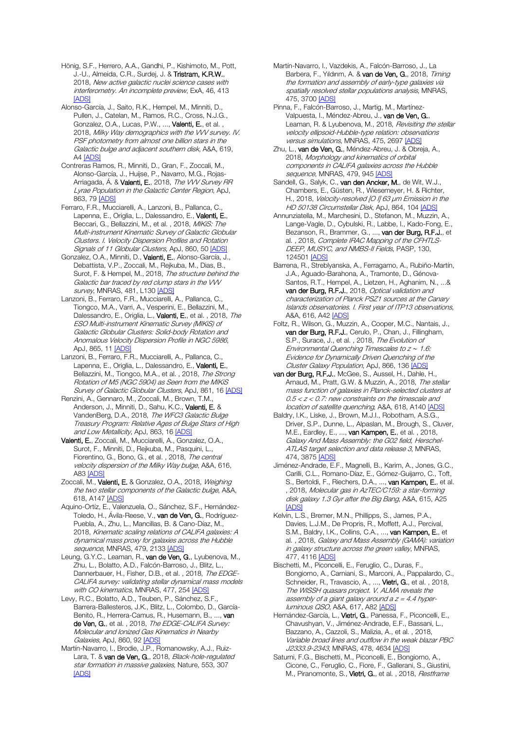Hönig, S.F., Herrero, A.A., Gandhi, P., Kishimoto, M., Pott, J.-U., Almeida, C.R., Surdej, J. & **Tristram, K.R.W.**, 2018, *New active galactic nuclei science cases with interferometry. An incomplete preview*, ExA, 46, 413 [ADS]

Alonso-García, J., Saito, R.K., Hempel, M., Minniti, D., Pullen, J., Catelan, M., Ramos, R.C., Cross, N.J.G., Gonzalez, O.A., Lucas, P.W., ..., **Valenti, E.**, et al. , 2018, *Milky Way demographics with the VVV survey. IV. PSF photometry from almost one billion stars in the Galactic bulge and adjacent southern disk*, A&A, 619, A4 [ADS]

Contreras Ramos, R., Minniti, D., Gran, F., Zoccali, M., Alonso-García, J., Huijse, P., Navarro, M.G., Rojas-Arriagada, Á. & **Valenti, E.**, 2018, *The VVV Survey RR Lyrae Population in the Galactic Center Region*, ApJ, 863, 79 [ADS]

Ferraro, F.R., Mucciarelli, A., Lanzoni, B., Pallanca, C., Lapenna, E., Origlia, L., Dalessandro, E., **Valenti, E.**, Beccari, G., Bellazzini, M., et al. , 2018, *MIKiS: The Multi-instrument Kinematic Survey of Galactic Globular Clusters. I. Velocity Dispersion Profiles and Rotation Signals of 11 Globular Clusters*, ApJ, 860, 50 [ADS]

Gonzalez, O.A., Minniti, D., **Valenti, E.**, Alonso-García, J., Debattista, V.P., Zoccali, M., Rejkuba, M., Dias, B., Surot, F. & Hempel, M., 2018, *The structure behind the Galactic bar traced by red clump stars in the VVV survey*, MNRAS, 481, L130 [ADS]

Lanzoni, B., Ferraro, F.R., Mucciarelli, A., Pallanca, C., Tiongco, M.A., Varri, A., Vesperini, E., Bellazzini, M., Dalessandro, E., Origlia, L., **Valenti, E.**, et al. , 2018, *The ESO Multi-instrument Kinematic Survey (MIKiS) of Galactic Globular Clusters: Solid-body Rotation and Anomalous Velocity Dispersion Profile in NGC 5986*, ApJ, 865, 11 [ADS]

Lanzoni, B., Ferraro, F.R., Mucciarelli, A., Pallanca, C., Lapenna, E., Origlia, L., Dalessandro, E., **Valenti, E.**, Bellazzini, M., Tiongco, M.A., et al. , 2018, *The Strong Rotation of M5 (NGC 5904) as Seen from the MIKiS Survey of Galactic Globular Clusters*, ApJ, 861, 16 [ADS]

Renzini, A., Gennaro, M., Zoccali, M., Brown, T.M., Anderson, J., Minniti, D., Sahu, K.C., **Valenti, E.** & VandenBerg, D.A., 2018, *The WFC3 Galactic Bulge Treasury Program: Relative Ages of Bulge Stars of High and Low Metallicity*, ApJ, 863, 16 [ADS]

**Valenti, E.**, Zoccali, M., Mucciarelli, A., Gonzalez, O.A., Surot, F., Minniti, D., Rejkuba, M., Pasquini, L., Fiorentino, G., Bono, G., et al. , 2018, *The central velocity dispersion of the Milky Way bulge*, A&A, 616, A83 [ADS]

Zoccali, M., **Valenti, E.** & Gonzalez, O.A., 2018, *Weighing the two stellar components of the Galactic bulge*, A&A, 618, A147 [ADS]

Aquino-Ortíz, E., Valenzuela, O., Sánchez, S.F., Hernández-Toledo, H., Ávila-Reese, V., **van de Ven, G.**, Rodríguez-Puebla, A., Zhu, L., Mancillas, B. & Cano-Díaz, M., 2018, *Kinematic scaling relations of CALIFA galaxies: A dynamical mass proxy for galaxies across the Hubble sequence*, MNRAS, 479, 2133 [ADS]

Leung, G.Y.C., Leaman, R., **van de Ven, G.**, Lyubenova, M., Zhu, L., Bolatto, A.D., Falcón-Barroso, J., Blitz, L., Dannerbauer, H., Fisher, D.B., et al. , 2018, *The EDGE-CALIFA survey: validating stellar dynamical mass models with CO kinematics*, MNRAS, 477, 254 [ADS]

Levy, R.C., Bolatto, A.D., Teuben, P., Sánchez, S.F., Barrera-Ballesteros, J.K., Blitz, L., Colombo, D., García-Benito, R., Herrera-Camus, R., Husemann, B., ..., **van de Ven, G.**, et al. , 2018, *The EDGE-CALIFA Survey: Molecular and Ionized Gas Kinematics in Nearby Galaxies*, ApJ, 860, 92 [ADS]

Martín-Navarro, I., Brodie, J.P., Romanowsky, A.J., Ruiz-Lara, T. & **van de Ven, G.**, 2018, *Black-hole-regulated star formation in massive galaxies*, Nature, 553, 307 [ADS]

Martín-Navarro, I., Vazdekis, A., Falcón-Barroso, J., La Barbera, F., Yıldırım, A. & **van de Ven, G.**, 2018, *Timing the formation and assembly of early-type galaxies via spatially resolved stellar populations analysis*, MNRAS, 475, 3700 [ADS]

Pinna, F., Falcón-Barroso, J., Martig, M., Martínez-Valpuesta, I., Méndez-Abreu, J., **van de Ven, G.**, Leaman, R. & Lyubenova, M., 2018, *Revisiting the stellar velocity ellipsoid-Hubble-type relation: observations versus simulations*, MNRAS, 475, 2697 [ADS]

Zhu, L., **van de Ven, G.**, Méndez-Abreu, J. & Obreja, A., 2018, *Morphology and kinematics of orbital components in CALIFA galaxies across the Hubble sequence*, MNRAS, 479, 945 [ADS]

Sandell, G., Salyk, C., **van den Ancker, M.**, de Wit, W.J., Chambers, E., Güsten, R., Wiesemeyer, H. & Richter, H., 2018, *Velocity-resolved [O I] 63 μm Emission in the HD 50138 Circumstellar Disk*, ApJ, 864, 104 [ADS]

Annunziatella, M., Marchesini, D., Stefanon, M., Muzzin, A., Lange-Vagle, D., Cybulski, R., Labbe, I., Kado-Fong, E., Bezanson, R., Brammer, G., ..., **van der Burg, R.F.J.**, et al. , 2018, *Complete IRAC Mapping of the CFHTLS-DEEP, MUSYC, and NMBS-II Fields*, PASP, 130, 124501 [ADS]

Barrena, R., Streblyanska, A., Ferragamo, A., Rubiño-Martín, J.A., Aguado-Barahona, A., Tramonte, D., Génova-Santos, R.T., Hempel, A., Lietzen, H., Aghanim, N., ...& **van der Burg, R.F.J.**, 2018, *Optical validation and characterization of Planck PSZ1 sources at the Canary Islands observatories. I. First year of ITP13 observations*, A&A, 616, A42 [ADS]

Foltz, R., Wilson, G., Muzzin, A., Cooper, M.C., Nantais, J., **van der Burg, R.F.J.**, Cerulo, P., Chan, J., Fillingham, S.P., Surace, J., et al. , 2018, *The Evolution of Environmental Quenching Timescales to z ~ 1.6: Evidence for Dynamically Driven Quenching of the Cluster Galaxy Population*, ApJ, 866, 136 [ADS]

**van der Burg, R.F.J.**, McGee, S., Aussel, H., Dahle, H., Arnaud, M., Pratt, G.W. & Muzzin, A., 2018, *The stellar mass function of galaxies in Planck-selected clusters at 0.5 < z < 0.7: new constraints on the timescale and location of satellite quenching*, A&A, 618, A140 [ADS]

Baldry, I.K., Liske, J., Brown, M.J.I., Robotham, A.S.G., Driver, S.P., Dunne, L., Alpaslan, M., Brough, S., Cluver, M.E., Eardley, E., ..., **van Kampen, E.**, et al. , 2018, *Galaxy And Mass Assembly: the G02 field, Herschel-ATLAS target selection and data release 3*, MNRAS, 474, 3875 [ADS]

Jiménez-Andrade, E.F., Magnelli, B., Karim, A., Jones, G.C., Carilli, C.L., Romano-Díaz, E., Gómez-Guijarro, C., Toft, S., Bertoldi, F., Riechers, D.A., ..., **van Kampen, E.**, et al. , 2018, *Molecular gas in AzTEC/C159: a star-forming disk galaxy 1.3 Gyr after the Big Bang*, A&A, 615, A25 [ADS]

Kelvin, L.S., Bremer, M.N., Phillipps, S., James, P.A., Davies, L.J.M., De Propris, R., Moffett, A.J., Percival, S.M., Baldry, I.K., Collins, C.A., ..., **van Kampen, E.**, et al. , 2018, *Galaxy and Mass Assembly (GAMA): variation in galaxy structure across the green valley*, MNRAS, 477, 4116 [ADS]

Bischetti, M., Piconcelli, E., Feruglio, C., Duras, F., Bongiorno, A., Carniani, S., Marconi, A., Pappalardo, C., Schneider, R., Travascio, A., ..., **Vietri, G.**, et al. , 2018, *The WISSH quasars project. V. ALMA reveals the assembly of a giant galaxy around a z = 4.4 hyper-luminous QSO*, A&A, 617, A82 [ADS]

Hernández-García, L., **Vietri, G.**, Panessa, F., Piconcelli, E., Chavushyan, V., Jiménez-Andrade, E.F., Bassani, L., Bazzano, A., Cazzoli, S., Malizia, A., et al. , 2018, *Variable broad lines and outflow in the weak blazar PBC J2333.9-2343*, MNRAS, 478, 4634 [ADS]

Saturni, F.G., Bischetti, M., Piconcelli, E., Bongiorno, A., Cicone, C., Feruglio, C., Fiore, F., Gallerani, S., Giustini, M., Piranomonte, S., **Vietri, G.**, et al. , 2018, *Restframe*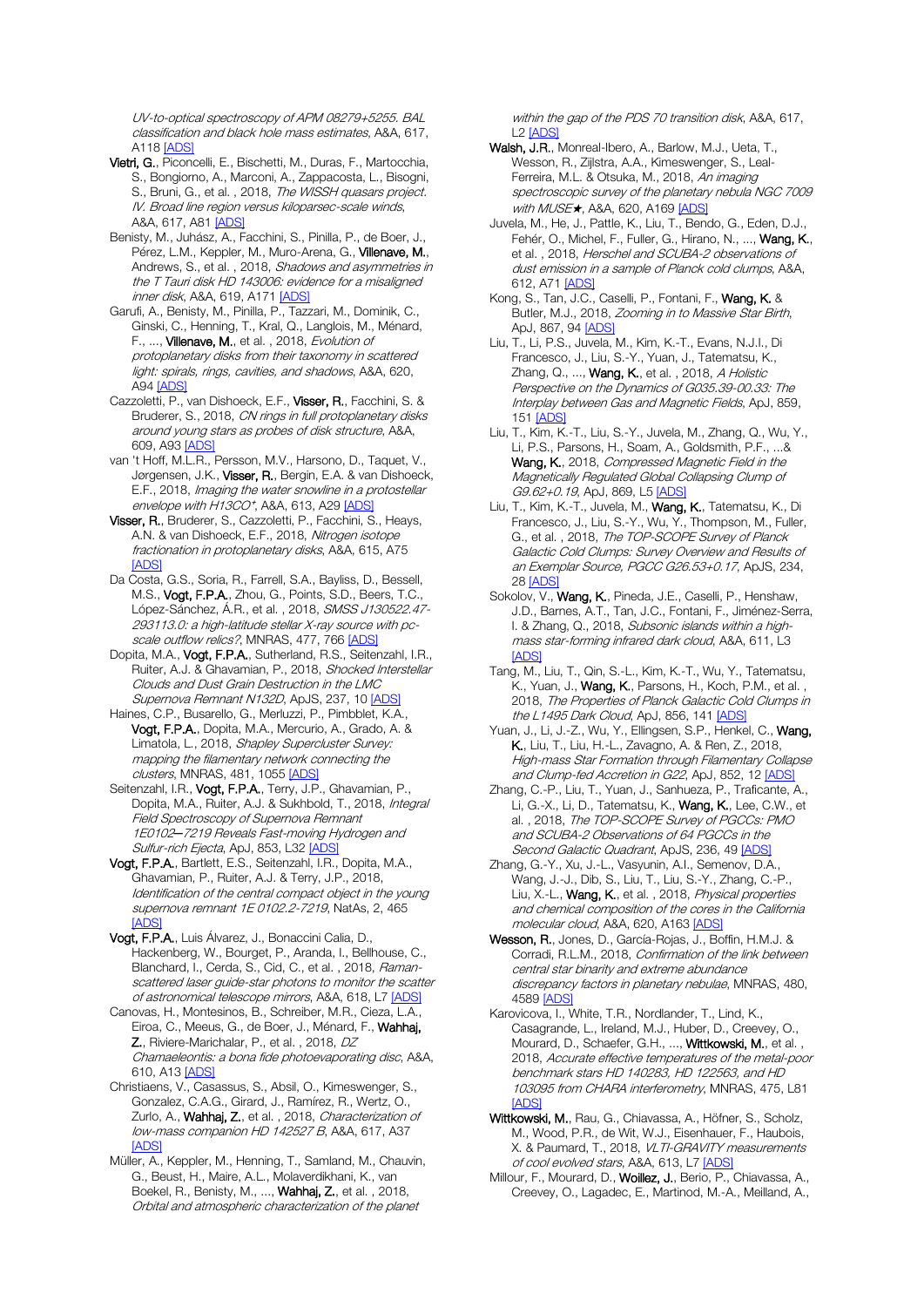*UV-to-optical spectroscopy of APM 08279+5255. BAL classification and black hole mass estimates*, A&A, 617, A118 [ADS]

**Vietri, G.**, Piconcelli, E., Bischetti, M., Duras, F., Martocchia, S., Bongiorno, A., Marconi, A., Zappacosta, L., Bisogni, S., Bruni, G., et al. , 2018, *The WISSH quasars project. IV. Broad line region versus kiloparsec-scale winds*, A&A, 617, A81 [ADS]

Benisty, M., Juhász, A., Facchini, S., Pinilla, P., de Boer, J., Pérez, L.M., Keppler, M., Muro-Arena, G., **Villenave, M.**, Andrews, S., et al. , 2018, *Shadows and asymmetries in the T Tauri disk HD 143006: evidence for a misaligned inner disk*, A&A, 619, A171 [ADS]

Garufi, A., Benisty, M., Pinilla, P., Tazzari, M., Dominik, C., Ginski, C., Henning, T., Kral, Q., Langlois, M., Ménard, F., ..., **Villenave, M.**, et al. , 2018, *Evolution of protoplanetary disks from their taxonomy in scattered light: spirals, rings, cavities, and shadows*, A&A, 620, A94 [ADS]

Cazzoletti, P., van Dishoeck, E.F., **Visser, R.**, Facchini, S. & Bruderer, S., 2018, *CN rings in full protoplanetary disks around young stars as probes of disk structure*, A&A, 609, A93 [ADS]

van 't Hoff, M.L.R., Persson, M.V., Harsono, D., Taquet, V., Jørgensen, J.K., **Visser, R.**, Bergin, E.A. & van Dishoeck, E.F., 2018, *Imaging the water snowline in a protostellar envelope with H13CO+*, A&A, 613, A29 [ADS]

**Visser, R.**, Bruderer, S., Cazzoletti, P., Facchini, S., Heays, A.N. & van Dishoeck, E.F., 2018, *Nitrogen isotope fractionation in protoplanetary disks*, A&A, 615, A75 [ADS]

Da Costa, G.S., Soria, R., Farrell, S.A., Bayliss, D., Bessell, M.S., **Vogt, F.P.A.**, Zhou, G., Points, S.D., Beers, T.C., López-Sánchez, Á.R., et al. , 2018, *SMSS J130522.47-293113.0: a high-latitude stellar X-ray source with pc-scale outflow relics?*, MNRAS, 477, 766 [ADS]

Dopita, M.A., **Vogt, F.P.A.**, Sutherland, R.S., Seitenzahl, I.R., Ruiter, A.J. & Ghavamian, P., 2018, *Shocked Interstellar Clouds and Dust Grain Destruction in the LMC Supernova Remnant N132D*, ApJS, 237, 10 [ADS]

Haines, C.P., Busarello, G., Merluzzi, P., Pimbblet, K.A., **Vogt, F.P.A.**, Dopita, M.A., Mercurio, A., Grado, A. & Limatola, L., 2018, *Shapley Supercluster Survey: mapping the filamentary network connecting the clusters*, MNRAS, 481, 1055 [ADS]

Seitenzahl, I.R., **Vogt, F.P.A.**, Terry, J.P., Ghavamian, P., Dopita, M.A., Ruiter, A.J. & Sukhbold, T., 2018, *Integral Field Spectroscopy of Supernova Remnant 1E0102−7219 Reveals Fast-moving Hydrogen and Sulfur-rich Ejecta*, ApJ, 853, L32 [ADS]

**Vogt, F.P.A.**, Bartlett, E.S., Seitenzahl, I.R., Dopita, M.A., Ghavamian, P., Ruiter, A.J. & Terry, J.P., 2018, *Identification of the central compact object in the young supernova remnant 1E 0102.2-7219*, NatAs, 2, 465 [ADS]

**Vogt, F.P.A.**, Luis Álvarez, J., Bonaccini Calia, D., Hackenberg, W., Bourget, P., Aranda, I., Bellhouse, C., Blanchard, I., Cerda, S., Cid, C., et al. , 2018, *Raman-scattered laser guide-star photons to monitor the scatter of astronomical telescope mirrors*, A&A, 618, L7 [ADS]

Canovas, H., Montesinos, B., Schreiber, M.R., Cieza, L.A., Eiroa, C., Meeus, G., de Boer, J., Ménard, F., **Wahhaj, Z.**, Riviere-Marichalar, P., et al. , 2018, *DZ Chamaeleontis: a bona fide photoevaporating disc*, A&A, 610, A13 [ADS]

Christiaens, V., Casassus, S., Absil, O., Kimeswenger, S., Gonzalez, C.A.G., Girard, J., Ramírez, R., Wertz, O., Zurlo, A., **Wahhaj, Z.**, et al. , 2018, *Characterization of low-mass companion HD 142527 B*, A&A, 617, A37 [ADS]

Müller, A., Keppler, M., Henning, T., Samland, M., Chauvin, G., Beust, H., Maire, A.L., Molaverdikhani, K., van Boekel, R., Benisty, M., ..., **Wahhaj, Z.**, et al. , 2018, *Orbital and atmospheric characterization of the planet within the gap of the PDS 70 transition disk*, A&A, 617, L2 [ADS]

**Walsh, J.R.**, Monreal-Ibero, A., Barlow, M.J., Ueta, T., Wesson, R., Zijlstra, A.A., Kimeswenger, S., Leal-Ferreira, M.L. & Otsuka, M., 2018, *An imaging spectroscopic survey of the planetary nebula NGC 7009 with MUSE★*, A&A, 620, A169 [ADS]

Juvela, M., He, J., Pattle, K., Liu, T., Bendo, G., Eden, D.J., Fehér, O., Michel, F., Fuller, G., Hirano, N., ..., **Wang, K.**, et al. , 2018, *Herschel and SCUBA-2 observations of dust emission in a sample of Planck cold clumps*, A&A, 612, A71 [ADS]

Kong, S., Tan, J.C., Caselli, P., Fontani, F., **Wang, K.** & Butler, M.J., 2018, *Zooming in to Massive Star Birth*, ApJ, 867, 94 [ADS]

Liu, T., Li, P.S., Juvela, M., Kim, K.-T., Evans, N.J.I., Di Francesco, J., Liu, S.-Y., Yuan, J., Tatematsu, K., Zhang, Q., ..., **Wang, K.**, et al. , 2018, *A Holistic Perspective on the Dynamics of G035.39-00.33: The Interplay between Gas and Magnetic Fields*, ApJ, 859, 151 [ADS]

Liu, T., Kim, K.-T., Liu, S.-Y., Juvela, M., Zhang, Q., Wu, Y., Li, P.S., Parsons, H., Soam, A., Goldsmith, P.F., ...& **Wang, K.**, 2018, *Compressed Magnetic Field in the Magnetically Regulated Global Collapsing Clump of G9.62+0.19*, ApJ, 869, L5 [ADS]

Liu, T., Kim, K.-T., Juvela, M., **Wang, K.**, Tatematsu, K., Di Francesco, J., Liu, S.-Y., Wu, Y., Thompson, M., Fuller, G., et al. , 2018, *The TOP-SCOPE Survey of Planck Galactic Cold Clumps: Survey Overview and Results of an Exemplar Source, PGCC G26.53+0.17*, ApJS, 234, 28 [ADS]

Sokolov, V., **Wang, K.**, Pineda, J.E., Caselli, P., Henshaw, J.D., Barnes, A.T., Tan, J.C., Fontani, F., Jiménez-Serra, I. & Zhang, Q., 2018, *Subsonic islands within a high-mass star-forming infrared dark cloud*, A&A, 611, L3 [ADS]

Tang, M., Liu, T., Qin, S.-L., Kim, K.-T., Wu, Y., Tatematsu, K., Yuan, J., **Wang, K.**, Parsons, H., Koch, P.M., et al. , 2018, *The Properties of Planck Galactic Cold Clumps in the L1495 Dark Cloud*, ApJ, 856, 141 [ADS]

Yuan, J., Li, J.-Z., Wu, Y., Ellingsen, S.P., Henkel, C., **Wang, K.**, Liu, T., Liu, H.-L., Zavagno, A. & Ren, Z., 2018, *High-mass Star Formation through Filamentary Collapse and Clump-fed Accretion in G22*, ApJ, 852, 12 [ADS]

Zhang, C.-P., Liu, T., Yuan, J., Sanhueza, P., Traficante, A., Li, G.-X., Li, D., Tatematsu, K., **Wang, K.**, Lee, C.W., et al. , 2018, *The TOP-SCOPE Survey of PGCCs: PMO and SCUBA-2 Observations of 64 PGCCs in the Second Galactic Quadrant*, ApJS, 236, 49 [ADS]

Zhang, G.-Y., Xu, J.-L., Vasyunin, A.I., Semenov, D.A., Wang, J.-J., Dib, S., Liu, T., Liu, S.-Y., Zhang, C.-P., Liu, X.-L., **Wang, K.**, et al. , 2018, *Physical properties and chemical composition of the cores in the California molecular cloud*, A&A, 620, A163 [ADS]

**Wesson, R.**, Jones, D., García-Rojas, J., Boffin, H.M.J. & Corradi, R.L.M., 2018, *Confirmation of the link between central star binarity and extreme abundance discrepancy factors in planetary nebulae*, MNRAS, 480, 4589 [ADS]

Karovicova, I., White, T.R., Nordlander, T., Lind, K., Casagrande, L., Ireland, M.J., Huber, D., Creevey, O., Mourard, D., Schaefer, G.H., ..., **Wittkowski, M.**, et al. , 2018, *Accurate effective temperatures of the metal-poor benchmark stars HD 140283, HD 122563, and HD 103095 from CHARA interferometry*, MNRAS, 475, L81 [ADS]

**Wittkowski, M.**, Rau, G., Chiavassa, A., Höfner, S., Scholz, M., Wood, P.R., de Wit, W.J., Eisenhauer, F., Haubois, X. & Paumard, T., 2018, *VLTI-GRAVITY measurements of cool evolved stars*, A&A, 613, L7 [ADS]

Millour, F., Mourard, D., **Woillez, J.**, Berio, P., Chiavassa, A., Creevey, O., Lagadec, E., Martinod, M.-A., Meilland, A.,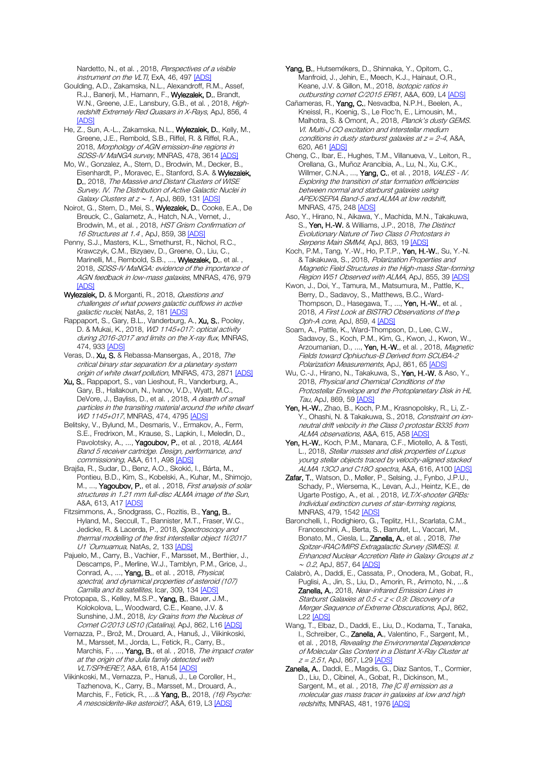Nardetto, N., et al. , 2018, *Perspectives of a visible instrument on the VLTI*, ExA, 46, 497 [ADS]

Goulding, A.D., Zakamska, N.L., Alexandroff, R.M., Assef, R.J., Banerji, M., Hamann, F., **Wylezalek, D.**, Brandt, W.N., Greene, J.E., Lansbury, G.B., et al. , 2018, *High-redshift Extremely Red Quasars in X-Rays*, ApJ, 856, 4 [ADS]

He, Z., Sun, A.-L., Zakamska, N.L., **Wylezalek, D.**, Kelly, M., Greene, J.E., Rembold, S.B., Riffel, R. & Riffel, R.A., 2018, *Morphology of AGN emission-line regions in SDSS-IV MaNGA survey*, MNRAS, 478, 3614 [ADS]

Mo, W., Gonzalez, A., Stern, D., Brodwin, M., Decker, B., Eisenhardt, P., Moravec, E., Stanford, S.A. & **Wylezalek, D.**, 2018, *The Massive and Distant Clusters of WISE Survey. IV. The Distribution of Active Galactic Nuclei in Galaxy Clusters at z ~ 1*, ApJ, 869, 131 [ADS]

Noirot, G., Stern, D., Mei, S., **Wylezalek, D.**, Cooke, E.A., De Breuck, C., Galametz, A., Hatch, N.A., Vernet, J., Brodwin, M., et al. , 2018, *HST Grism Confirmation of 16 Structures at 1.4* , ApJ, 859, 38 [ADS]

Penny, S.J., Masters, K.L., Smethurst, R., Nichol, R.C., Krawczyk, C.M., Bizyaev, D., Greene, O., Liu, C., Marinelli, M., Rembold, S.B., ..., **Wylezalek, D.**, et al. , 2018, *SDSS-IV MaNGA: evidence of the importance of AGN feedback in low-mass galaxies*, MNRAS, 476, 979 [ADS]

**Wylezalek, D.** & Morganti, R., 2018, *Questions and challenges of what powers galactic outflows in active galactic nuclei*, NatAs, 2, 181 [ADS]

Rappaport, S., Gary, B.L., Vanderburg, A., **Xu, S.**, Pooley, D. & Mukai, K., 2018, *WD 1145+017: optical activity during 2016-2017 and limits on the X-ray flux*, MNRAS, 474, 933 [ADS]

Veras, D., **Xu, S.** & Rebassa-Mansergas, A., 2018, *The critical binary star separation for a planetary system origin of white dwarf pollution*, MNRAS, 473, 2871 [ADS]

**Xu, S.**, Rappaport, S., van Lieshout, R., Vanderburg, A., Gary, B., Hallakoun, N., Ivanov, V.D., Wyatt, M.C., DeVore, J., Bayliss, D., et al. , 2018, *A dearth of small particles in the transiting material around the white dwarf WD 1145+017*, MNRAS, 474, 4795 [ADS]

Belitsky, V., Bylund, M., Desmaris, V., Ermakov, A., Ferm, S.E., Fredrixon, M., Krause, S., Lapkin, I., Meledin, D., Pavolotsky, A., ..., **Yagoubov, P.**, et al. , 2018, *ALMA Band 5 receiver cartridge. Design, performance, and commissioning*, A&A, 611, A98 [ADS]

Brajša, R., Sudar, D., Benz, A.O., Skokić, I., Bárta, M., Pontieu, B.D., Kim, S., Kobelski, A., Kuhar, M., Shimojo, M., ..., **Yagoubov, P.**, et al. , 2018, *First analysis of solar structures in 1.21 mm full-disc ALMA image of the Sun*, A&A, 613, A17 [ADS]

Fitzsimmons, A., Snodgrass, C., Rozitis, B., **Yang, B.**, Hyland, M., Seccull, T., Bannister, M.T., Fraser, W.C., Jedicke, R. & Lacerda, P., 2018, *Spectroscopy and thermal modelling of the first interstellar object 1I/2017 U1 `Oumuamua*, NatAs, 2, 133 [ADS]

Pajuelo, M., Carry, B., Vachier, F., Marsset, M., Berthier, J., Descamps, P., Merline, W.J., Tamblyn, P.M., Grice, J., Conrad, A., ..., **Yang, B.**, et al. , 2018, *Physical, spectral, and dynamical properties of asteroid (107) Camilla and its satellites*, Icar, 309, 134 [ADS]

Protopapa, S., Kelley, M.S.P., **Yang, B.**, Bauer, J.M., Kolokolova, L., Woodward, C.E., Keane, J.V. & Sunshine, J.M., 2018, *Icy Grains from the Nucleus of Comet C/2013 US10 (Catalina)*, ApJ, 862, L16 [ADS]

Vernazza, P., Brož, M., Drouard, A., Hanuš, J., Viikinkoski, M., Marsset, M., Jorda, L., Fetick, R., Carry, B., Marchis, F., ..., **Yang, B.**, et al. , 2018, *The impact crater at the origin of the Julia family detected with VLT/SPHERE?*, A&A, 618, A154 [ADS]

Viikinkoski, M., Vernazza, P., Hanuš, J., Le Coroller, H., Tazhenova, K., Carry, B., Marsset, M., Drouard, A., Marchis, F., Fetick, R., ...& **Yang, B.**, 2018, *(16) Psyche: A mesosiderite-like asteroid?*, A&A, 619, L3 [ADS]

**Yang, B.**, Hutsemékers, D., Shinnaka, Y., Opitom, C., Manfroid, J., Jehin, E., Meech, K.J., Hainaut, O.R., Keane, J.V. & Gillon, M., 2018, *Isotopic ratios in outbursting comet C/2015 ER61*, A&A, 609, L4 [ADS]

Cañameras, R., **Yang, C.**, Nesvadba, N.P.H., Beelen, A., Kneissl, R., Koenig, S., Le Floc'h, E., Limousin, M., Malhotra, S. & Omont, A., 2018, *Planck's dusty GEMS. VI. Multi-J CO excitation and interstellar medium conditions in dusty starburst galaxies at z = 2-4*, A&A, 620, A61 [ADS]

Cheng, C., Ibar, E., Hughes, T.M., Villanueva, V., Leiton, R., Orellana, G., Muñoz Arancibia, A., Lu, N., Xu, C.K., Willmer, C.N.A., ..., **Yang, C.**, et al. , 2018, *VALES - IV. Exploring the transition of star formation efficiencies between normal and starburst galaxies using APEX/SEPIA Band-5 and ALMA at low redshift*, MNRAS, 475, 248 [ADS]

Aso, Y., Hirano, N., Aikawa, Y., Machida, M.N., Takakuwa, S., **Yen, H.-W.** & Williams, J.P., 2018, *The Distinct Evolutionary Nature of Two Class 0 Protostars in Serpens Main SMM4*, ApJ, 863, 19 [ADS]

Koch, P.M., Tang, Y.-W., Ho, P.T.P., **Yen, H.-W.**, Su, Y.-N. & Takakuwa, S., 2018, *Polarization Properties and Magnetic Field Structures in the High-mass Star-forming Region W51 Observed with ALMA*, ApJ, 855, 39 [ADS]

Kwon, J., Doi, Y., Tamura, M., Matsumura, M., Pattle, K., Berry, D., Sadavoy, S., Matthews, B.C., Ward-Thompson, D., Hasegawa, T., ..., **Yen, H.-W.**, et al. , 2018, *A First Look at BISTRO Observations of the ρ Oph-A core*, ApJ, 859, 4 [ADS]

Soam, A., Pattle, K., Ward-Thompson, D., Lee, C.W., Sadavoy, S., Koch, P.M., Kim, G., Kwon, J., Kwon, W., Arzoumanian, D., ..., **Yen, H.-W.**, et al. , 2018, *Magnetic Fields toward Ophiuchus-B Derived from SCUBA-2 Polarization Measurements*, ApJ, 861, 65 [ADS]

Wu, C.-J., Hirano, N., Takakuwa, S., **Yen, H.-W.** & Aso, Y., 2018, *Physical and Chemical Conditions of the Protostellar Envelope and the Protoplanetary Disk in HL Tau*, ApJ, 869, 59 [ADS]

**Yen, H.-W.**, Zhao, B., Koch, P.M., Krasnopolsky, R., Li, Z.-Y., Ohashi, N. & Takakuwa, S., 2018, *Constraint on ion-neutral drift velocity in the Class 0 protostar B335 from ALMA observations*, A&A, 615, A58 [ADS]

**Yen, H.-W.**, Koch, P.M., Manara, C.F., Miotello, A. & Testi, L., 2018, *Stellar masses and disk properties of Lupus young stellar objects traced by velocity-aligned stacked ALMA 13CO and C18O spectra*, A&A, 616, A100 [ADS]

**Zafar, T.**, Watson, D., Møller, P., Selsing, J., Fynbo, J.P.U., Schady, P., Wiersema, K., Levan, A.J., Heintz, K.E., de Ugarte Postigo, A., et al. , 2018, *VLT/X-shooter GRBs: Individual extinction curves of star-forming regions*, MNRAS, 479, 1542 [ADS]

Baronchelli, I., Rodighiero, G., Teplitz, H.I., Scarlata, C.M., Franceschini, A., Berta, S., Barrufet, L., Vaccari, M., Bonato, M., Ciesla, L., **Zanella, A.**, et al. , 2018, *The Spitzer-IRAC/MIPS Extragalactic Survey (SIMES). II. Enhanced Nuclear Accretion Rate in Galaxy Groups at z ~ 0.2*, ApJ, 857, 64 [ADS]

Calabrò, A., Daddi, E., Cassata, P., Onodera, M., Gobat, R., Puglisi, A., Jin, S., Liu, D., Amorín, R., Arimoto, N., ...& **Zanella, A.**, 2018, *Near-infrared Emission Lines in Starburst Galaxies at 0.5 < z < 0.9: Discovery of a Merger Sequence of Extreme Obscurations*, ApJ, 862, L22 [ADS]

Wang, T., Elbaz, D., Daddi, E., Liu, D., Kodama, T., Tanaka, I., Schreiber, C., **Zanella, A.**, Valentino, F., Sargent, M., et al. , 2018, *Revealing the Environmental Dependence of Molecular Gas Content in a Distant X-Ray Cluster at z = 2.51*, ApJ, 867, L29 [ADS]

**Zanella, A.**, Daddi, E., Magdis, G., Diaz Santos, T., Cormier, D., Liu, D., Cibinel, A., Gobat, R., Dickinson, M., Sargent, M., et al. , 2018, *The [C II] emission as a molecular gas mass tracer in galaxies at low and high redshifts*, MNRAS, 481, 1976 [ADS]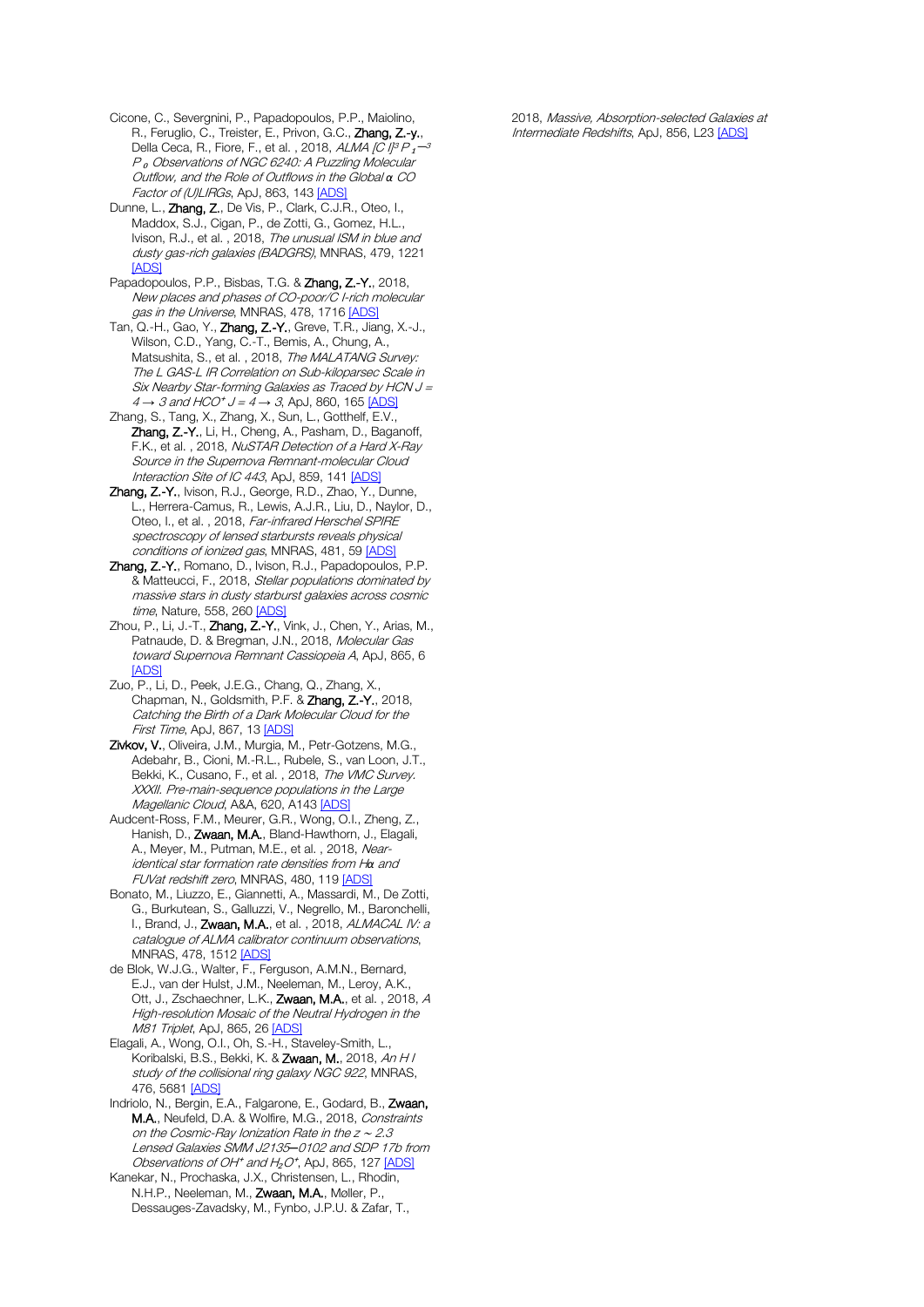Cicone, C., Severgnini, P., Papadopoulos, P.P., Maiolino, R., Feruglio, C., Treister, E., Privon, G.C., **Zhang, Z.-y.**, Della Ceca, R., Fiore, F., et al. , 2018, *ALMA [C I]$^3P_1$—$^3P_0$ Observations of NGC 6240: A Puzzling Molecular Outflow, and the Role of Outflows in the Global α CO Factor of (U)LIRGs*, ApJ, 863, 143 [ADS]

Dunne, L., **Zhang, Z.**, De Vis, P., Clark, C.J.R., Oteo, I., Maddox, S.J., Cigan, P., de Zotti, G., Gomez, H.L., Ivison, R.J., et al. , 2018, *The unusual ISM in blue and dusty gas-rich galaxies (BADGRS)*, MNRAS, 479, 1221 [ADS]

Papadopoulos, P.P., Bisbas, T.G. & **Zhang, Z.-Y.**, 2018, *New places and phases of CO-poor/C I-rich molecular gas in the Universe*, MNRAS, 478, 1716 [ADS]

Tan, Q.-H., Gao, Y., **Zhang, Z.-Y.**, Greve, T.R., Jiang, X.-J., Wilson, C.D., Yang, C.-T., Bemis, A., Chung, A., Matsushita, S., et al. , 2018, *The MALATANG Survey: The L GAS-L IR Correlation on Sub-kiloparsec Scale in Six Nearby Star-forming Galaxies as Traced by HCN J = 4 → 3 and HCO$^+$ J = 4 → 3*, ApJ, 860, 165 [ADS]

Zhang, S., Tang, X., Zhang, X., Sun, L., Gotthelf, E.V., **Zhang, Z.-Y.**, Li, H., Cheng, A., Pasham, D., Baganoff, F.K., et al. , 2018, *NuSTAR Detection of a Hard X-Ray Source in the Supernova Remnant-molecular Cloud Interaction Site of IC 443*, ApJ, 859, 141 [ADS]

**Zhang, Z.-Y.**, Ivison, R.J., George, R.D., Zhao, Y., Dunne, L., Herrera-Camus, R., Lewis, A.J.R., Liu, D., Naylor, D., Oteo, I., et al. , 2018, *Far-infrared Herschel SPIRE spectroscopy of lensed starbursts reveals physical conditions of ionized gas*, MNRAS, 481, 59 [ADS]

**Zhang, Z.-Y.**, Romano, D., Ivison, R.J., Papadopoulos, P.P. & Matteucci, F., 2018, *Stellar populations dominated by massive stars in dusty starburst galaxies across cosmic time*, Nature, 558, 260 [ADS]

Zhou, P., Li, J.-T., **Zhang, Z.-Y.**, Vink, J., Chen, Y., Arias, M., Patnaude, D. & Bregman, J.N., 2018, *Molecular Gas toward Supernova Remnant Cassiopeia A*, ApJ, 865, 6 [ADS]

Zuo, P., Li, D., Peek, J.E.G., Chang, Q., Zhang, X., Chapman, N., Goldsmith, P.F. & **Zhang, Z.-Y.**, 2018, *Catching the Birth of a Dark Molecular Cloud for the First Time*, ApJ, 867, 13 [ADS]

**Zivkov, V.**, Oliveira, J.M., Murgia, M., Petr-Gotzens, M.G., Adebahr, B., Cioni, M.-R.L., Rubele, S., van Loon, J.T., Bekki, K., Cusano, F., et al. , 2018, *The VMC Survey. XXXII. Pre-main-sequence populations in the Large Magellanic Cloud*, A&A, 620, A143 [ADS]

Audcent-Ross, F.M., Meurer, G.R., Wong, O.I., Zheng, Z., Hanish, D., **Zwaan, M.A.**, Bland-Hawthorn, J., Elagali, A., Meyer, M., Putman, M.E., et al. , 2018, *Near-identical star formation rate densities from Hα and FUVat redshift zero*, MNRAS, 480, 119 [ADS]

Bonato, M., Liuzzo, E., Giannetti, A., Massardi, M., De Zotti, G., Burkutean, S., Galluzzi, V., Negrello, M., Baronchelli, I., Brand, J., **Zwaan, M.A.**, et al. , 2018, *ALMACAL IV: a catalogue of ALMA calibrator continuum observations*, MNRAS, 478, 1512 [ADS]

de Blok, W.J.G., Walter, F., Ferguson, A.M.N., Bernard, E.J., van der Hulst, J.M., Neeleman, M., Leroy, A.K., Ott, J., Zschaechner, L.K., **Zwaan, M.A.**, et al. , 2018, *A High-resolution Mosaic of the Neutral Hydrogen in the M81 Triplet*, ApJ, 865, 26 [ADS]

Elagali, A., Wong, O.I., Oh, S.-H., Staveley-Smith, L., Koribalski, B.S., Bekki, K. & **Zwaan, M.**, 2018, *An H I study of the collisional ring galaxy NGC 922*, MNRAS, 476, 5681 [ADS]

Indriolo, N., Bergin, E.A., Falgarone, E., Godard, B., **Zwaan, M.A.**, Neufeld, D.A. & Wolfire, M.G., 2018, *Constraints on the Cosmic-Ray Ionization Rate in the z ~ 2.3 Lensed Galaxies SMM J2135—0102 and SDP 17b from Observations of OH$^+$ and $H_2O^+$*, ApJ, 865, 127 [ADS]

Kanekar, N., Prochaska, J.X., Christensen, L., Rhodin, N.H.P., Neeleman, M., **Zwaan, M.A.**, Møller, P., Dessauges-Zavadsky, M., Fynbo, J.P.U. & Zafar, T., 2018, *Massive, Absorption-selected Galaxies at Intermediate Redshifts*, ApJ, 856, L23 [ADS]